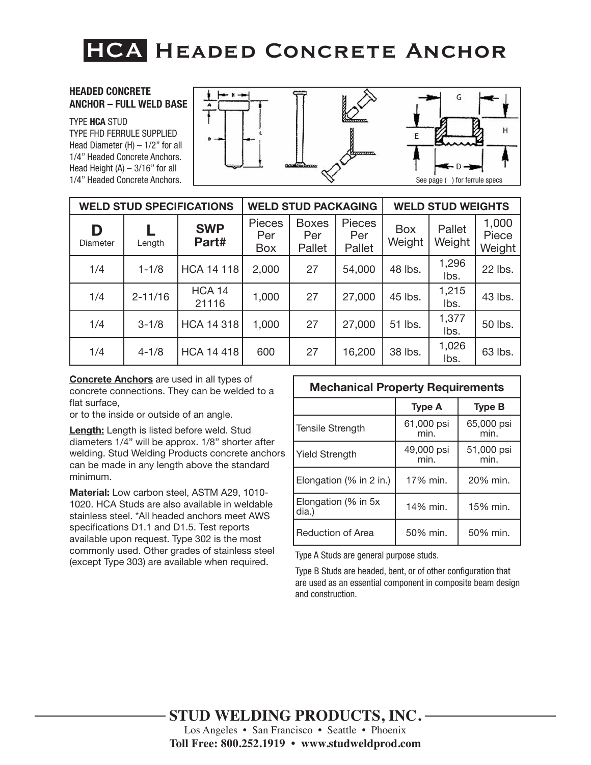# HCA Headed Concrete Anchor

**HEADED CONCRETE ANCHOR – FULL WELD BASE**

TYPE **HCA** STUD
TYPE FHD FERRULE SUPPLIED
Head Diameter (H) – 1/2" for all 1/4" Headed Concrete Anchors.
Head Height (A) – 3/16" for all 1/4" Headed Concrete Anchors.

See page ( ) for ferrule specs

| WELD STUD SPECIFICATIONS | | | WELD STUD PACKAGING | | | WELD STUD WEIGHTS | | |
|---|---|---|---|---|---|---|---|---|
| **D** Diameter | **L** Length | **SWP Part#** | Pieces Per Box | Boxes Per Pallet | Pieces Per Pallet | Box Weight | Pallet Weight | 1,000 Piece Weight |
| 1/4 | 1-1/8 | HCA 14 118 | 2,000 | 27 | 54,000 | 48 lbs. | 1,296 lbs. | 22 lbs. |
| 1/4 | 2-11/16 | HCA 14 21116 | 1,000 | 27 | 27,000 | 45 lbs. | 1,215 lbs. | 43 lbs. |
| 1/4 | 3-1/8 | HCA 14 318 | 1,000 | 27 | 27,000 | 51 lbs. | 1,377 lbs. | 50 lbs. |
| 1/4 | 4-1/8 | HCA 14 418 | 600 | 27 | 16,200 | 38 lbs. | 1,026 lbs. | 63 lbs. |

**Concrete Anchors** are used in all types of concrete connections. They can be welded to a flat surface,
or to the inside or outside of an angle.

**Length:** Length is listed before weld. Stud diameters 1/4" will be approx. 1/8" shorter after welding. Stud Welding Products concrete anchors can be made in any length above the standard minimum.

**Material:** Low carbon steel, ASTM A29, 1010-1020. HCA Studs are also available in weldable stainless steel. *All headed anchors meet AWS specifications D1.1 and D1.5. Test reports available upon request. Type 302 is the most commonly used. Other grades of stainless steel (except Type 303) are available when required.

| Mechanical Property Requirements | | |
|---|---|---|
| | **Type A** | **Type B** |
| Tensile Strength | 61,000 psi min. | 65,000 psi min. |
| Yield Strength | 49,000 psi min. | 51,000 psi min. |
| Elongation (% in 2 in.) | 17% min. | 20% min. |
| Elongation (% in 5x dia.) | 14% min. | 15% min. |
| Reduction of Area | 50% min. | 50% min. |

Type A Studs are general purpose studs.

Type B Studs are headed, bent, or of other configuration that are used as an essential component in composite beam design and construction.

**STUD WELDING PRODUCTS, INC.**
Los Angeles • San Francisco • Seattle • Phoenix
**Toll Free: 800.252.1919 • www.studweldprod.com**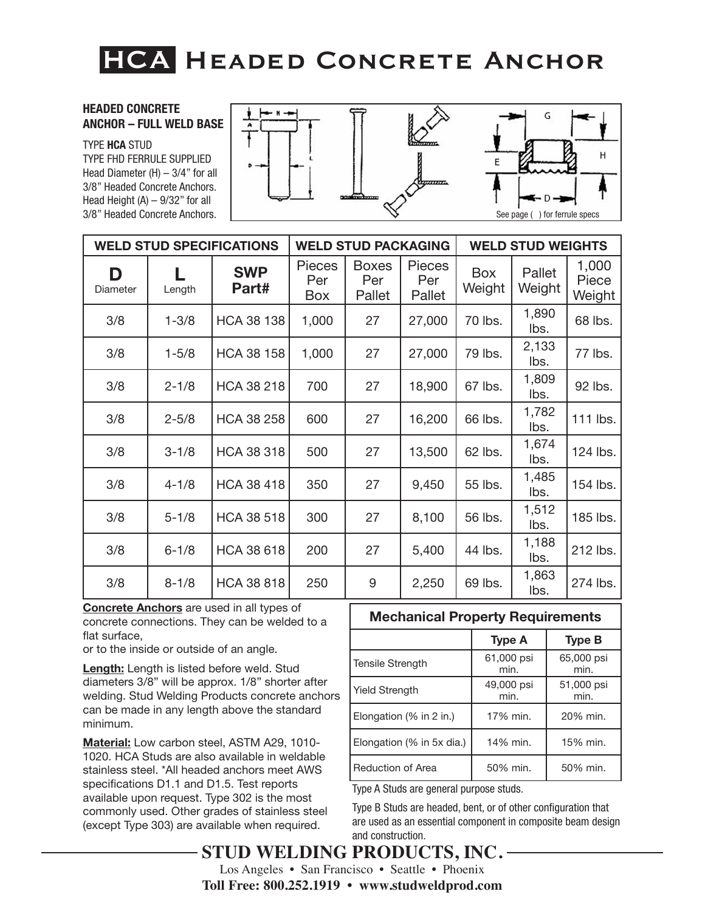# HCA Headed Concrete Anchor

**HEADED CONCRETE ANCHOR – FULL WELD BASE**

TYPE **HCA** STUD
TYPE FHD FERRULE SUPPLIED
Head Diameter (H) – 3/4" for all 3/8" Headed Concrete Anchors.
Head Height (A) – 9/32" for all 3/8" Headed Concrete Anchors.

See page ( ) for ferrule specs

| WELD STUD SPECIFICATIONS | | | WELD STUD PACKAGING | | | WELD STUD WEIGHTS | | |
|---|---|---|---|---|---|---|---|---|
| **D** Diameter | **L** Length | **SWP Part#** | Pieces Per Box | Boxes Per Pallet | Pieces Per Pallet | Box Weight | Pallet Weight | 1,000 Piece Weight |
| 3/8 | 1-3/8 | HCA 38 138 | 1,000 | 27 | 27,000 | 70 lbs. | 1,890 lbs. | 68 lbs. |
| 3/8 | 1-5/8 | HCA 38 158 | 1,000 | 27 | 27,000 | 79 lbs. | 2,133 lbs. | 77 lbs. |
| 3/8 | 2-1/8 | HCA 38 218 | 700 | 27 | 18,900 | 67 lbs. | 1,809 lbs. | 92 lbs. |
| 3/8 | 2-5/8 | HCA 38 258 | 600 | 27 | 16,200 | 66 lbs. | 1,782 lbs. | 111 lbs. |
| 3/8 | 3-1/8 | HCA 38 318 | 500 | 27 | 13,500 | 62 lbs. | 1,674 lbs. | 124 lbs. |
| 3/8 | 4-1/8 | HCA 38 418 | 350 | 27 | 9,450 | 55 lbs. | 1,485 lbs. | 154 lbs. |
| 3/8 | 5-1/8 | HCA 38 518 | 300 | 27 | 8,100 | 56 lbs. | 1,512 lbs. | 185 lbs. |
| 3/8 | 6-1/8 | HCA 38 618 | 200 | 27 | 5,400 | 44 lbs. | 1,188 lbs. | 212 lbs. |
| 3/8 | 8-1/8 | HCA 38 818 | 250 | 9 | 2,250 | 69 lbs. | 1,863 lbs. | 274 lbs. |

**Concrete Anchors** are used in all types of concrete connections. They can be welded to a flat surface,
or to the inside or outside of an angle.

**Length:** Length is listed before weld. Stud diameters 3/8" will be approx. 1/8" shorter after welding. Stud Welding Products concrete anchors can be made in any length above the standard minimum.

**Material:** Low carbon steel, ASTM A29, 1010-1020. HCA Studs are also available in weldable stainless steel. *All headed anchors meet AWS specifications D1.1 and D1.5. Test reports available upon request. Type 302 is the most commonly used. Other grades of stainless steel (except Type 303) are available when required.

| Mechanical Property Requirements | | |
|---|---|---|
| | **Type A** | **Type B** |
| Tensile Strength | 61,000 psi min. | 65,000 psi min. |
| Yield Strength | 49,000 psi min. | 51,000 psi min. |
| Elongation (% in 2 in.) | 17% min. | 20% min. |
| Elongation (% in 5x dia.) | 14% min. | 15% min. |
| Reduction of Area | 50% min. | 50% min. |

Type A Studs are general purpose studs.

Type B Studs are headed, bent, or of other configuration that are used as an essential component in composite beam design and construction.

**STUD WELDING PRODUCTS, INC.**
Los Angeles • San Francisco • Seattle • Phoenix
**Toll Free: 800.252.1919 • www.studweldprod.com**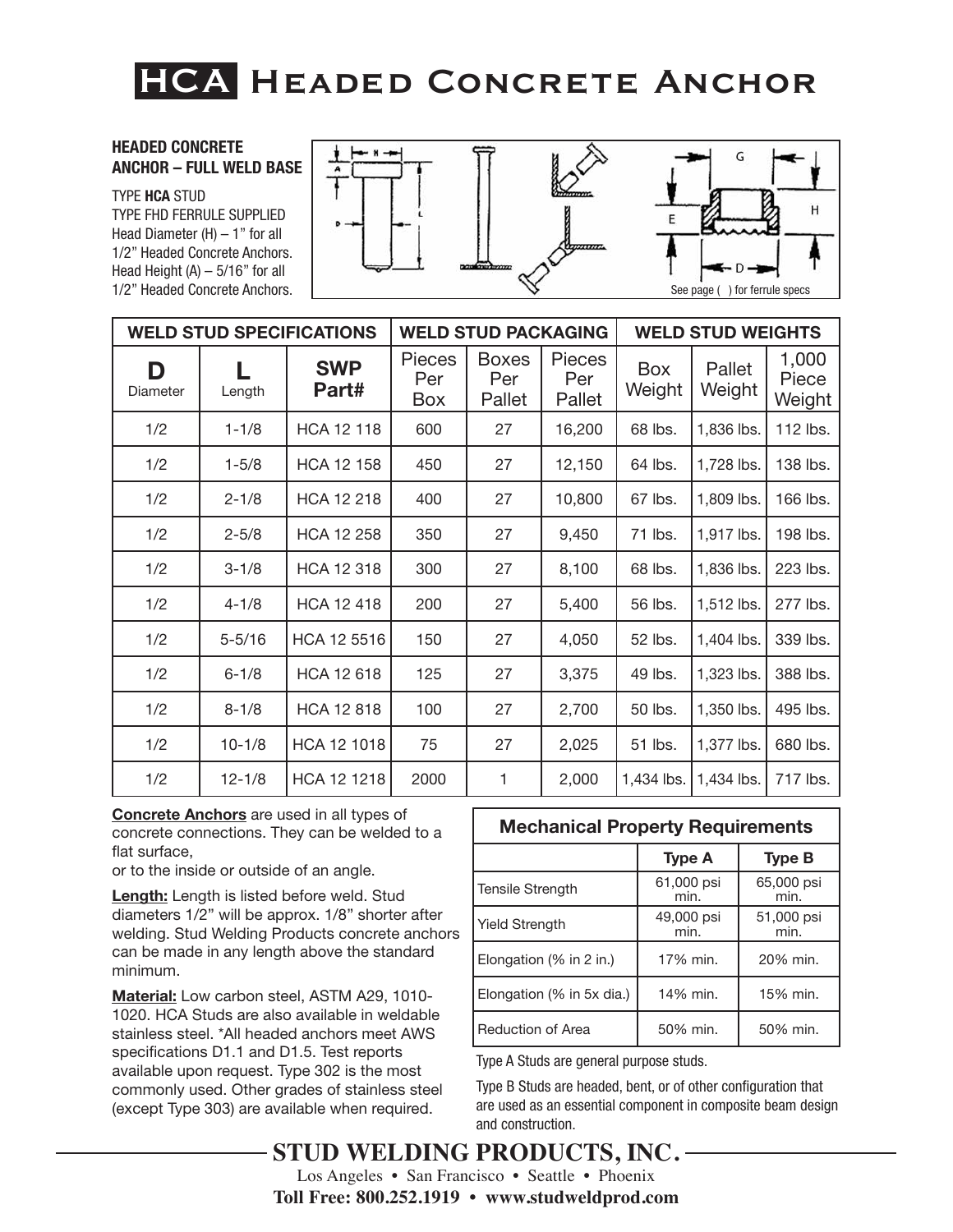# HCA Headed Concrete Anchor

**HEADED CONCRETE ANCHOR – FULL WELD BASE**

TYPE **HCA** STUD
TYPE FHD FERRULE SUPPLIED
Head Diameter (H) – 1" for all 1/2" Headed Concrete Anchors.
Head Height (A) – 5/16" for all 1/2" Headed Concrete Anchors.

See page ( ) for ferrule specs

| WELD STUD SPECIFICATIONS | | | WELD STUD PACKAGING | | | WELD STUD WEIGHTS | | |
|---|---|---|---|---|---|---|---|---|
| **D** Diameter | **L** Length | **SWP Part#** | Pieces Per Box | Boxes Per Pallet | Pieces Per Pallet | Box Weight | Pallet Weight | 1,000 Piece Weight |
| 1/2 | 1-1/8 | HCA 12 118 | 600 | 27 | 16,200 | 68 lbs. | 1,836 lbs. | 112 lbs. |
| 1/2 | 1-5/8 | HCA 12 158 | 450 | 27 | 12,150 | 64 lbs. | 1,728 lbs. | 138 lbs. |
| 1/2 | 2-1/8 | HCA 12 218 | 400 | 27 | 10,800 | 67 lbs. | 1,809 lbs. | 166 lbs. |
| 1/2 | 2-5/8 | HCA 12 258 | 350 | 27 | 9,450 | 71 lbs. | 1,917 lbs. | 198 lbs. |
| 1/2 | 3-1/8 | HCA 12 318 | 300 | 27 | 8,100 | 68 lbs. | 1,836 lbs. | 223 lbs. |
| 1/2 | 4-1/8 | HCA 12 418 | 200 | 27 | 5,400 | 56 lbs. | 1,512 lbs. | 277 lbs. |
| 1/2 | 5-5/16 | HCA 12 5516 | 150 | 27 | 4,050 | 52 lbs. | 1,404 lbs. | 339 lbs. |
| 1/2 | 6-1/8 | HCA 12 618 | 125 | 27 | 3,375 | 49 lbs. | 1,323 lbs. | 388 lbs. |
| 1/2 | 8-1/8 | HCA 12 818 | 100 | 27 | 2,700 | 50 lbs. | 1,350 lbs. | 495 lbs. |
| 1/2 | 10-1/8 | HCA 12 1018 | 75 | 27 | 2,025 | 51 lbs. | 1,377 lbs. | 680 lbs. |
| 1/2 | 12-1/8 | HCA 12 1218 | 2000 | 1 | 2,000 | 1,434 lbs. | 1,434 lbs. | 717 lbs. |

**Concrete Anchors** are used in all types of concrete connections. They can be welded to a flat surface,
or to the inside or outside of an angle.

**Length:** Length is listed before weld. Stud diameters 1/2" will be approx. 1/8" shorter after welding. Stud Welding Products concrete anchors can be made in any length above the standard minimum.

**Material:** Low carbon steel, ASTM A29, 1010-1020. HCA Studs are also available in weldable stainless steel. *All headed anchors meet AWS specifications D1.1 and D1.5. Test reports available upon request. Type 302 is the most commonly used. Other grades of stainless steel (except Type 303) are available when required.

| Mechanical Property Requirements | | |
|---|---|---|
| | **Type A** | **Type B** |
| Tensile Strength | 61,000 psi min. | 65,000 psi min. |
| Yield Strength | 49,000 psi min. | 51,000 psi min. |
| Elongation (% in 2 in.) | 17% min. | 20% min. |
| Elongation (% in 5x dia.) | 14% min. | 15% min. |
| Reduction of Area | 50% min. | 50% min. |

Type A Studs are general purpose studs.

Type B Studs are headed, bent, or of other configuration that are used as an essential component in composite beam design and construction.

**STUD WELDING PRODUCTS, INC.**
Los Angeles • San Francisco • Seattle • Phoenix
**Toll Free: 800.252.1919 • www.studweldprod.com**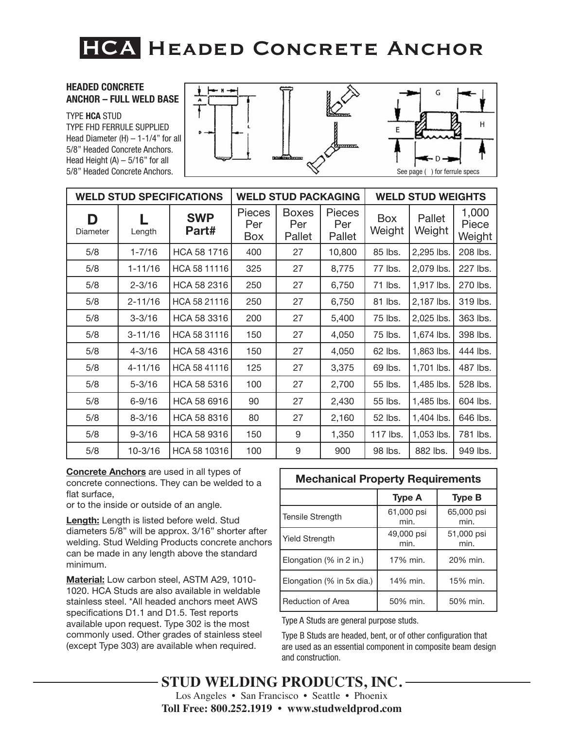# HCA Headed Concrete Anchor

**HEADED CONCRETE ANCHOR – FULL WELD BASE**

TYPE **HCA** STUD
TYPE FHD FERRULE SUPPLIED
Head Diameter (H) – 1-1/4" for all 5/8" Headed Concrete Anchors.
Head Height (A) – 5/16" for all 5/8" Headed Concrete Anchors.

See page ( ) for ferrule specs

| WELD STUD SPECIFICATIONS | | | WELD STUD PACKAGING | | | WELD STUD WEIGHTS | | |
|---|---|---|---|---|---|---|---|---|
| **D** Diameter | **L** Length | **SWP Part#** | Pieces Per Box | Boxes Per Pallet | Pieces Per Pallet | Box Weight | Pallet Weight | 1,000 Piece Weight |
| 5/8 | 1-7/16 | HCA 58 1716 | 400 | 27 | 10,800 | 85 lbs. | 2,295 lbs. | 208 lbs. |
| 5/8 | 1-11/16 | HCA 58 11116 | 325 | 27 | 8,775 | 77 lbs. | 2,079 lbs. | 227 lbs. |
| 5/8 | 2-3/16 | HCA 58 2316 | 250 | 27 | 6,750 | 71 lbs. | 1,917 lbs. | 270 lbs. |
| 5/8 | 2-11/16 | HCA 58 21116 | 250 | 27 | 6,750 | 81 lbs. | 2,187 lbs. | 319 lbs. |
| 5/8 | 3-3/16 | HCA 58 3316 | 200 | 27 | 5,400 | 75 lbs. | 2,025 lbs. | 363 lbs. |
| 5/8 | 3-11/16 | HCA 58 31116 | 150 | 27 | 4,050 | 75 lbs. | 1,674 lbs. | 398 lbs. |
| 5/8 | 4-3/16 | HCA 58 4316 | 150 | 27 | 4,050 | 62 lbs. | 1,863 lbs. | 444 lbs. |
| 5/8 | 4-11/16 | HCA 58 41116 | 125 | 27 | 3,375 | 69 lbs. | 1,701 lbs. | 487 lbs. |
| 5/8 | 5-3/16 | HCA 58 5316 | 100 | 27 | 2,700 | 55 lbs. | 1,485 lbs. | 528 lbs. |
| 5/8 | 6-9/16 | HCA 58 6916 | 90 | 27 | 2,430 | 55 lbs. | 1,485 lbs. | 604 lbs. |
| 5/8 | 8-3/16 | HCA 58 8316 | 80 | 27 | 2,160 | 52 lbs. | 1,404 lbs. | 646 lbs. |
| 5/8 | 9-3/16 | HCA 58 9316 | 150 | 9 | 1,350 | 117 lbs. | 1,053 lbs. | 781 lbs. |
| 5/8 | 10-3/16 | HCA 58 10316 | 100 | 9 | 900 | 98 lbs. | 882 lbs. | 949 lbs. |

**Concrete Anchors** are used in all types of concrete connections. They can be welded to a flat surface,
or to the inside or outside of an angle.

**Length:** Length is listed before weld. Stud diameters 5/8" will be approx. 3/16" shorter after welding. Stud Welding Products concrete anchors can be made in any length above the standard minimum.

**Material:** Low carbon steel, ASTM A29, 1010-1020. HCA Studs are also available in weldable stainless steel. *All headed anchors meet AWS specifications D1.1 and D1.5. Test reports available upon request. Type 302 is the most commonly used. Other grades of stainless steel (except Type 303) are available when required.

| Mechanical Property Requirements | | |
|---|---|---|
| | **Type A** | **Type B** |
| Tensile Strength | 61,000 psi min. | 65,000 psi min. |
| Yield Strength | 49,000 psi min. | 51,000 psi min. |
| Elongation (% in 2 in.) | 17% min. | 20% min. |
| Elongation (% in 5x dia.) | 14% min. | 15% min. |
| Reduction of Area | 50% min. | 50% min. |

Type A Studs are general purpose studs.

Type B Studs are headed, bent, or of other configuration that are used as an essential component in composite beam design and construction.

**STUD WELDING PRODUCTS, INC.**
Los Angeles • San Francisco • Seattle • Phoenix
**Toll Free: 800.252.1919 • www.studweldprod.com**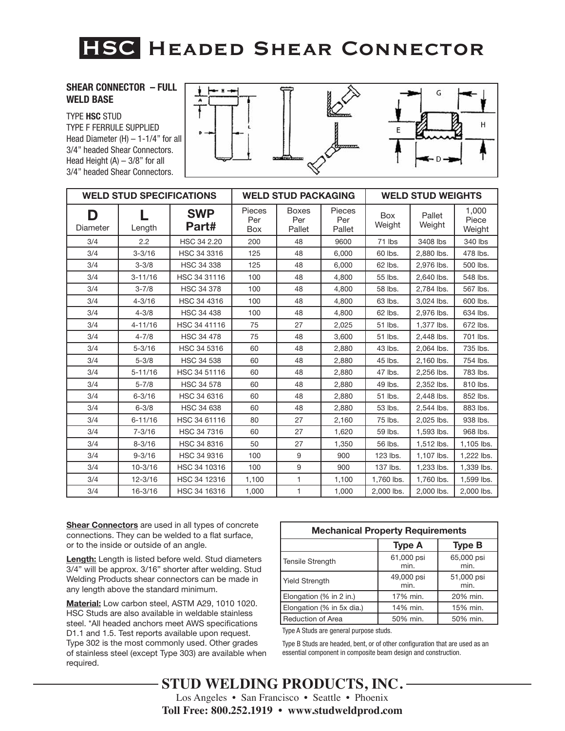# HSC Headed Shear Connector

**SHEAR CONNECTOR – FULL WELD BASE**

TYPE **HSC** STUD
TYPE F FERRULE SUPPLIED
Head Diameter (H) – 1-1/4" for all 3/4" headed Shear Connectors.
Head Height (A) – 3/8" for all 3/4" headed Shear Connectors.

| WELD STUD SPECIFICATIONS | | | WELD STUD PACKAGING | | | WELD STUD WEIGHTS | | |
|---|---|---|---|---|---|---|---|---|
| **D** Diameter | **L** Length | **SWP Part#** | Pieces Per Box | Boxes Per Pallet | Pieces Per Pallet | Box Weight | Pallet Weight | 1,000 Piece Weight |
| 3/4 | 2.2 | HSC 34 2.20 | 200 | 48 | 9600 | 71 lbs | 3408 lbs | 340 lbs |
| 3/4 | 3-3/16 | HSC 34 3316 | 125 | 48 | 6,000 | 60 lbs. | 2,880 lbs. | 478 lbs. |
| 3/4 | 3-3/8 | HSC 34 338 | 125 | 48 | 6,000 | 62 lbs. | 2,976 lbs. | 500 lbs. |
| 3/4 | 3-11/16 | HSC 34 31116 | 100 | 48 | 4,800 | 55 lbs. | 2,640 lbs. | 548 lbs. |
| 3/4 | 3-7/8 | HSC 34 378 | 100 | 48 | 4,800 | 58 lbs. | 2,784 lbs. | 567 lbs. |
| 3/4 | 4-3/16 | HSC 34 4316 | 100 | 48 | 4,800 | 63 lbs. | 3,024 lbs. | 600 lbs. |
| 3/4 | 4-3/8 | HSC 34 438 | 100 | 48 | 4,800 | 62 lbs. | 2,976 lbs. | 634 lbs. |
| 3/4 | 4-11/16 | HSC 34 41116 | 75 | 27 | 2,025 | 51 lbs. | 1,377 lbs. | 672 lbs. |
| 3/4 | 4-7/8 | HSC 34 478 | 75 | 48 | 3,600 | 51 lbs. | 2,448 lbs. | 701 lbs. |
| 3/4 | 5-3/16 | HSC 34 5316 | 60 | 48 | 2,880 | 43 lbs. | 2,064 lbs. | 735 lbs. |
| 3/4 | 5-3/8 | HSC 34 538 | 60 | 48 | 2,880 | 45 lbs. | 2,160 lbs. | 754 lbs. |
| 3/4 | 5-11/16 | HSC 34 51116 | 60 | 48 | 2,880 | 47 lbs. | 2,256 lbs. | 783 lbs. |
| 3/4 | 5-7/8 | HSC 34 578 | 60 | 48 | 2,880 | 49 lbs. | 2,352 lbs. | 810 lbs. |
| 3/4 | 6-3/16 | HSC 34 6316 | 60 | 48 | 2,880 | 51 lbs. | 2,448 lbs. | 852 lbs. |
| 3/4 | 6-3/8 | HSC 34 638 | 60 | 48 | 2,880 | 53 lbs. | 2,544 lbs. | 883 lbs. |
| 3/4 | 6-11/16 | HSC 34 61116 | 80 | 27 | 2,160 | 75 lbs. | 2,025 lbs. | 938 lbs. |
| 3/4 | 7-3/16 | HSC 34 7316 | 60 | 27 | 1,620 | 59 lbs. | 1,593 lbs. | 968 lbs. |
| 3/4 | 8-3/16 | HSC 34 8316 | 50 | 27 | 1,350 | 56 lbs. | 1,512 lbs. | 1,105 lbs. |
| 3/4 | 9-3/16 | HSC 34 9316 | 100 | 9 | 900 | 123 lbs. | 1,107 lbs. | 1,222 lbs. |
| 3/4 | 10-3/16 | HSC 34 10316 | 100 | 9 | 900 | 137 lbs. | 1,233 lbs. | 1,339 lbs. |
| 3/4 | 12-3/16 | HSC 34 12316 | 1,100 | 1 | 1,100 | 1,760 lbs. | 1,760 lbs. | 1,599 lbs. |
| 3/4 | 16-3/16 | HSC 34 16316 | 1,000 | 1 | 1,000 | 2,000 lbs. | 2,000 lbs. | 2,000 lbs. |

**Shear Connectors** are used in all types of concrete connections. They can be welded to a flat surface, or to the inside or outside of an angle.

**Length:** Length is listed before weld. Stud diameters 3/4" will be approx. 3/16" shorter after welding. Stud Welding Products shear connectors can be made in any length above the standard minimum.

**Material:** Low carbon steel, ASTM A29, 1010 1020. HSC Studs are also available in weldable stainless steel. *All headed anchors meet AWS specifications D1.1 and 1.5. Test reports available upon request. Type 302 is the most commonly used. Other grades of stainless steel (except Type 303) are available when required.

| Mechanical Property Requirements | | |
|---|---|---|
| | **Type A** | **Type B** |
| Tensile Strength | 61,000 psi min. | 65,000 psi min. |
| Yield Strength | 49,000 psi min. | 51,000 psi min. |
| Elongation (% in 2 in.) | 17% min. | 20% min. |
| Elongation (% in 5x dia.) | 14% min. | 15% min. |
| Reduction of Area | 50% min. | 50% min. |

Type A Studs are general purpose studs.

Type B Studs are headed, bent, or of other configuration that are used as an essential component in composite beam design and construction.

**STUD WELDING PRODUCTS, INC.**

Los Angeles • San Francisco • Seattle • Phoenix

**Toll Free: 800.252.1919 • www.studweldprod.com**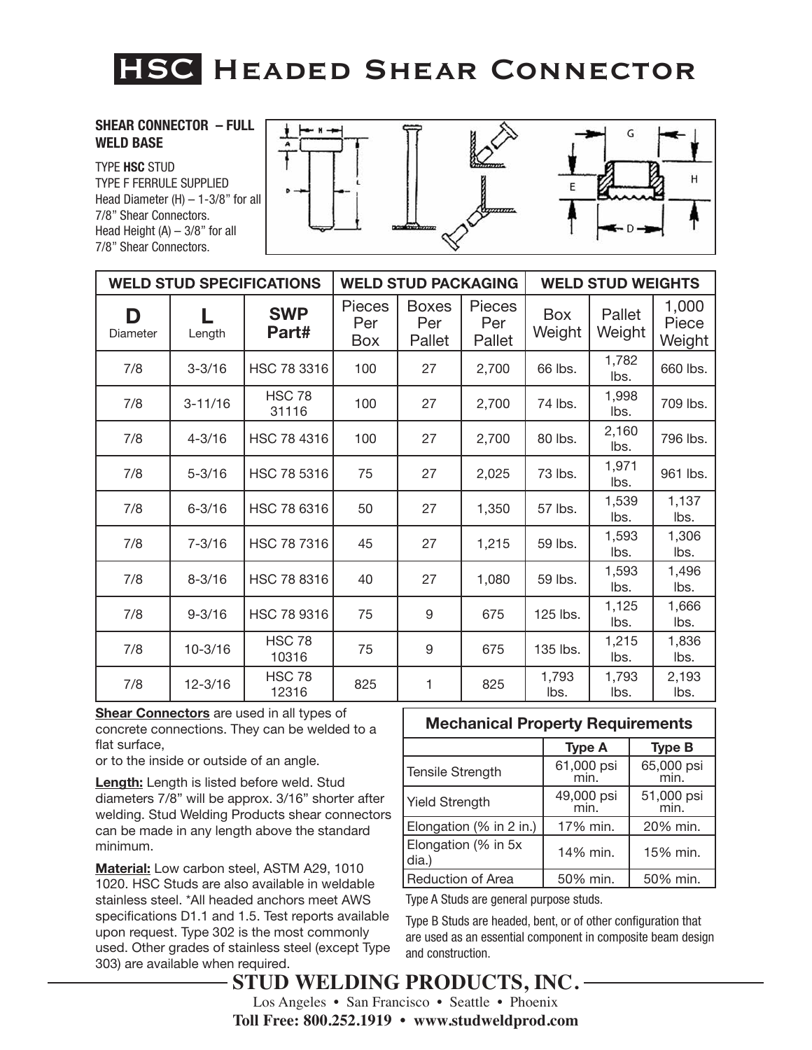# HSC Headed Shear Connector

**SHEAR CONNECTOR – FULL WELD BASE**

TYPE **HSC** STUD
TYPE F FERRULE SUPPLIED
Head Diameter (H) – 1-3/8" for all 7/8" Shear Connectors.
Head Height (A) – 3/8" for all 7/8" Shear Connectors.

| WELD STUD SPECIFICATIONS | | | WELD STUD PACKAGING | | | WELD STUD WEIGHTS | | |
|---|---|---|---|---|---|---|---|---|
| **D** Diameter | **L** Length | **SWP Part#** | Pieces Per Box | Boxes Per Pallet | Pieces Per Pallet | Box Weight | Pallet Weight | 1,000 Piece Weight |
| 7/8 | 3-3/16 | HSC 78 3316 | 100 | 27 | 2,700 | 66 lbs. | 1,782 lbs. | 660 lbs. |
| 7/8 | 3-11/16 | HSC 78 31116 | 100 | 27 | 2,700 | 74 lbs. | 1,998 lbs. | 709 lbs. |
| 7/8 | 4-3/16 | HSC 78 4316 | 100 | 27 | 2,700 | 80 lbs. | 2,160 lbs. | 796 lbs. |
| 7/8 | 5-3/16 | HSC 78 5316 | 75 | 27 | 2,025 | 73 lbs. | 1,971 lbs. | 961 lbs. |
| 7/8 | 6-3/16 | HSC 78 6316 | 50 | 27 | 1,350 | 57 lbs. | 1,539 lbs. | 1,137 lbs. |
| 7/8 | 7-3/16 | HSC 78 7316 | 45 | 27 | 1,215 | 59 lbs. | 1,593 lbs. | 1,306 lbs. |
| 7/8 | 8-3/16 | HSC 78 8316 | 40 | 27 | 1,080 | 59 lbs. | 1,593 lbs. | 1,496 lbs. |
| 7/8 | 9-3/16 | HSC 78 9316 | 75 | 9 | 675 | 125 lbs. | 1,125 lbs. | 1,666 lbs. |
| 7/8 | 10-3/16 | HSC 78 10316 | 75 | 9 | 675 | 135 lbs. | 1,215 lbs. | 1,836 lbs. |
| 7/8 | 12-3/16 | HSC 78 12316 | 825 | 1 | 825 | 1,793 lbs. | 1,793 lbs. | 2,193 lbs. |

**Shear Connectors** are used in all types of concrete connections. They can be welded to a flat surface,
or to the inside or outside of an angle.

**Length:** Length is listed before weld. Stud diameters 7/8" will be approx. 3/16" shorter after welding. Stud Welding Products shear connectors can be made in any length above the standard minimum.

**Material:** Low carbon steel, ASTM A29, 1010 1020. HSC Studs are also available in weldable stainless steel. *All headed anchors meet AWS specifications D1.1 and 1.5. Test reports available upon request. Type 302 is the most commonly used. Other grades of stainless steel (except Type 303) are available when required.

**Mechanical Property Requirements**

| | Type A | Type B |
|---|---|---|
| Tensile Strength | 61,000 psi min. | 65,000 psi min. |
| Yield Strength | 49,000 psi min. | 51,000 psi min. |
| Elongation (% in 2 in.) | 17% min. | 20% min. |
| Elongation (% in 5x dia.) | 14% min. | 15% min. |
| Reduction of Area | 50% min. | 50% min. |

Type A Studs are general purpose studs.

Type B Studs are headed, bent, or of other configuration that are used as an essential component in composite beam design and construction.

**STUD WELDING PRODUCTS, INC.**
Los Angeles • San Francisco • Seattle • Phoenix
**Toll Free: 800.252.1919 • www.studweldprod.com**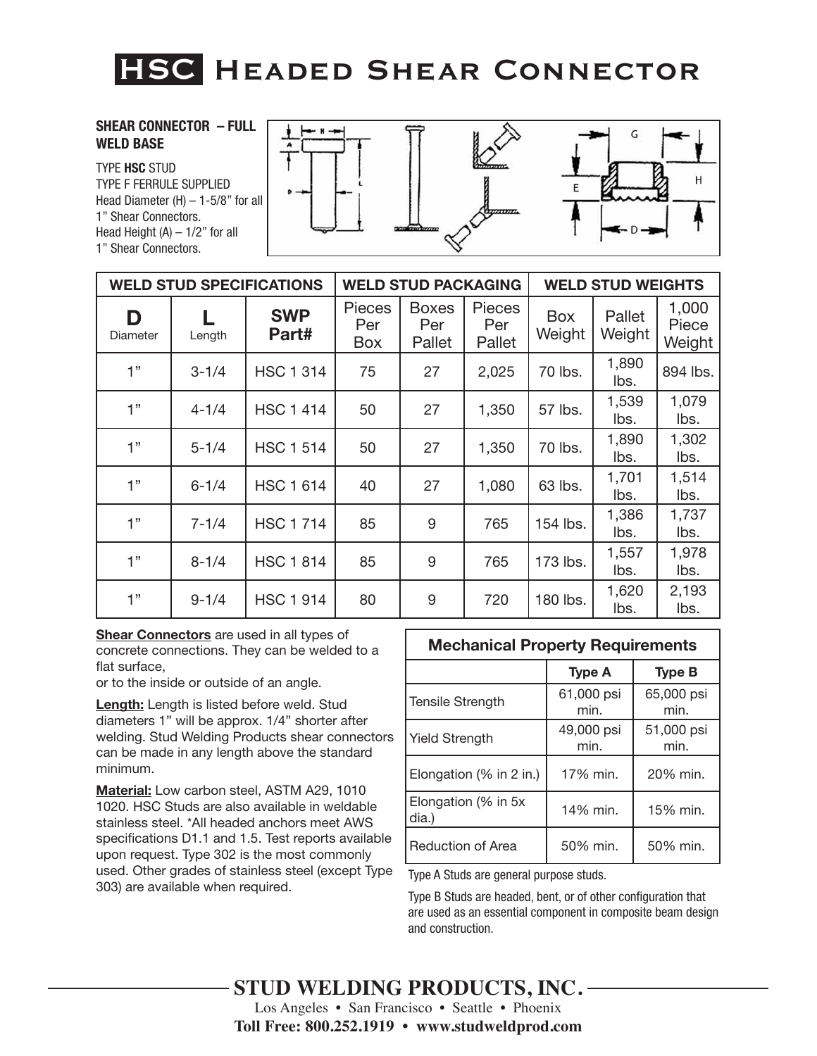# HSC Headed Shear Connector

**SHEAR CONNECTOR – FULL WELD BASE**

TYPE **HSC** STUD
TYPE F FERRULE SUPPLIED
Head Diameter (H) – 1-5/8" for all 1" Shear Connectors.
Head Height (A) – 1/2" for all 1" Shear Connectors.

| WELD STUD SPECIFICATIONS | | | WELD STUD PACKAGING | | | WELD STUD WEIGHTS | | |
|---|---|---|---|---|---|---|---|---|
| **D** Diameter | **L** Length | **SWP Part#** | Pieces Per Box | Boxes Per Pallet | Pieces Per Pallet | Box Weight | Pallet Weight | 1,000 Piece Weight |
| 1" | 3-1/4 | HSC 1 314 | 75 | 27 | 2,025 | 70 lbs. | 1,890 lbs. | 894 lbs. |
| 1" | 4-1/4 | HSC 1 414 | 50 | 27 | 1,350 | 57 lbs. | 1,539 lbs. | 1,079 lbs. |
| 1" | 5-1/4 | HSC 1 514 | 50 | 27 | 1,350 | 70 lbs. | 1,890 lbs. | 1,302 lbs. |
| 1" | 6-1/4 | HSC 1 614 | 40 | 27 | 1,080 | 63 lbs. | 1,701 lbs. | 1,514 lbs. |
| 1" | 7-1/4 | HSC 1 714 | 85 | 9 | 765 | 154 lbs. | 1,386 lbs. | 1,737 lbs. |
| 1" | 8-1/4 | HSC 1 814 | 85 | 9 | 765 | 173 lbs. | 1,557 lbs. | 1,978 lbs. |
| 1" | 9-1/4 | HSC 1 914 | 80 | 9 | 720 | 180 lbs. | 1,620 lbs. | 2,193 lbs. |

**Shear Connectors** are used in all types of concrete connections. They can be welded to a flat surface,
or to the inside or outside of an angle.

**Length:** Length is listed before weld. Stud diameters 1" will be approx. 1/4" shorter after welding. Stud Welding Products shear connectors can be made in any length above the standard minimum.

**Material:** Low carbon steel, ASTM A29, 1010 1020. HSC Studs are also available in weldable stainless steel. *All headed anchors meet AWS specifications D1.1 and 1.5. Test reports available upon request. Type 302 is the most commonly used. Other grades of stainless steel (except Type 303) are available when required.

| Mechanical Property Requirements | | |
|---|---|---|
| | **Type A** | **Type B** |
| Tensile Strength | 61,000 psi min. | 65,000 psi min. |
| Yield Strength | 49,000 psi min. | 51,000 psi min. |
| Elongation (% in 2 in.) | 17% min. | 20% min. |
| Elongation (% in 5x dia.) | 14% min. | 15% min. |
| Reduction of Area | 50% min. | 50% min. |

Type A Studs are general purpose studs.

Type B Studs are headed, bent, or of other configuration that are used as an essential component in composite beam design and construction.

**STUD WELDING PRODUCTS, INC.**
Los Angeles • San Francisco • Seattle • Phoenix
**Toll Free: 800.252.1919 • www.studweldprod.com**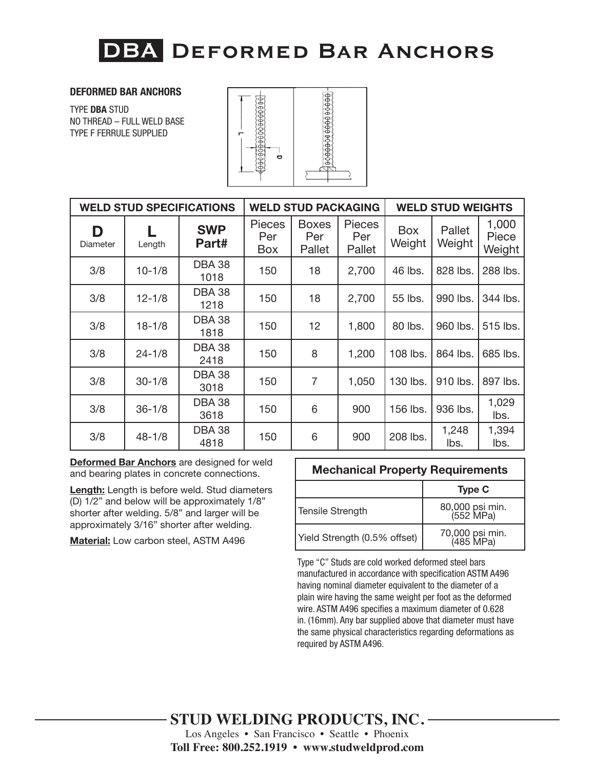# DBA Deformed Bar Anchors

**DEFORMED BAR ANCHORS**

TYPE **DBA** STUD
NO THREAD – FULL WELD BASE
TYPE F FERRULE SUPPLIED

| WELD STUD SPECIFICATIONS | | | WELD STUD PACKAGING | | | WELD STUD WEIGHTS | | |
|---|---|---|---|---|---|---|---|---|
| **D** Diameter | **L** Length | **SWP Part#** | Pieces Per Box | Boxes Per Pallet | Pieces Per Pallet | Box Weight | Pallet Weight | 1,000 Piece Weight |
| 3/8 | 10-1/8 | DBA 38 1018 | 150 | 18 | 2,700 | 46 lbs. | 828 lbs. | 288 lbs. |
| 3/8 | 12-1/8 | DBA 38 1218 | 150 | 18 | 2,700 | 55 lbs. | 990 lbs. | 344 lbs. |
| 3/8 | 18-1/8 | DBA 38 1818 | 150 | 12 | 1,800 | 80 lbs. | 960 lbs. | 515 lbs. |
| 3/8 | 24-1/8 | DBA 38 2418 | 150 | 8 | 1,200 | 108 lbs. | 864 lbs. | 685 lbs. |
| 3/8 | 30-1/8 | DBA 38 3018 | 150 | 7 | 1,050 | 130 lbs. | 910 lbs. | 897 lbs. |
| 3/8 | 36-1/8 | DBA 38 3618 | 150 | 6 | 900 | 156 lbs. | 936 lbs. | 1,029 lbs. |
| 3/8 | 48-1/8 | DBA 38 4818 | 150 | 6 | 900 | 208 lbs. | 1,248 lbs. | 1,394 lbs. |

**Deformed Bar Anchors** are designed for weld and bearing plates in concrete connections.

**Length:** Length is before weld. Stud diameters (D) 1/2" and below will be approximately 1/8" shorter after welding. 5/8" and larger will be approximately 3/16" shorter after welding.

**Material:** Low carbon steel, ASTM A496

| Mechanical Property Requirements | |
|---|---|
| | **Type C** |
| Tensile Strength | 80,000 psi min. (552 MPa) |
| Yield Strength (0.5% offset) | 70,000 psi min. (485 MPa) |

Type "C" Studs are cold worked deformed steel bars manufactured in accordance with specification ASTM A496 having nominal diameter equivalent to the diameter of a plain wire having the same weight per foot as the deformed wire. ASTM A496 specifies a maximum diameter of 0.628 in. (16mm). Any bar supplied above that diameter must have the same physical characteristics regarding deformations as required by ASTM A496.

**STUD WELDING PRODUCTS, INC.**
Los Angeles • San Francisco • Seattle • Phoenix
**Toll Free: 800.252.1919 • www.studweldprod.com**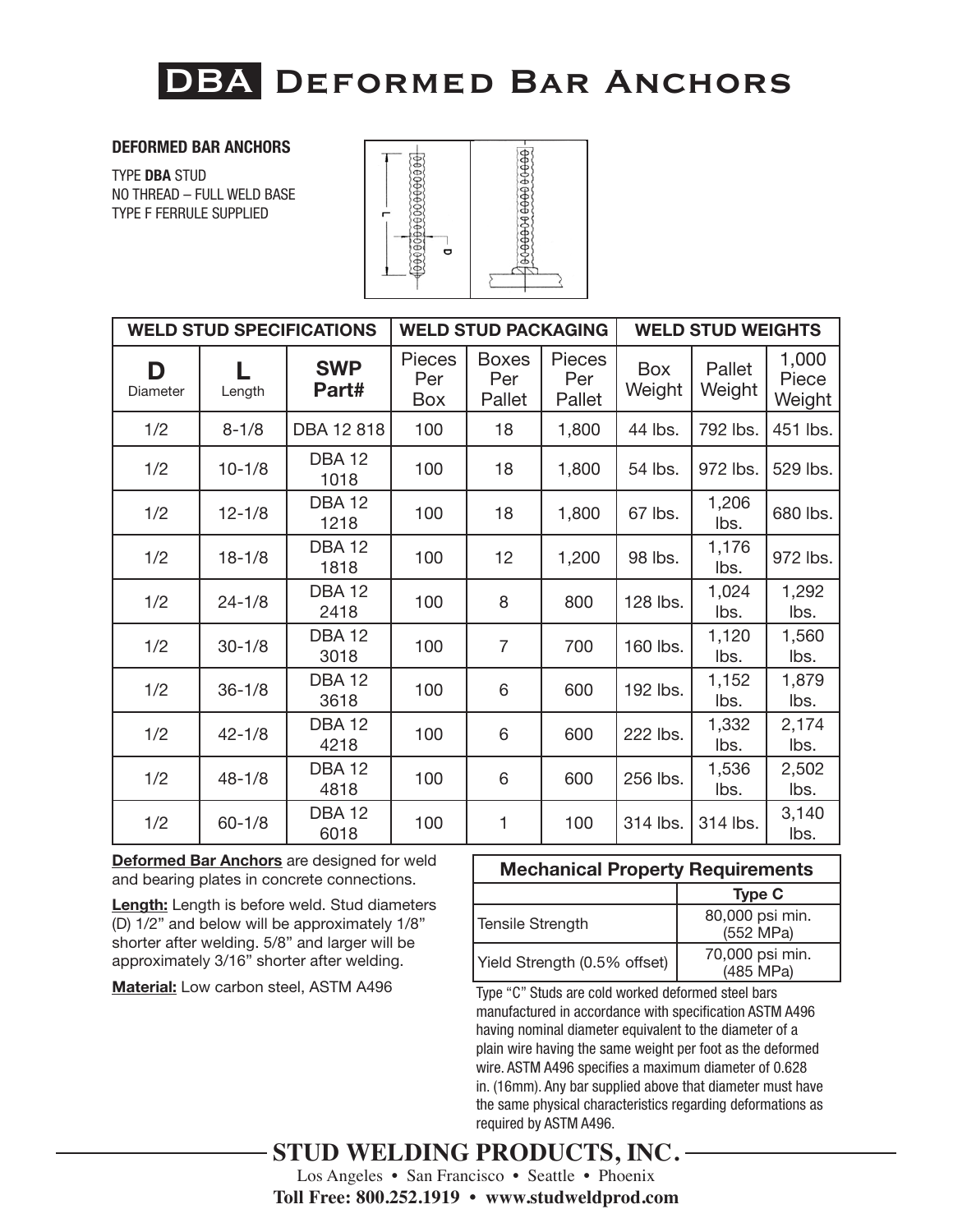# DBA Deformed Bar Anchors

**DEFORMED BAR ANCHORS**

TYPE **DBA** STUD
NO THREAD – FULL WELD BASE
TYPE F FERRULE SUPPLIED

| WELD STUD SPECIFICATIONS | | | WELD STUD PACKAGING | | | WELD STUD WEIGHTS | | |
|---|---|---|---|---|---|---|---|---|
| **D** Diameter | **L** Length | **SWP Part#** | Pieces Per Box | Boxes Per Pallet | Pieces Per Pallet | Box Weight | Pallet Weight | 1,000 Piece Weight |
| 1/2 | 8-1/8 | DBA 12 818 | 100 | 18 | 1,800 | 44 lbs. | 792 lbs. | 451 lbs. |
| 1/2 | 10-1/8 | DBA 12 1018 | 100 | 18 | 1,800 | 54 lbs. | 972 lbs. | 529 lbs. |
| 1/2 | 12-1/8 | DBA 12 1218 | 100 | 18 | 1,800 | 67 lbs. | 1,206 lbs. | 680 lbs. |
| 1/2 | 18-1/8 | DBA 12 1818 | 100 | 12 | 1,200 | 98 lbs. | 1,176 lbs. | 972 lbs. |
| 1/2 | 24-1/8 | DBA 12 2418 | 100 | 8 | 800 | 128 lbs. | 1,024 lbs. | 1,292 lbs. |
| 1/2 | 30-1/8 | DBA 12 3018 | 100 | 7 | 700 | 160 lbs. | 1,120 lbs. | 1,560 lbs. |
| 1/2 | 36-1/8 | DBA 12 3618 | 100 | 6 | 600 | 192 lbs. | 1,152 lbs. | 1,879 lbs. |
| 1/2 | 42-1/8 | DBA 12 4218 | 100 | 6 | 600 | 222 lbs. | 1,332 lbs. | 2,174 lbs. |
| 1/2 | 48-1/8 | DBA 12 4818 | 100 | 6 | 600 | 256 lbs. | 1,536 lbs. | 2,502 lbs. |
| 1/2 | 60-1/8 | DBA 12 6018 | 100 | 1 | 100 | 314 lbs. | 314 lbs. | 3,140 lbs. |

**Deformed Bar Anchors** are designed for weld and bearing plates in concrete connections.

**Length:** Length is before weld. Stud diameters (D) 1/2" and below will be approximately 1/8" shorter after welding. 5/8" and larger will be approximately 3/16" shorter after welding.

**Material:** Low carbon steel, ASTM A496

| Mechanical Property Requirements | |
|---|---|
| | **Type C** |
| Tensile Strength | 80,000 psi min. (552 MPa) |
| Yield Strength (0.5% offset) | 70,000 psi min. (485 MPa) |

Type "C" Studs are cold worked deformed steel bars manufactured in accordance with specification ASTM A496 having nominal diameter equivalent to the diameter of a plain wire having the same weight per foot as the deformed wire. ASTM A496 specifies a maximum diameter of 0.628 in. (16mm). Any bar supplied above that diameter must have the same physical characteristics regarding deformations as required by ASTM A496.

**STUD WELDING PRODUCTS, INC.**

Los Angeles • San Francisco • Seattle • Phoenix

**Toll Free: 800.252.1919 • www.studweldprod.com**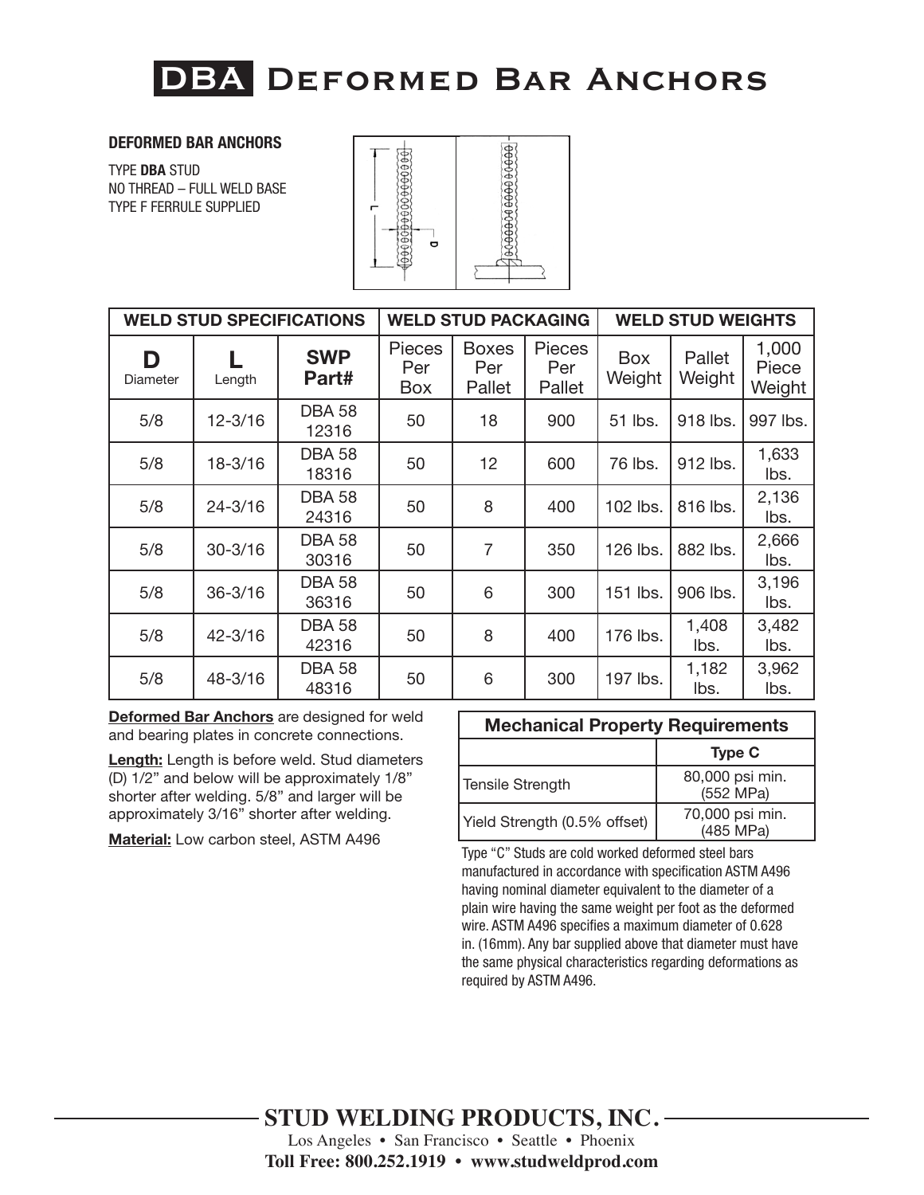# DBA Deformed Bar Anchors

**DEFORMED BAR ANCHORS**

TYPE **DBA** STUD
NO THREAD – FULL WELD BASE
TYPE F FERRULE SUPPLIED

| WELD STUD SPECIFICATIONS | | | WELD STUD PACKAGING | | | WELD STUD WEIGHTS | | |
|---|---|---|---|---|---|---|---|---|
| **D** Diameter | **L** Length | **SWP Part#** | Pieces Per Box | Boxes Per Pallet | Pieces Per Pallet | Box Weight | Pallet Weight | 1,000 Piece Weight |
| 5/8 | 12-3/16 | DBA 58 12316 | 50 | 18 | 900 | 51 lbs. | 918 lbs. | 997 lbs. |
| 5/8 | 18-3/16 | DBA 58 18316 | 50 | 12 | 600 | 76 lbs. | 912 lbs. | 1,633 lbs. |
| 5/8 | 24-3/16 | DBA 58 24316 | 50 | 8 | 400 | 102 lbs. | 816 lbs. | 2,136 lbs. |
| 5/8 | 30-3/16 | DBA 58 30316 | 50 | 7 | 350 | 126 lbs. | 882 lbs. | 2,666 lbs. |
| 5/8 | 36-3/16 | DBA 58 36316 | 50 | 6 | 300 | 151 lbs. | 906 lbs. | 3,196 lbs. |
| 5/8 | 42-3/16 | DBA 58 42316 | 50 | 8 | 400 | 176 lbs. | 1,408 lbs. | 3,482 lbs. |
| 5/8 | 48-3/16 | DBA 58 48316 | 50 | 6 | 300 | 197 lbs. | 1,182 lbs. | 3,962 lbs. |

**Deformed Bar Anchors** are designed for weld and bearing plates in concrete connections.

**Length:** Length is before weld. Stud diameters (D) 1/2" and below will be approximately 1/8" shorter after welding. 5/8" and larger will be approximately 3/16" shorter after welding.

**Material:** Low carbon steel, ASTM A496

| Mechanical Property Requirements | |
|---|---|
| | **Type C** |
| Tensile Strength | 80,000 psi min. (552 MPa) |
| Yield Strength (0.5% offset) | 70,000 psi min. (485 MPa) |

Type "C" Studs are cold worked deformed steel bars manufactured in accordance with specification ASTM A496 having nominal diameter equivalent to the diameter of a plain wire having the same weight per foot as the deformed wire. ASTM A496 specifies a maximum diameter of 0.628 in. (16mm). Any bar supplied above that diameter must have the same physical characteristics regarding deformations as required by ASTM A496.

**STUD WELDING PRODUCTS, INC.**
Los Angeles • San Francisco • Seattle • Phoenix
**Toll Free: 800.252.1919 • www.studweldprod.com**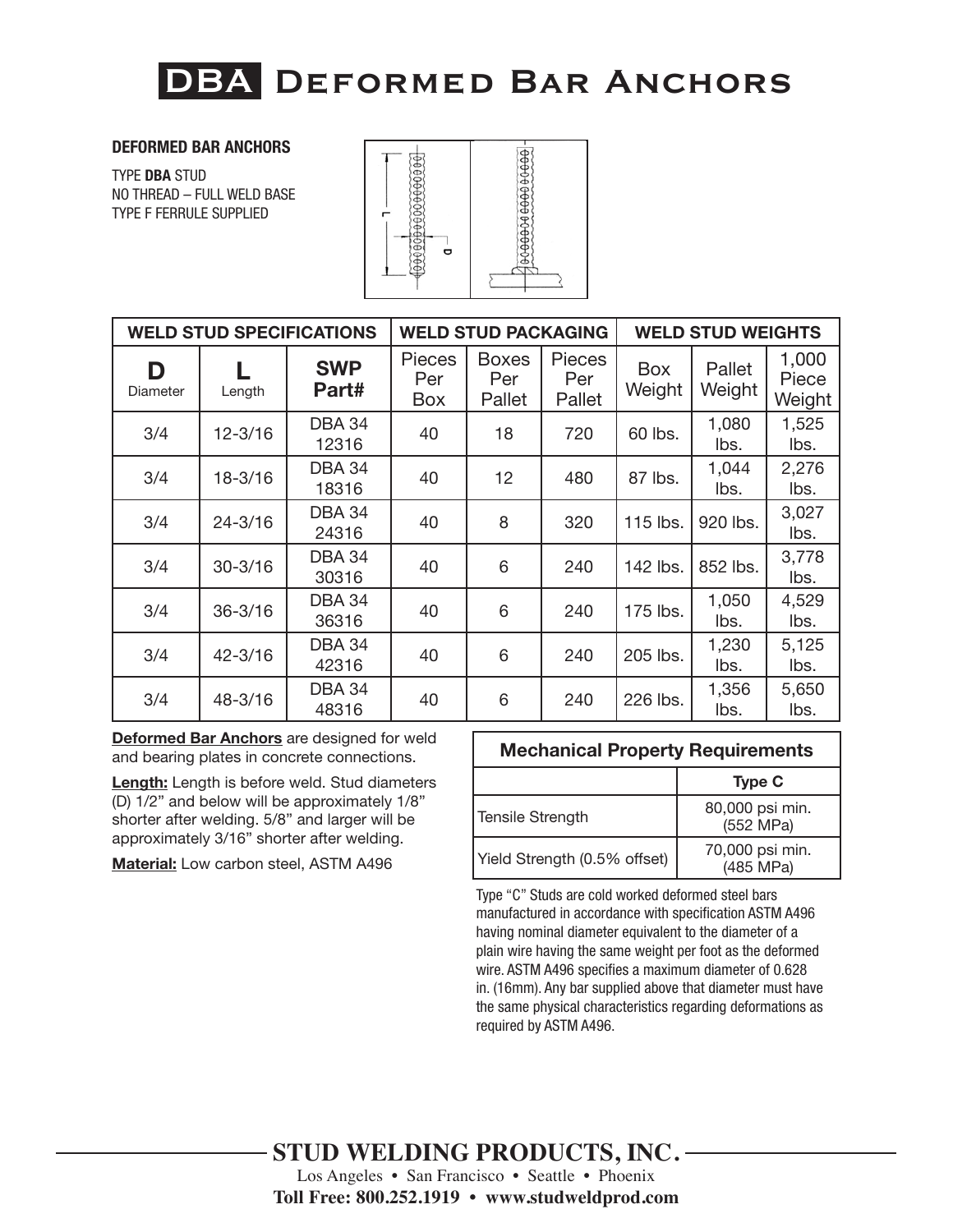# DBA Deformed Bar Anchors

**DEFORMED BAR ANCHORS**

TYPE **DBA** STUD
NO THREAD – FULL WELD BASE
TYPE F FERRULE SUPPLIED

| WELD STUD SPECIFICATIONS | | | WELD STUD PACKAGING | | | WELD STUD WEIGHTS | | |
|---|---|---|---|---|---|---|---|---|
| **D** Diameter | **L** Length | **SWP Part#** | Pieces Per Box | Boxes Per Pallet | Pieces Per Pallet | Box Weight | Pallet Weight | 1,000 Piece Weight |
| 3/4 | 12-3/16 | DBA 34 12316 | 40 | 18 | 720 | 60 lbs. | 1,080 lbs. | 1,525 lbs. |
| 3/4 | 18-3/16 | DBA 34 18316 | 40 | 12 | 480 | 87 lbs. | 1,044 lbs. | 2,276 lbs. |
| 3/4 | 24-3/16 | DBA 34 24316 | 40 | 8 | 320 | 115 lbs. | 920 lbs. | 3,027 lbs. |
| 3/4 | 30-3/16 | DBA 34 30316 | 40 | 6 | 240 | 142 lbs. | 852 lbs. | 3,778 lbs. |
| 3/4 | 36-3/16 | DBA 34 36316 | 40 | 6 | 240 | 175 lbs. | 1,050 lbs. | 4,529 lbs. |
| 3/4 | 42-3/16 | DBA 34 42316 | 40 | 6 | 240 | 205 lbs. | 1,230 lbs. | 5,125 lbs. |
| 3/4 | 48-3/16 | DBA 34 48316 | 40 | 6 | 240 | 226 lbs. | 1,356 lbs. | 5,650 lbs. |

**Deformed Bar Anchors** are designed for weld and bearing plates in concrete connections.

**Length:** Length is before weld. Stud diameters (D) 1/2" and below will be approximately 1/8" shorter after welding. 5/8" and larger will be approximately 3/16" shorter after welding.

**Material:** Low carbon steel, ASTM A496

| Mechanical Property Requirements | |
|---|---|
| | **Type C** |
| Tensile Strength | 80,000 psi min. (552 MPa) |
| Yield Strength (0.5% offset) | 70,000 psi min. (485 MPa) |

Type "C" Studs are cold worked deformed steel bars manufactured in accordance with specification ASTM A496 having nominal diameter equivalent to the diameter of a plain wire having the same weight per foot as the deformed wire. ASTM A496 specifies a maximum diameter of 0.628 in. (16mm). Any bar supplied above that diameter must have the same physical characteristics regarding deformations as required by ASTM A496.

**STUD WELDING PRODUCTS, INC.**

Los Angeles • San Francisco • Seattle • Phoenix

**Toll Free: 800.252.1919 • www.studweldprod.com**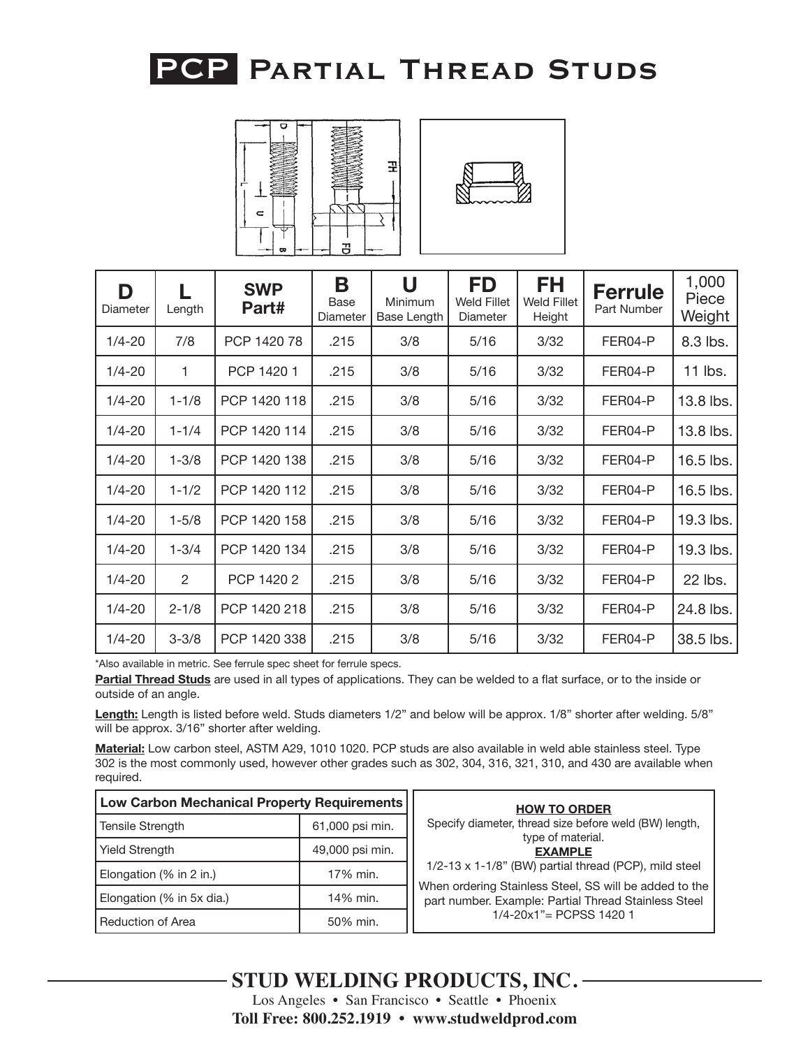# PCP Partial Thread Studs

| D Diameter | L Length | SWP Part# | B Base Diameter | U Minimum Base Length | FD Weld Fillet Diameter | FH Weld Fillet Height | Ferrule Part Number | 1,000 Piece Weight |
|---|---|---|---|---|---|---|---|---|
| 1/4-20 | 7/8 | PCP 1420 78 | .215 | 3/8 | 5/16 | 3/32 | FER04-P | 8.3 lbs. |
| 1/4-20 | 1 | PCP 1420 1 | .215 | 3/8 | 5/16 | 3/32 | FER04-P | 11 lbs. |
| 1/4-20 | 1-1/8 | PCP 1420 118 | .215 | 3/8 | 5/16 | 3/32 | FER04-P | 13.8 lbs. |
| 1/4-20 | 1-1/4 | PCP 1420 114 | .215 | 3/8 | 5/16 | 3/32 | FER04-P | 13.8 lbs. |
| 1/4-20 | 1-3/8 | PCP 1420 138 | .215 | 3/8 | 5/16 | 3/32 | FER04-P | 16.5 lbs. |
| 1/4-20 | 1-1/2 | PCP 1420 112 | .215 | 3/8 | 5/16 | 3/32 | FER04-P | 16.5 lbs. |
| 1/4-20 | 1-5/8 | PCP 1420 158 | .215 | 3/8 | 5/16 | 3/32 | FER04-P | 19.3 lbs. |
| 1/4-20 | 1-3/4 | PCP 1420 134 | .215 | 3/8 | 5/16 | 3/32 | FER04-P | 19.3 lbs. |
| 1/4-20 | 2 | PCP 1420 2 | .215 | 3/8 | 5/16 | 3/32 | FER04-P | 22 lbs. |
| 1/4-20 | 2-1/8 | PCP 1420 218 | .215 | 3/8 | 5/16 | 3/32 | FER04-P | 24.8 lbs. |
| 1/4-20 | 3-3/8 | PCP 1420 338 | .215 | 3/8 | 5/16 | 3/32 | FER04-P | 38.5 lbs. |

*Also available in metric. See ferrule spec sheet for ferrule specs.

**Partial Thread Studs** are used in all types of applications. They can be welded to a flat surface, or to the inside or outside of an angle.

**Length:** Length is listed before weld. Studs diameters 1/2" and below will be approx. 1/8" shorter after welding. 5/8" will be approx. 3/16" shorter after welding.

**Material:** Low carbon steel, ASTM A29, 1010 1020. PCP studs are also available in weld able stainless steel. Type 302 is the most commonly used, however other grades such as 302, 304, 316, 321, 310, and 430 are available when required.

| Low Carbon Mechanical Property Requirements | |
|---|---|
| Tensile Strength | 61,000 psi min. |
| Yield Strength | 49,000 psi min. |
| Elongation (% in 2 in.) | 17% min. |
| Elongation (% in 5x dia.) | 14% min. |
| Reduction of Area | 50% min. |

**HOW TO ORDER**

Specify diameter, thread size before weld (BW) length, type of material.

**EXAMPLE**

1/2-13 x 1-1/8" (BW) partial thread (PCP), mild steel

When ordering Stainless Steel, SS will be added to the part number. Example: Partial Thread Stainless Steel 1/4-20x1"= PCPSS 1420 1

**STUD WELDING PRODUCTS, INC.**

Los Angeles • San Francisco • Seattle • Phoenix

**Toll Free: 800.252.1919 • www.studweldprod.com**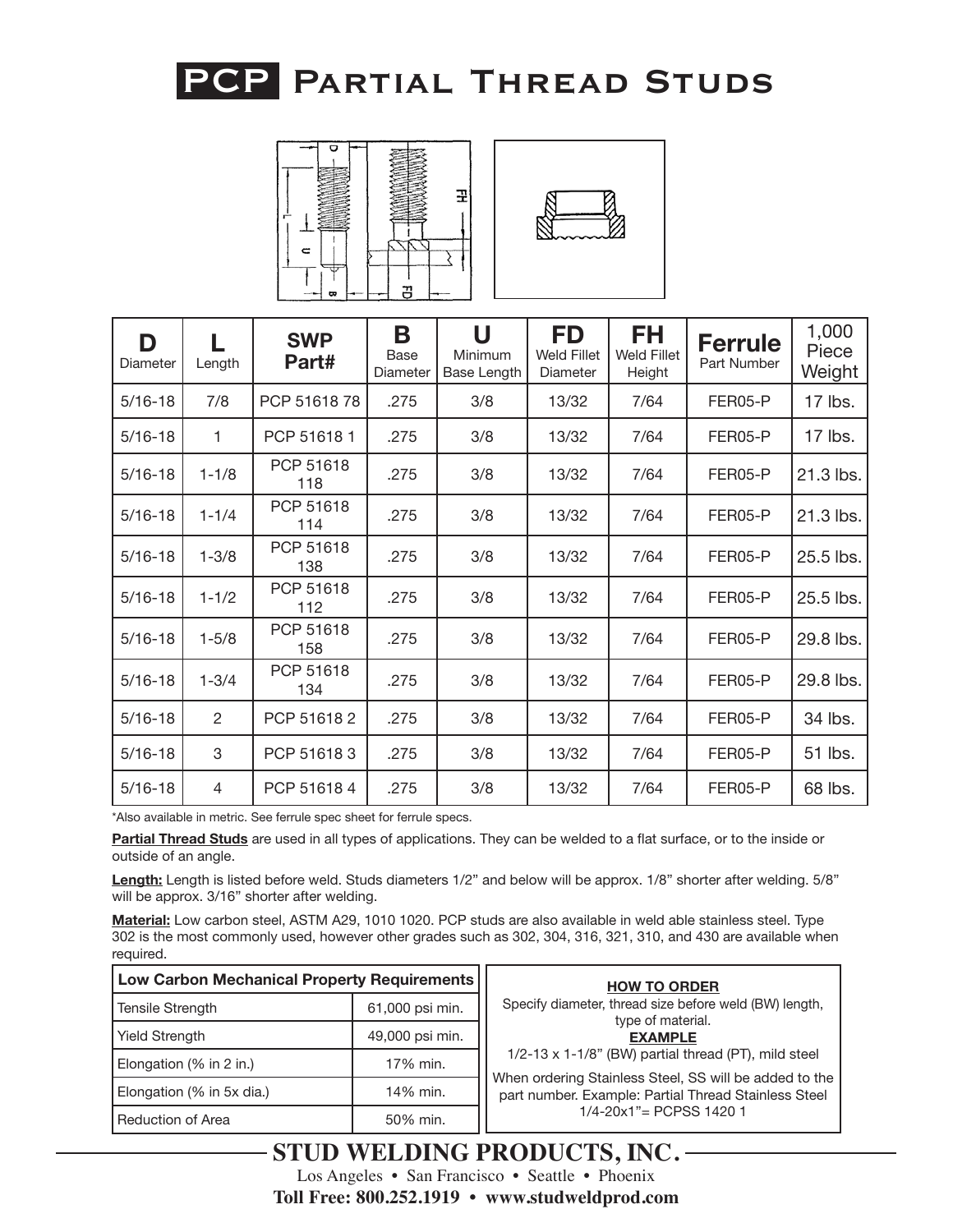# PCP Partial Thread Studs

| D Diameter | L Length | SWP Part# | B Base Diameter | U Minimum Base Length | FD Weld Fillet Diameter | FH Weld Fillet Height | Ferrule Part Number | 1,000 Piece Weight |
|---|---|---|---|---|---|---|---|---|
| 5/16-18 | 7/8 | PCP 51618 78 | .275 | 3/8 | 13/32 | 7/64 | FER05-P | 17 lbs. |
| 5/16-18 | 1 | PCP 51618 1 | .275 | 3/8 | 13/32 | 7/64 | FER05-P | 17 lbs. |
| 5/16-18 | 1-1/8 | PCP 51618 118 | .275 | 3/8 | 13/32 | 7/64 | FER05-P | 21.3 lbs. |
| 5/16-18 | 1-1/4 | PCP 51618 114 | .275 | 3/8 | 13/32 | 7/64 | FER05-P | 21.3 lbs. |
| 5/16-18 | 1-3/8 | PCP 51618 138 | .275 | 3/8 | 13/32 | 7/64 | FER05-P | 25.5 lbs. |
| 5/16-18 | 1-1/2 | PCP 51618 112 | .275 | 3/8 | 13/32 | 7/64 | FER05-P | 25.5 lbs. |
| 5/16-18 | 1-5/8 | PCP 51618 158 | .275 | 3/8 | 13/32 | 7/64 | FER05-P | 29.8 lbs. |
| 5/16-18 | 1-3/4 | PCP 51618 134 | .275 | 3/8 | 13/32 | 7/64 | FER05-P | 29.8 lbs. |
| 5/16-18 | 2 | PCP 51618 2 | .275 | 3/8 | 13/32 | 7/64 | FER05-P | 34 lbs. |
| 5/16-18 | 3 | PCP 51618 3 | .275 | 3/8 | 13/32 | 7/64 | FER05-P | 51 lbs. |
| 5/16-18 | 4 | PCP 51618 4 | .275 | 3/8 | 13/32 | 7/64 | FER05-P | 68 lbs. |

*Also available in metric. See ferrule spec sheet for ferrule specs.

**Partial Thread Studs** are used in all types of applications. They can be welded to a flat surface, or to the inside or outside of an angle.

**Length:** Length is listed before weld. Studs diameters 1/2" and below will be approx. 1/8" shorter after welding. 5/8" will be approx. 3/16" shorter after welding.

**Material:** Low carbon steel, ASTM A29, 1010 1020. PCP studs are also available in weld able stainless steel. Type 302 is the most commonly used, however other grades such as 302, 304, 316, 321, 310, and 430 are available when required.

| Low Carbon Mechanical Property Requirements | |
|---|---|
| Tensile Strength | 61,000 psi min. |
| Yield Strength | 49,000 psi min. |
| Elongation (% in 2 in.) | 17% min. |
| Elongation (% in 5x dia.) | 14% min. |
| Reduction of Area | 50% min. |

**HOW TO ORDER**

Specify diameter, thread size before weld (BW) length, type of material.

**EXAMPLE**

1/2-13 x 1-1/8" (BW) partial thread (PT), mild steel

When ordering Stainless Steel, SS will be added to the part number. Example: Partial Thread Stainless Steel 1/4-20x1"= PCPSS 1420 1

**STUD WELDING PRODUCTS, INC.**

Los Angeles • San Francisco • Seattle • Phoenix

**Toll Free: 800.252.1919 • www.studweldprod.com**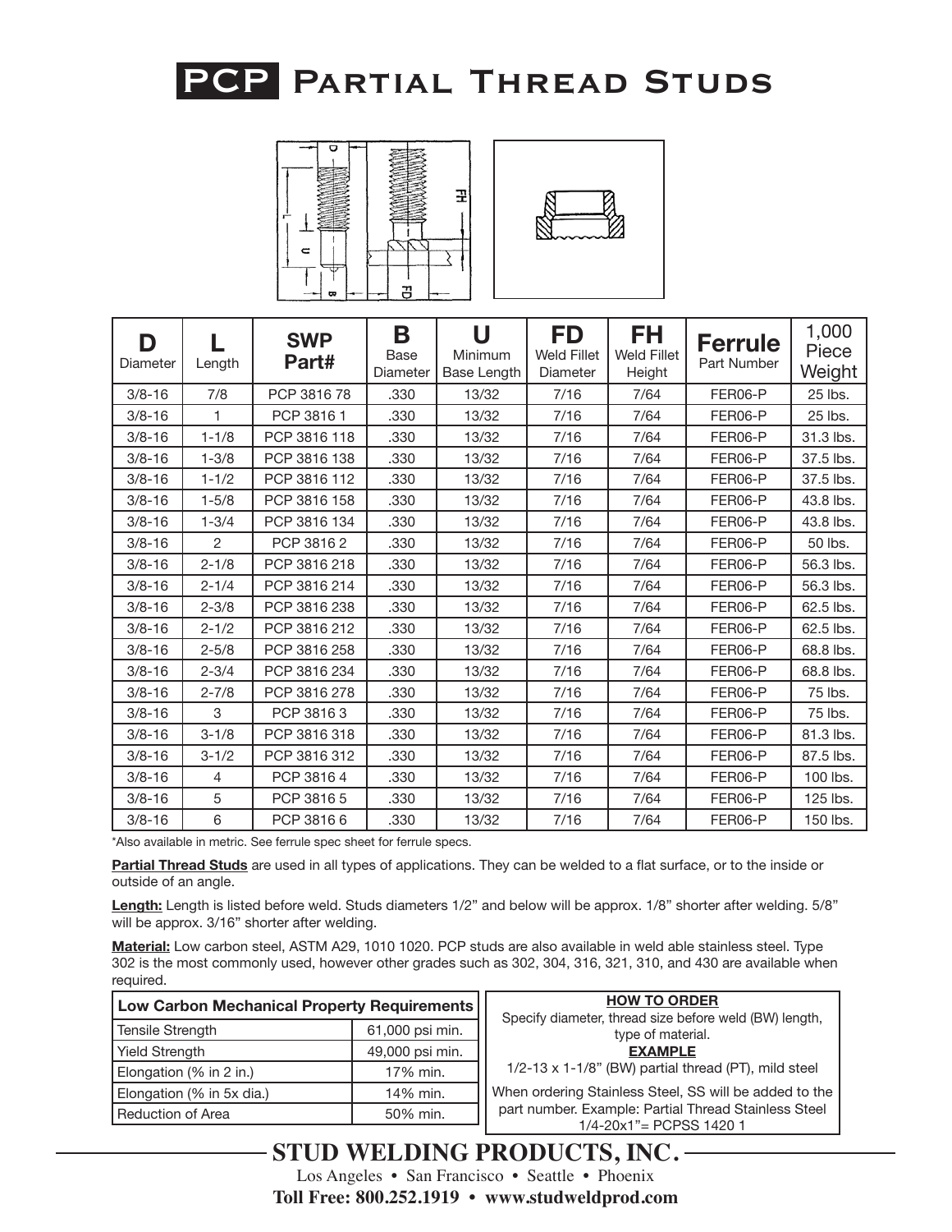# PCP Partial Thread Studs

| D Diameter | L Length | SWP Part# | B Base Diameter | U Minimum Base Length | FD Weld Fillet Diameter | FH Weld Fillet Height | Ferrule Part Number | 1,000 Piece Weight |
|---|---|---|---|---|---|---|---|---|
| 3/8-16 | 7/8 | PCP 3816 78 | .330 | 13/32 | 7/16 | 7/64 | FER06-P | 25 lbs. |
| 3/8-16 | 1 | PCP 3816 1 | .330 | 13/32 | 7/16 | 7/64 | FER06-P | 25 lbs. |
| 3/8-16 | 1-1/8 | PCP 3816 118 | .330 | 13/32 | 7/16 | 7/64 | FER06-P | 31.3 lbs. |
| 3/8-16 | 1-3/8 | PCP 3816 138 | .330 | 13/32 | 7/16 | 7/64 | FER06-P | 37.5 lbs. |
| 3/8-16 | 1-1/2 | PCP 3816 112 | .330 | 13/32 | 7/16 | 7/64 | FER06-P | 37.5 lbs. |
| 3/8-16 | 1-5/8 | PCP 3816 158 | .330 | 13/32 | 7/16 | 7/64 | FER06-P | 43.8 lbs. |
| 3/8-16 | 1-3/4 | PCP 3816 134 | .330 | 13/32 | 7/16 | 7/64 | FER06-P | 43.8 lbs. |
| 3/8-16 | 2 | PCP 3816 2 | .330 | 13/32 | 7/16 | 7/64 | FER06-P | 50 lbs. |
| 3/8-16 | 2-1/8 | PCP 3816 218 | .330 | 13/32 | 7/16 | 7/64 | FER06-P | 56.3 lbs. |
| 3/8-16 | 2-1/4 | PCP 3816 214 | .330 | 13/32 | 7/16 | 7/64 | FER06-P | 56.3 lbs. |
| 3/8-16 | 2-3/8 | PCP 3816 238 | .330 | 13/32 | 7/16 | 7/64 | FER06-P | 62.5 lbs. |
| 3/8-16 | 2-1/2 | PCP 3816 212 | .330 | 13/32 | 7/16 | 7/64 | FER06-P | 62.5 lbs. |
| 3/8-16 | 2-5/8 | PCP 3816 258 | .330 | 13/32 | 7/16 | 7/64 | FER06-P | 68.8 lbs. |
| 3/8-16 | 2-3/4 | PCP 3816 234 | .330 | 13/32 | 7/16 | 7/64 | FER06-P | 68.8 lbs. |
| 3/8-16 | 2-7/8 | PCP 3816 278 | .330 | 13/32 | 7/16 | 7/64 | FER06-P | 75 lbs. |
| 3/8-16 | 3 | PCP 3816 3 | .330 | 13/32 | 7/16 | 7/64 | FER06-P | 75 lbs. |
| 3/8-16 | 3-1/8 | PCP 3816 318 | .330 | 13/32 | 7/16 | 7/64 | FER06-P | 81.3 lbs. |
| 3/8-16 | 3-1/2 | PCP 3816 312 | .330 | 13/32 | 7/16 | 7/64 | FER06-P | 87.5 lbs. |
| 3/8-16 | 4 | PCP 3816 4 | .330 | 13/32 | 7/16 | 7/64 | FER06-P | 100 lbs. |
| 3/8-16 | 5 | PCP 3816 5 | .330 | 13/32 | 7/16 | 7/64 | FER06-P | 125 lbs. |
| 3/8-16 | 6 | PCP 3816 6 | .330 | 13/32 | 7/16 | 7/64 | FER06-P | 150 lbs. |

*Also available in metric. See ferrule spec sheet for ferrule specs.

**Partial Thread Studs** are used in all types of applications. They can be welded to a flat surface, or to the inside or outside of an angle.

**Length:** Length is listed before weld. Studs diameters 1/2" and below will be approx. 1/8" shorter after welding. 5/8" will be approx. 3/16" shorter after welding.

**Material:** Low carbon steel, ASTM A29, 1010 1020. PCP studs are also available in weld able stainless steel. Type 302 is the most commonly used, however other grades such as 302, 304, 316, 321, 310, and 430 are available when required.

| Low Carbon Mechanical Property Requirements | |
|---|---|
| Tensile Strength | 61,000 psi min. |
| Yield Strength | 49,000 psi min. |
| Elongation (% in 2 in.) | 17% min. |
| Elongation (% in 5x dia.) | 14% min. |
| Reduction of Area | 50% min. |

**HOW TO ORDER**

Specify diameter, thread size before weld (BW) length, type of material.

**EXAMPLE**

1/2-13 x 1-1/8" (BW) partial thread (PT), mild steel

When ordering Stainless Steel, SS will be added to the part number. Example: Partial Thread Stainless Steel 1/4-20x1"= PCPSS 1420 1

**STUD WELDING PRODUCTS, INC.**

Los Angeles • San Francisco • Seattle • Phoenix

**Toll Free: 800.252.1919 • www.studweldprod.com**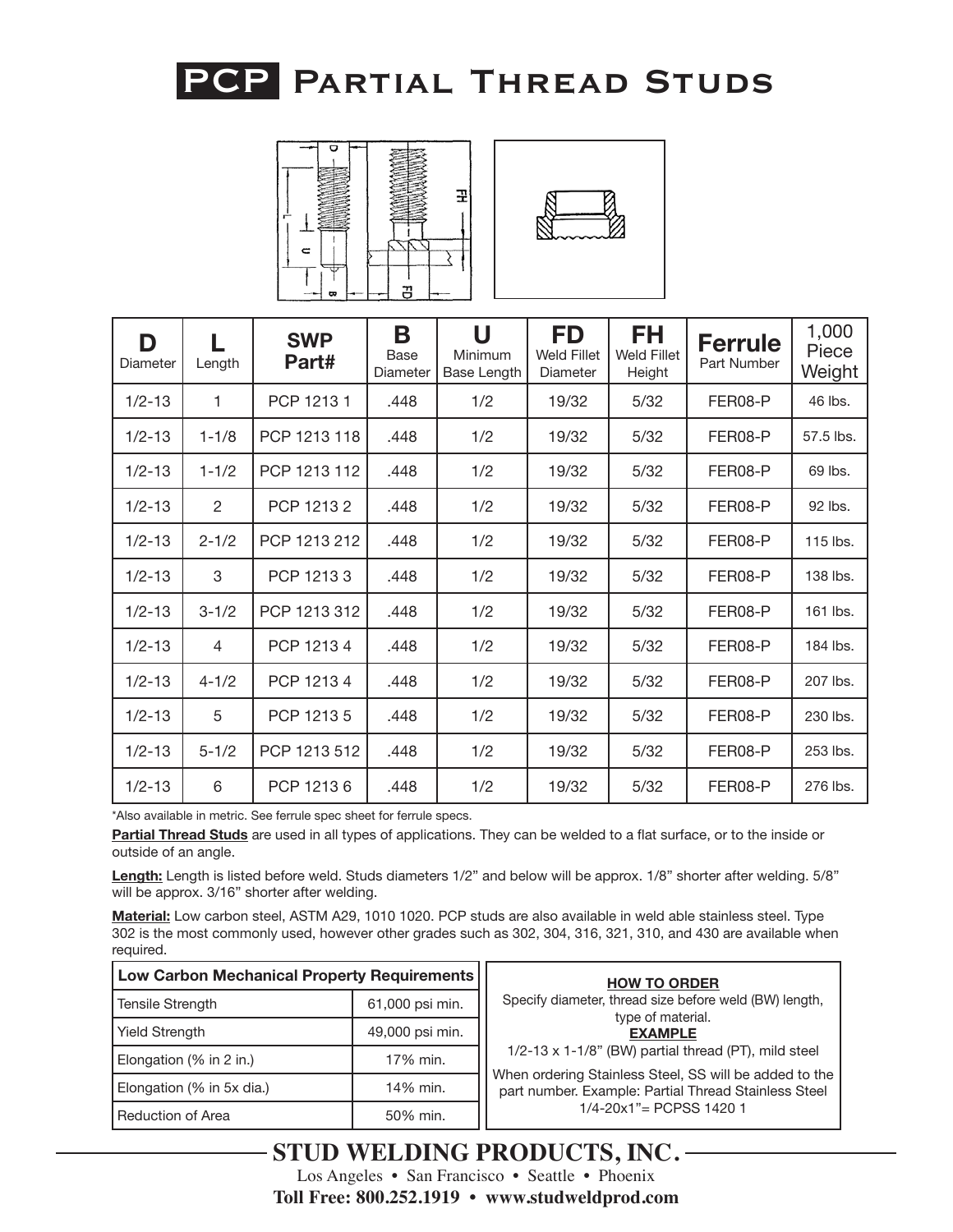# PCP Partial Thread Studs

| D Diameter | L Length | SWP Part# | B Base Diameter | U Minimum Base Length | FD Weld Fillet Diameter | FH Weld Fillet Height | Ferrule Part Number | 1,000 Piece Weight |
|---|---|---|---|---|---|---|---|---|
| 1/2-13 | 1 | PCP 1213 1 | .448 | 1/2 | 19/32 | 5/32 | FER08-P | 46 lbs. |
| 1/2-13 | 1-1/8 | PCP 1213 118 | .448 | 1/2 | 19/32 | 5/32 | FER08-P | 57.5 lbs. |
| 1/2-13 | 1-1/2 | PCP 1213 112 | .448 | 1/2 | 19/32 | 5/32 | FER08-P | 69 lbs. |
| 1/2-13 | 2 | PCP 1213 2 | .448 | 1/2 | 19/32 | 5/32 | FER08-P | 92 lbs. |
| 1/2-13 | 2-1/2 | PCP 1213 212 | .448 | 1/2 | 19/32 | 5/32 | FER08-P | 115 lbs. |
| 1/2-13 | 3 | PCP 1213 3 | .448 | 1/2 | 19/32 | 5/32 | FER08-P | 138 lbs. |
| 1/2-13 | 3-1/2 | PCP 1213 312 | .448 | 1/2 | 19/32 | 5/32 | FER08-P | 161 lbs. |
| 1/2-13 | 4 | PCP 1213 4 | .448 | 1/2 | 19/32 | 5/32 | FER08-P | 184 lbs. |
| 1/2-13 | 4-1/2 | PCP 1213 4 | .448 | 1/2 | 19/32 | 5/32 | FER08-P | 207 lbs. |
| 1/2-13 | 5 | PCP 1213 5 | .448 | 1/2 | 19/32 | 5/32 | FER08-P | 230 lbs. |
| 1/2-13 | 5-1/2 | PCP 1213 512 | .448 | 1/2 | 19/32 | 5/32 | FER08-P | 253 lbs. |
| 1/2-13 | 6 | PCP 1213 6 | .448 | 1/2 | 19/32 | 5/32 | FER08-P | 276 lbs. |

*Also available in metric. See ferrule spec sheet for ferrule specs.

**Partial Thread Studs** are used in all types of applications. They can be welded to a flat surface, or to the inside or outside of an angle.

**Length:** Length is listed before weld. Studs diameters 1/2" and below will be approx. 1/8" shorter after welding. 5/8" will be approx. 3/16" shorter after welding.

**Material:** Low carbon steel, ASTM A29, 1010 1020. PCP studs are also available in weld able stainless steel. Type 302 is the most commonly used, however other grades such as 302, 304, 316, 321, 310, and 430 are available when required.

| Low Carbon Mechanical Property Requirements | |
|---|---|
| Tensile Strength | 61,000 psi min. |
| Yield Strength | 49,000 psi min. |
| Elongation (% in 2 in.) | 17% min. |
| Elongation (% in 5x dia.) | 14% min. |
| Reduction of Area | 50% min. |

**HOW TO ORDER**

Specify diameter, thread size before weld (BW) length, type of material.

**EXAMPLE**

1/2-13 x 1-1/8" (BW) partial thread (PT), mild steel

When ordering Stainless Steel, SS will be added to the part number. Example: Partial Thread Stainless Steel 1/4-20x1"= PCPSS 1420 1

**STUD WELDING PRODUCTS, INC.**

Los Angeles • San Francisco • Seattle • Phoenix

**Toll Free: 800.252.1919 • www.studweldprod.com**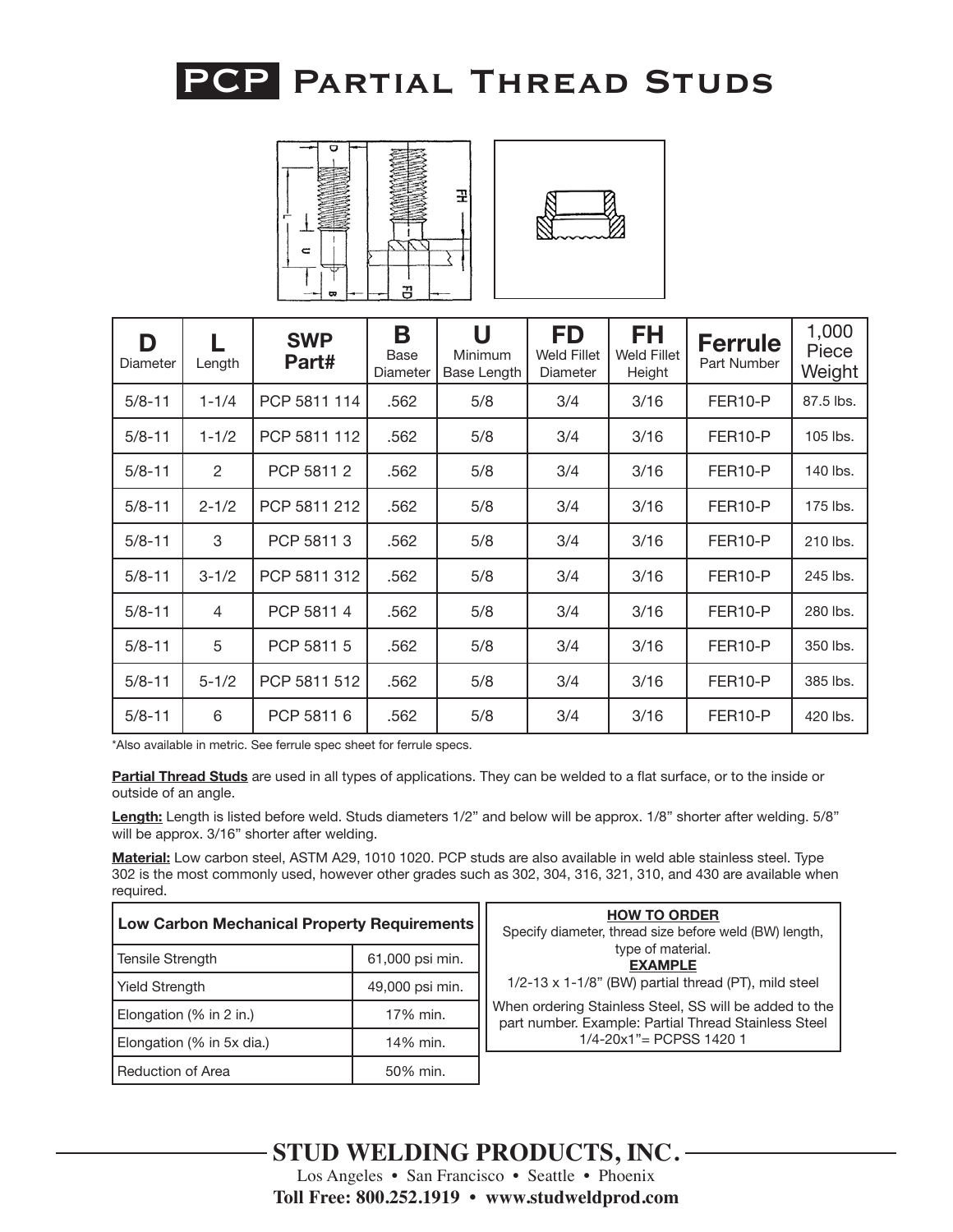# PCP Partial Thread Studs

| D Diameter | L Length | SWP Part# | B Base Diameter | U Minimum Base Length | FD Weld Fillet Diameter | FH Weld Fillet Height | Ferrule Part Number | 1,000 Piece Weight |
|---|---|---|---|---|---|---|---|---|
| 5/8-11 | 1-1/4 | PCP 5811 114 | .562 | 5/8 | 3/4 | 3/16 | FER10-P | 87.5 lbs. |
| 5/8-11 | 1-1/2 | PCP 5811 112 | .562 | 5/8 | 3/4 | 3/16 | FER10-P | 105 lbs. |
| 5/8-11 | 2 | PCP 5811 2 | .562 | 5/8 | 3/4 | 3/16 | FER10-P | 140 lbs. |
| 5/8-11 | 2-1/2 | PCP 5811 212 | .562 | 5/8 | 3/4 | 3/16 | FER10-P | 175 lbs. |
| 5/8-11 | 3 | PCP 5811 3 | .562 | 5/8 | 3/4 | 3/16 | FER10-P | 210 lbs. |
| 5/8-11 | 3-1/2 | PCP 5811 312 | .562 | 5/8 | 3/4 | 3/16 | FER10-P | 245 lbs. |
| 5/8-11 | 4 | PCP 5811 4 | .562 | 5/8 | 3/4 | 3/16 | FER10-P | 280 lbs. |
| 5/8-11 | 5 | PCP 5811 5 | .562 | 5/8 | 3/4 | 3/16 | FER10-P | 350 lbs. |
| 5/8-11 | 5-1/2 | PCP 5811 512 | .562 | 5/8 | 3/4 | 3/16 | FER10-P | 385 lbs. |
| 5/8-11 | 6 | PCP 5811 6 | .562 | 5/8 | 3/4 | 3/16 | FER10-P | 420 lbs. |

*Also available in metric. See ferrule spec sheet for ferrule specs.

**Partial Thread Studs** are used in all types of applications. They can be welded to a flat surface, or to the inside or outside of an angle.

**Length:** Length is listed before weld. Studs diameters 1/2" and below will be approx. 1/8" shorter after welding. 5/8" will be approx. 3/16" shorter after welding.

**Material:** Low carbon steel, ASTM A29, 1010 1020. PCP studs are also available in weld able stainless steel. Type 302 is the most commonly used, however other grades such as 302, 304, 316, 321, 310, and 430 are available when required.

| Low Carbon Mechanical Property Requirements | |
|---|---|
| Tensile Strength | 61,000 psi min. |
| Yield Strength | 49,000 psi min. |
| Elongation (% in 2 in.) | 17% min. |
| Elongation (% in 5x dia.) | 14% min. |
| Reduction of Area | 50% min. |

**HOW TO ORDER**

Specify diameter, thread size before weld (BW) length, type of material.

**EXAMPLE**

1/2-13 x 1-1/8" (BW) partial thread (PT), mild steel

When ordering Stainless Steel, SS will be added to the part number. Example: Partial Thread Stainless Steel 1/4-20x1"= PCPSS 1420 1

**STUD WELDING PRODUCTS, INC.**

Los Angeles • San Francisco • Seattle • Phoenix

**Toll Free: 800.252.1919 • www.studweldprod.com**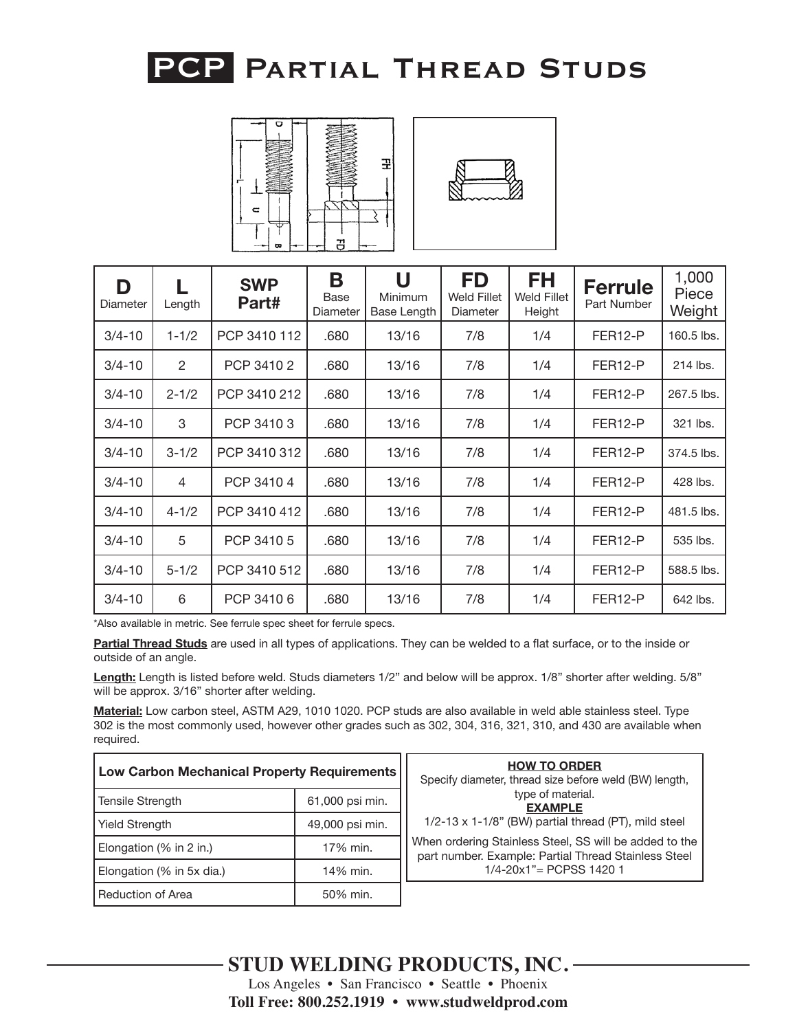# PCP Partial Thread Studs

| D Diameter | L Length | SWP Part# | B Base Diameter | U Minimum Base Length | FD Weld Fillet Diameter | FH Weld Fillet Height | Ferrule Part Number | 1,000 Piece Weight |
|---|---|---|---|---|---|---|---|---|
| 3/4-10 | 1-1/2 | PCP 3410 112 | .680 | 13/16 | 7/8 | 1/4 | FER12-P | 160.5 lbs. |
| 3/4-10 | 2 | PCP 3410 2 | .680 | 13/16 | 7/8 | 1/4 | FER12-P | 214 lbs. |
| 3/4-10 | 2-1/2 | PCP 3410 212 | .680 | 13/16 | 7/8 | 1/4 | FER12-P | 267.5 lbs. |
| 3/4-10 | 3 | PCP 3410 3 | .680 | 13/16 | 7/8 | 1/4 | FER12-P | 321 lbs. |
| 3/4-10 | 3-1/2 | PCP 3410 312 | .680 | 13/16 | 7/8 | 1/4 | FER12-P | 374.5 lbs. |
| 3/4-10 | 4 | PCP 3410 4 | .680 | 13/16 | 7/8 | 1/4 | FER12-P | 428 lbs. |
| 3/4-10 | 4-1/2 | PCP 3410 412 | .680 | 13/16 | 7/8 | 1/4 | FER12-P | 481.5 lbs. |
| 3/4-10 | 5 | PCP 3410 5 | .680 | 13/16 | 7/8 | 1/4 | FER12-P | 535 lbs. |
| 3/4-10 | 5-1/2 | PCP 3410 512 | .680 | 13/16 | 7/8 | 1/4 | FER12-P | 588.5 lbs. |
| 3/4-10 | 6 | PCP 3410 6 | .680 | 13/16 | 7/8 | 1/4 | FER12-P | 642 lbs. |

*Also available in metric. See ferrule spec sheet for ferrule specs.

**Partial Thread Studs** are used in all types of applications. They can be welded to a flat surface, or to the inside or outside of an angle.

**Length:** Length is listed before weld. Studs diameters 1/2" and below will be approx. 1/8" shorter after welding. 5/8" will be approx. 3/16" shorter after welding.

**Material:** Low carbon steel, ASTM A29, 1010 1020. PCP studs are also available in weld able stainless steel. Type 302 is the most commonly used, however other grades such as 302, 304, 316, 321, 310, and 430 are available when required.

| Low Carbon Mechanical Property Requirements | |
|---|---|
| Tensile Strength | 61,000 psi min. |
| Yield Strength | 49,000 psi min. |
| Elongation (% in 2 in.) | 17% min. |
| Elongation (% in 5x dia.) | 14% min. |
| Reduction of Area | 50% min. |

**HOW TO ORDER**

Specify diameter, thread size before weld (BW) length, type of material.

**EXAMPLE**

1/2-13 x 1-1/8" (BW) partial thread (PT), mild steel

When ordering Stainless Steel, SS will be added to the part number. Example: Partial Thread Stainless Steel 1/4-20x1"= PCPSS 1420 1

**STUD WELDING PRODUCTS, INC.**

Los Angeles • San Francisco • Seattle • Phoenix

**Toll Free: 800.252.1919 • www.studweldprod.com**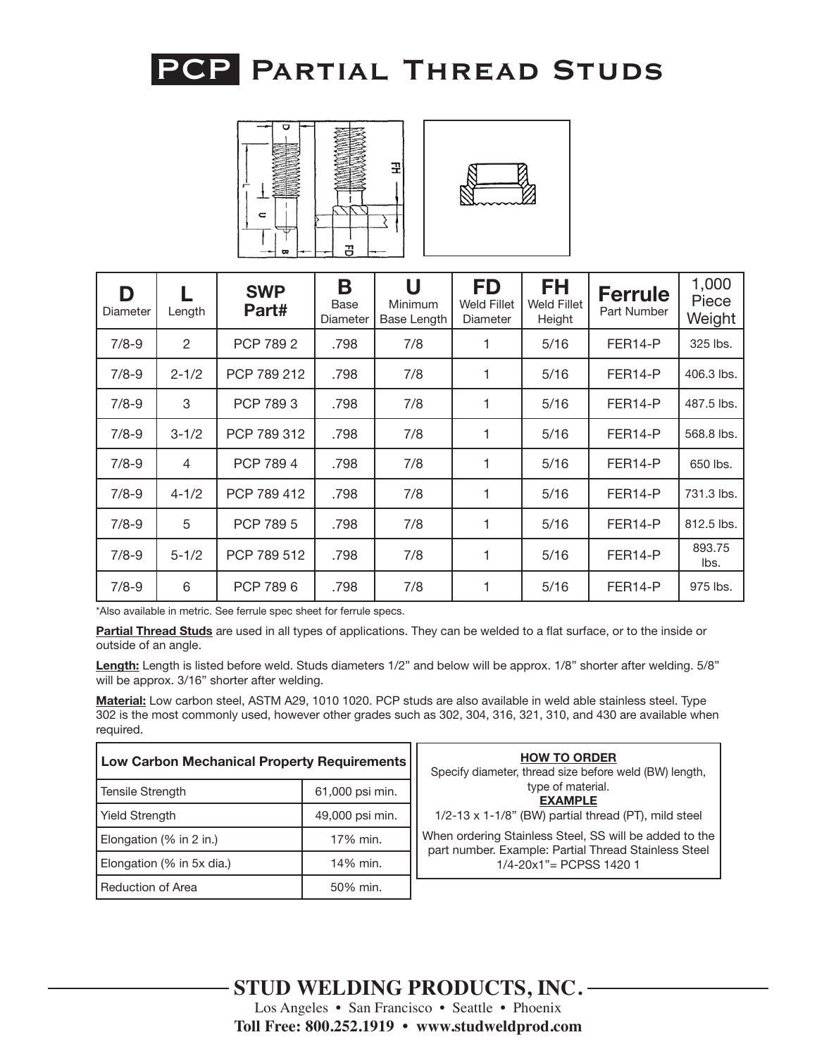# PCP Partial Thread Studs

| D Diameter | L Length | SWP Part# | B Base Diameter | U Minimum Base Length | FD Weld Fillet Diameter | FH Weld Fillet Height | Ferrule Part Number | 1,000 Piece Weight |
|---|---|---|---|---|---|---|---|---|
| 7/8-9 | 2 | PCP 789 2 | .798 | 7/8 | 1 | 5/16 | FER14-P | 325 lbs. |
| 7/8-9 | 2-1/2 | PCP 789 212 | .798 | 7/8 | 1 | 5/16 | FER14-P | 406.3 lbs. |
| 7/8-9 | 3 | PCP 789 3 | .798 | 7/8 | 1 | 5/16 | FER14-P | 487.5 lbs. |
| 7/8-9 | 3-1/2 | PCP 789 312 | .798 | 7/8 | 1 | 5/16 | FER14-P | 568.8 lbs. |
| 7/8-9 | 4 | PCP 789 4 | .798 | 7/8 | 1 | 5/16 | FER14-P | 650 lbs. |
| 7/8-9 | 4-1/2 | PCP 789 412 | .798 | 7/8 | 1 | 5/16 | FER14-P | 731.3 lbs. |
| 7/8-9 | 5 | PCP 789 5 | .798 | 7/8 | 1 | 5/16 | FER14-P | 812.5 lbs. |
| 7/8-9 | 5-1/2 | PCP 789 512 | .798 | 7/8 | 1 | 5/16 | FER14-P | 893.75 lbs. |
| 7/8-9 | 6 | PCP 789 6 | .798 | 7/8 | 1 | 5/16 | FER14-P | 975 lbs. |

*Also available in metric. See ferrule spec sheet for ferrule specs.

**Partial Thread Studs** are used in all types of applications. They can be welded to a flat surface, or to the inside or outside of an angle.

**Length:** Length is listed before weld. Studs diameters 1/2" and below will be approx. 1/8" shorter after welding. 5/8" will be approx. 3/16" shorter after welding.

**Material:** Low carbon steel, ASTM A29, 1010 1020. PCP studs are also available in weld able stainless steel. Type 302 is the most commonly used, however other grades such as 302, 304, 316, 321, 310, and 430 are available when required.

| Low Carbon Mechanical Property Requirements | |
|---|---|
| Tensile Strength | 61,000 psi min. |
| Yield Strength | 49,000 psi min. |
| Elongation (% in 2 in.) | 17% min. |
| Elongation (% in 5x dia.) | 14% min. |
| Reduction of Area | 50% min. |

**HOW TO ORDER**

Specify diameter, thread size before weld (BW) length, type of material.

**EXAMPLE**

1/2-13 x 1-1/8" (BW) partial thread (PT), mild steel

When ordering Stainless Steel, SS will be added to the part number. Example: Partial Thread Stainless Steel 1/4-20x1"= PCPSS 1420 1

**STUD WELDING PRODUCTS, INC.**

Los Angeles • San Francisco • Seattle • Phoenix

**Toll Free: 800.252.1919 • www.studweldprod.com**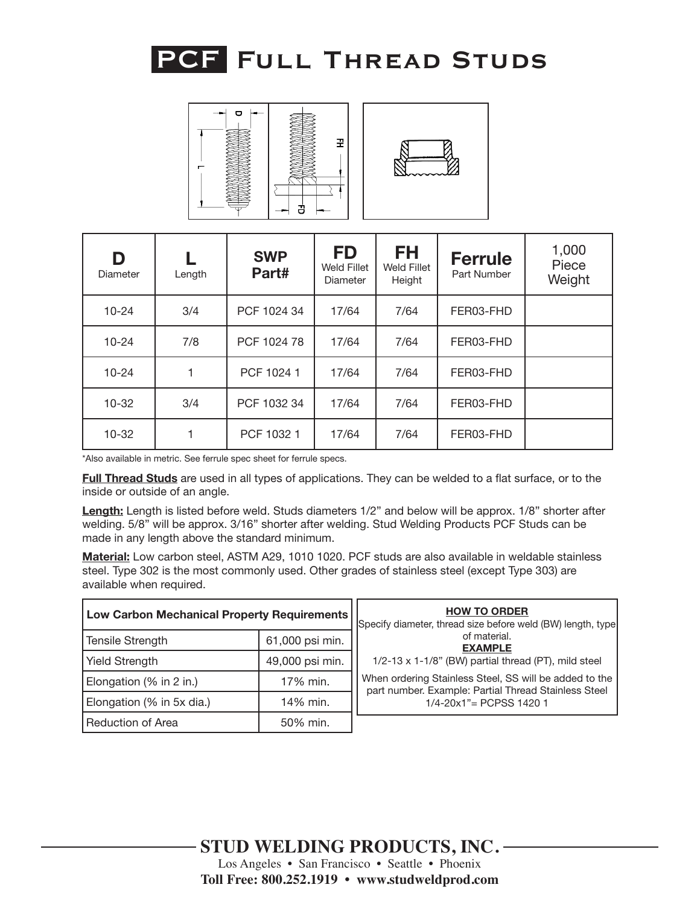# PCF Full Thread Studs

| D Diameter | L Length | SWP Part# | FD Weld Fillet Diameter | FH Weld Fillet Height | Ferrule Part Number | 1,000 Piece Weight |
|---|---|---|---|---|---|---|
| 10-24 | 3/4 | PCF 1024 34 | 17/64 | 7/64 | FER03-FHD | |
| 10-24 | 7/8 | PCF 1024 78 | 17/64 | 7/64 | FER03-FHD | |
| 10-24 | 1 | PCF 1024 1 | 17/64 | 7/64 | FER03-FHD | |
| 10-32 | 3/4 | PCF 1032 34 | 17/64 | 7/64 | FER03-FHD | |
| 10-32 | 1 | PCF 1032 1 | 17/64 | 7/64 | FER03-FHD | |

*Also available in metric. See ferrule spec sheet for ferrule specs.

**Full Thread Studs** are used in all types of applications. They can be welded to a flat surface, or to the inside or outside of an angle.

**Length:** Length is listed before weld. Studs diameters 1/2" and below will be approx. 1/8" shorter after welding. 5/8" will be approx. 3/16" shorter after welding. Stud Welding Products PCF Studs can be made in any length above the standard minimum.

**Material:** Low carbon steel, ASTM A29, 1010 1020. PCF studs are also available in weldable stainless steel. Type 302 is the most commonly used. Other grades of stainless steel (except Type 303) are available when required.

| Low Carbon Mechanical Property Requirements | |
|---|---|
| Tensile Strength | 61,000 psi min. |
| Yield Strength | 49,000 psi min. |
| Elongation (% in 2 in.) | 17% min. |
| Elongation (% in 5x dia.) | 14% min. |
| Reduction of Area | 50% min. |

**HOW TO ORDER**

Specify diameter, thread size before weld (BW) length, type of material.

**EXAMPLE**

1/2-13 x 1-1/8" (BW) partial thread (PT), mild steel

When ordering Stainless Steel, SS will be added to the part number. Example: Partial Thread Stainless Steel 1/4-20x1"= PCPSS 1420 1

**STUD WELDING PRODUCTS, INC.**

Los Angeles • San Francisco • Seattle • Phoenix

**Toll Free: 800.252.1919 • www.studweldprod.com**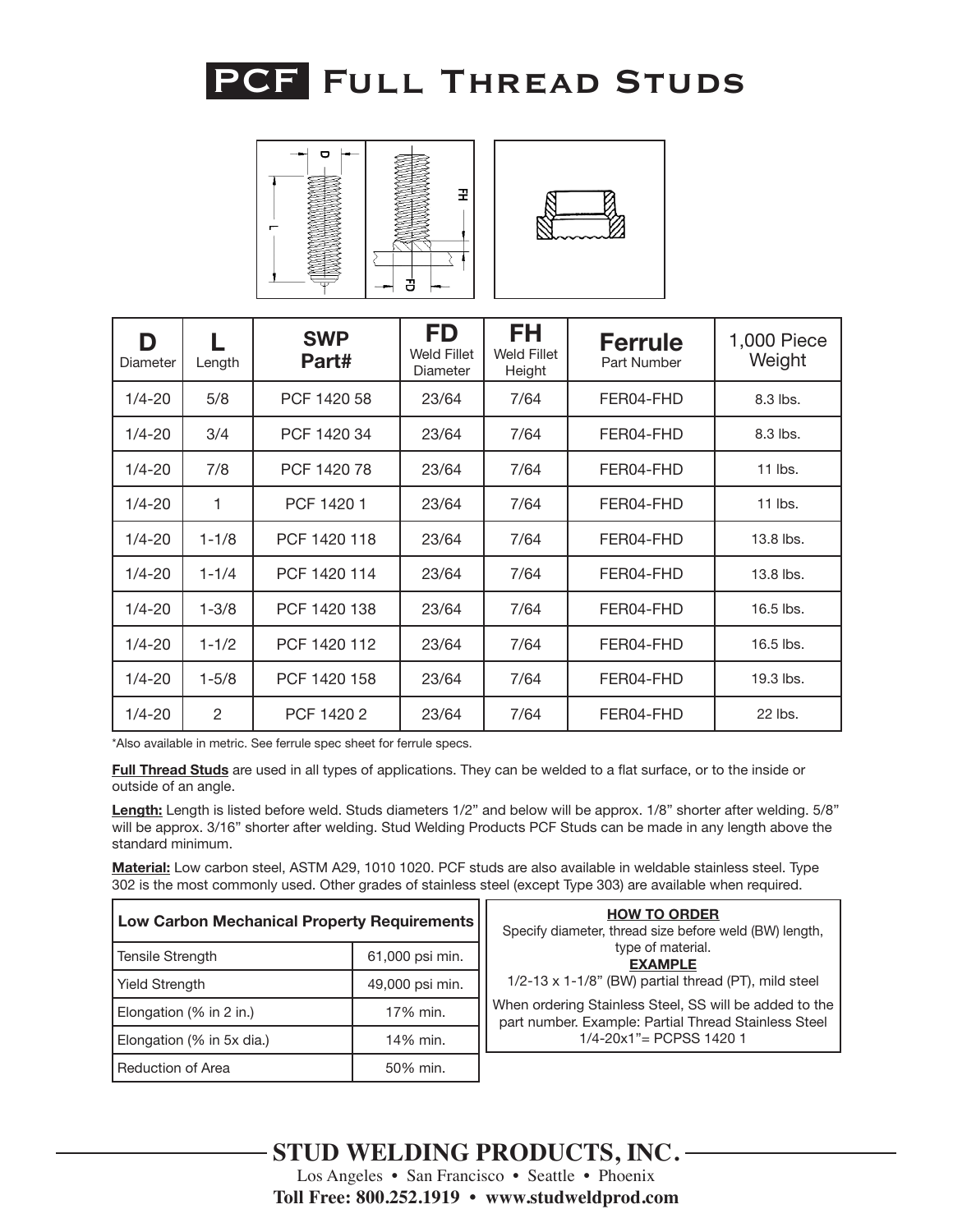# PCF Full Thread Studs

| D Diameter | L Length | SWP Part# | FD Weld Fillet Diameter | FH Weld Fillet Height | Ferrule Part Number | 1,000 Piece Weight |
|---|---|---|---|---|---|---|
| 1/4-20 | 5/8 | PCF 1420 58 | 23/64 | 7/64 | FER04-FHD | 8.3 lbs. |
| 1/4-20 | 3/4 | PCF 1420 34 | 23/64 | 7/64 | FER04-FHD | 8.3 lbs. |
| 1/4-20 | 7/8 | PCF 1420 78 | 23/64 | 7/64 | FER04-FHD | 11 lbs. |
| 1/4-20 | 1 | PCF 1420 1 | 23/64 | 7/64 | FER04-FHD | 11 lbs. |
| 1/4-20 | 1-1/8 | PCF 1420 118 | 23/64 | 7/64 | FER04-FHD | 13.8 lbs. |
| 1/4-20 | 1-1/4 | PCF 1420 114 | 23/64 | 7/64 | FER04-FHD | 13.8 lbs. |
| 1/4-20 | 1-3/8 | PCF 1420 138 | 23/64 | 7/64 | FER04-FHD | 16.5 lbs. |
| 1/4-20 | 1-1/2 | PCF 1420 112 | 23/64 | 7/64 | FER04-FHD | 16.5 lbs. |
| 1/4-20 | 1-5/8 | PCF 1420 158 | 23/64 | 7/64 | FER04-FHD | 19.3 lbs. |
| 1/4-20 | 2 | PCF 1420 2 | 23/64 | 7/64 | FER04-FHD | 22 lbs. |

*Also available in metric. See ferrule spec sheet for ferrule specs.

**Full Thread Studs** are used in all types of applications. They can be welded to a flat surface, or to the inside or outside of an angle.

**Length:** Length is listed before weld. Studs diameters 1/2" and below will be approx. 1/8" shorter after welding. 5/8" will be approx. 3/16" shorter after welding. Stud Welding Products PCF Studs can be made in any length above the standard minimum.

**Material:** Low carbon steel, ASTM A29, 1010 1020. PCF studs are also available in weldable stainless steel. Type 302 is the most commonly used. Other grades of stainless steel (except Type 303) are available when required.

| Low Carbon Mechanical Property Requirements | |
|---|---|
| Tensile Strength | 61,000 psi min. |
| Yield Strength | 49,000 psi min. |
| Elongation (% in 2 in.) | 17% min. |
| Elongation (% in 5x dia.) | 14% min. |
| Reduction of Area | 50% min. |

**HOW TO ORDER**

Specify diameter, thread size before weld (BW) length, type of material.

**EXAMPLE**

1/2-13 x 1-1/8" (BW) partial thread (PT), mild steel

When ordering Stainless Steel, SS will be added to the part number. Example: Partial Thread Stainless Steel 1/4-20x1"= PCPSS 1420 1

**STUD WELDING PRODUCTS, INC.**

Los Angeles • San Francisco • Seattle • Phoenix

**Toll Free: 800.252.1919 • www.studweldprod.com**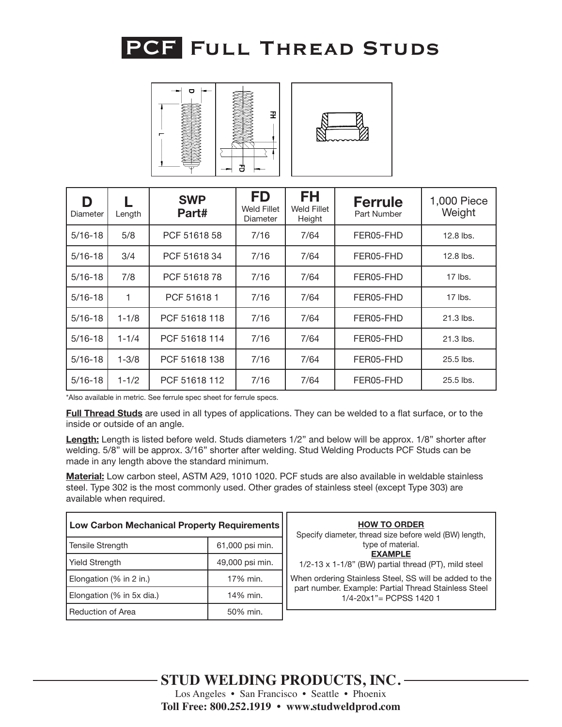# PCF Full Thread Studs

| D Diameter | L Length | SWP Part# | FD Weld Fillet Diameter | FH Weld Fillet Height | Ferrule Part Number | 1,000 Piece Weight |
|---|---|---|---|---|---|---|
| 5/16-18 | 5/8 | PCF 51618 58 | 7/16 | 7/64 | FER05-FHD | 12.8 lbs. |
| 5/16-18 | 3/4 | PCF 51618 34 | 7/16 | 7/64 | FER05-FHD | 12.8 lbs. |
| 5/16-18 | 7/8 | PCF 51618 78 | 7/16 | 7/64 | FER05-FHD | 17 lbs. |
| 5/16-18 | 1 | PCF 51618 1 | 7/16 | 7/64 | FER05-FHD | 17 lbs. |
| 5/16-18 | 1-1/8 | PCF 51618 118 | 7/16 | 7/64 | FER05-FHD | 21.3 lbs. |
| 5/16-18 | 1-1/4 | PCF 51618 114 | 7/16 | 7/64 | FER05-FHD | 21.3 lbs. |
| 5/16-18 | 1-3/8 | PCF 51618 138 | 7/16 | 7/64 | FER05-FHD | 25.5 lbs. |
| 5/16-18 | 1-1/2 | PCF 51618 112 | 7/16 | 7/64 | FER05-FHD | 25.5 lbs. |

*Also available in metric. See ferrule spec sheet for ferrule specs.

**Full Thread Studs** are used in all types of applications. They can be welded to a flat surface, or to the inside or outside of an angle.

**Length:** Length is listed before weld. Studs diameters 1/2" and below will be approx. 1/8" shorter after welding. 5/8" will be approx. 3/16" shorter after welding. Stud Welding Products PCF Studs can be made in any length above the standard minimum.

**Material:** Low carbon steel, ASTM A29, 1010 1020. PCF studs are also available in weldable stainless steel. Type 302 is the most commonly used. Other grades of stainless steel (except Type 303) are available when required.

| Low Carbon Mechanical Property Requirements | |
|---|---|
| Tensile Strength | 61,000 psi min. |
| Yield Strength | 49,000 psi min. |
| Elongation (% in 2 in.) | 17% min. |
| Elongation (% in 5x dia.) | 14% min. |
| Reduction of Area | 50% min. |

**HOW TO ORDER**

Specify diameter, thread size before weld (BW) length, type of material.

**EXAMPLE**

1/2-13 x 1-1/8" (BW) partial thread (PT), mild steel

When ordering Stainless Steel, SS will be added to the part number. Example: Partial Thread Stainless Steel 1/4-20x1"= PCPSS 1420 1

**STUD WELDING PRODUCTS, INC.**

Los Angeles • San Francisco • Seattle • Phoenix

**Toll Free: 800.252.1919 • www.studweldprod.com**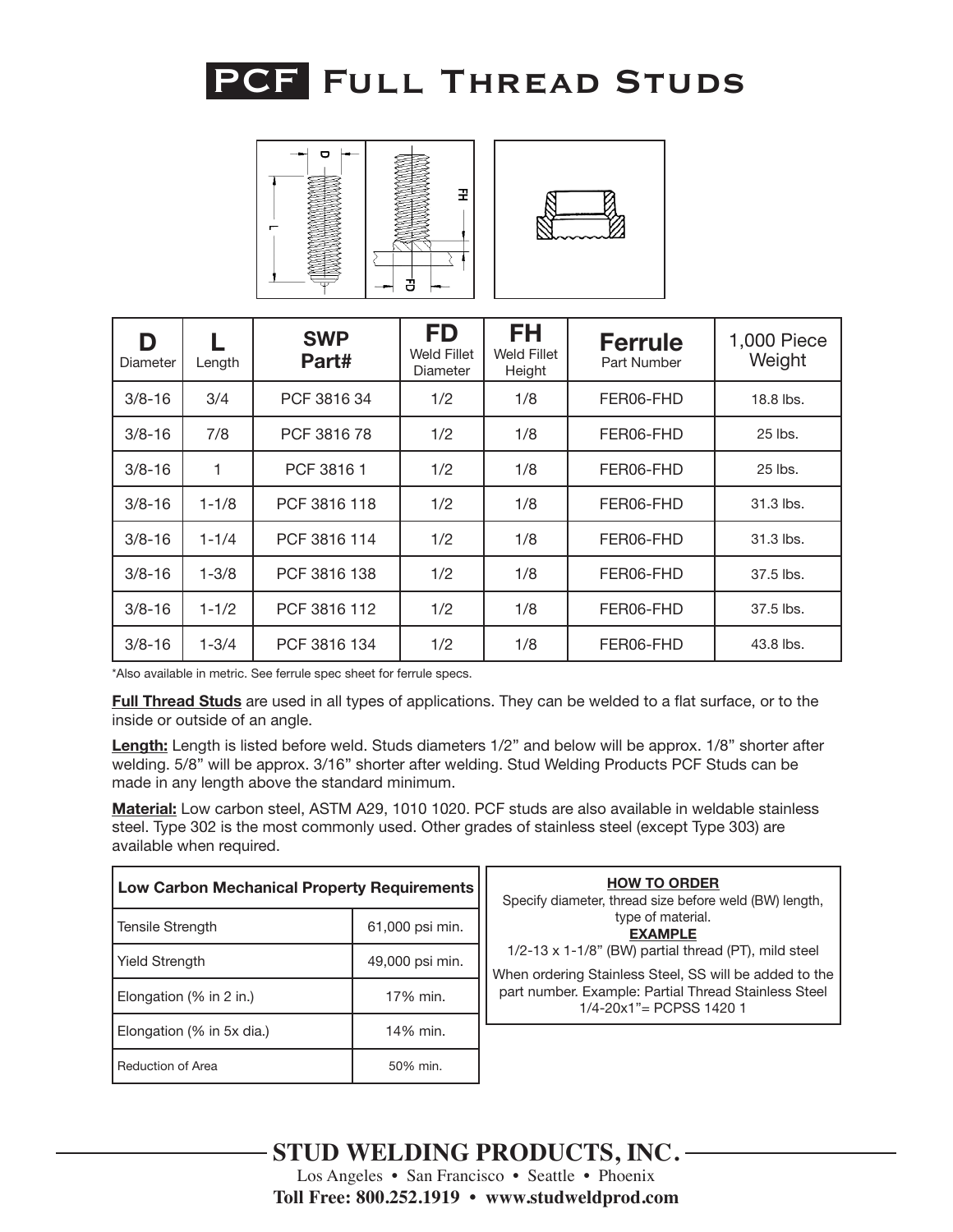# PCF Full Thread Studs

| D Diameter | L Length | SWP Part# | FD Weld Fillet Diameter | FH Weld Fillet Height | Ferrule Part Number | 1,000 Piece Weight |
|---|---|---|---|---|---|---|
| 3/8-16 | 3/4 | PCF 3816 34 | 1/2 | 1/8 | FER06-FHD | 18.8 lbs. |
| 3/8-16 | 7/8 | PCF 3816 78 | 1/2 | 1/8 | FER06-FHD | 25 lbs. |
| 3/8-16 | 1 | PCF 3816 1 | 1/2 | 1/8 | FER06-FHD | 25 lbs. |
| 3/8-16 | 1-1/8 | PCF 3816 118 | 1/2 | 1/8 | FER06-FHD | 31.3 lbs. |
| 3/8-16 | 1-1/4 | PCF 3816 114 | 1/2 | 1/8 | FER06-FHD | 31.3 lbs. |
| 3/8-16 | 1-3/8 | PCF 3816 138 | 1/2 | 1/8 | FER06-FHD | 37.5 lbs. |
| 3/8-16 | 1-1/2 | PCF 3816 112 | 1/2 | 1/8 | FER06-FHD | 37.5 lbs. |
| 3/8-16 | 1-3/4 | PCF 3816 134 | 1/2 | 1/8 | FER06-FHD | 43.8 lbs. |

*Also available in metric. See ferrule spec sheet for ferrule specs.

**Full Thread Studs** are used in all types of applications. They can be welded to a flat surface, or to the inside or outside of an angle.

**Length:** Length is listed before weld. Studs diameters 1/2" and below will be approx. 1/8" shorter after welding. 5/8" will be approx. 3/16" shorter after welding. Stud Welding Products PCF Studs can be made in any length above the standard minimum.

**Material:** Low carbon steel, ASTM A29, 1010 1020. PCF studs are also available in weldable stainless steel. Type 302 is the most commonly used. Other grades of stainless steel (except Type 303) are available when required.

| Low Carbon Mechanical Property Requirements | |
|---|---|
| Tensile Strength | 61,000 psi min. |
| Yield Strength | 49,000 psi min. |
| Elongation (% in 2 in.) | 17% min. |
| Elongation (% in 5x dia.) | 14% min. |
| Reduction of Area | 50% min. |

**HOW TO ORDER**

Specify diameter, thread size before weld (BW) length, type of material.

**EXAMPLE**

1/2-13 x 1-1/8" (BW) partial thread (PT), mild steel

When ordering Stainless Steel, SS will be added to the part number. Example: Partial Thread Stainless Steel 1/4-20x1"= PCPSS 1420 1

**STUD WELDING PRODUCTS, INC.**

Los Angeles • San Francisco • Seattle • Phoenix

**Toll Free: 800.252.1919 • www.studweldprod.com**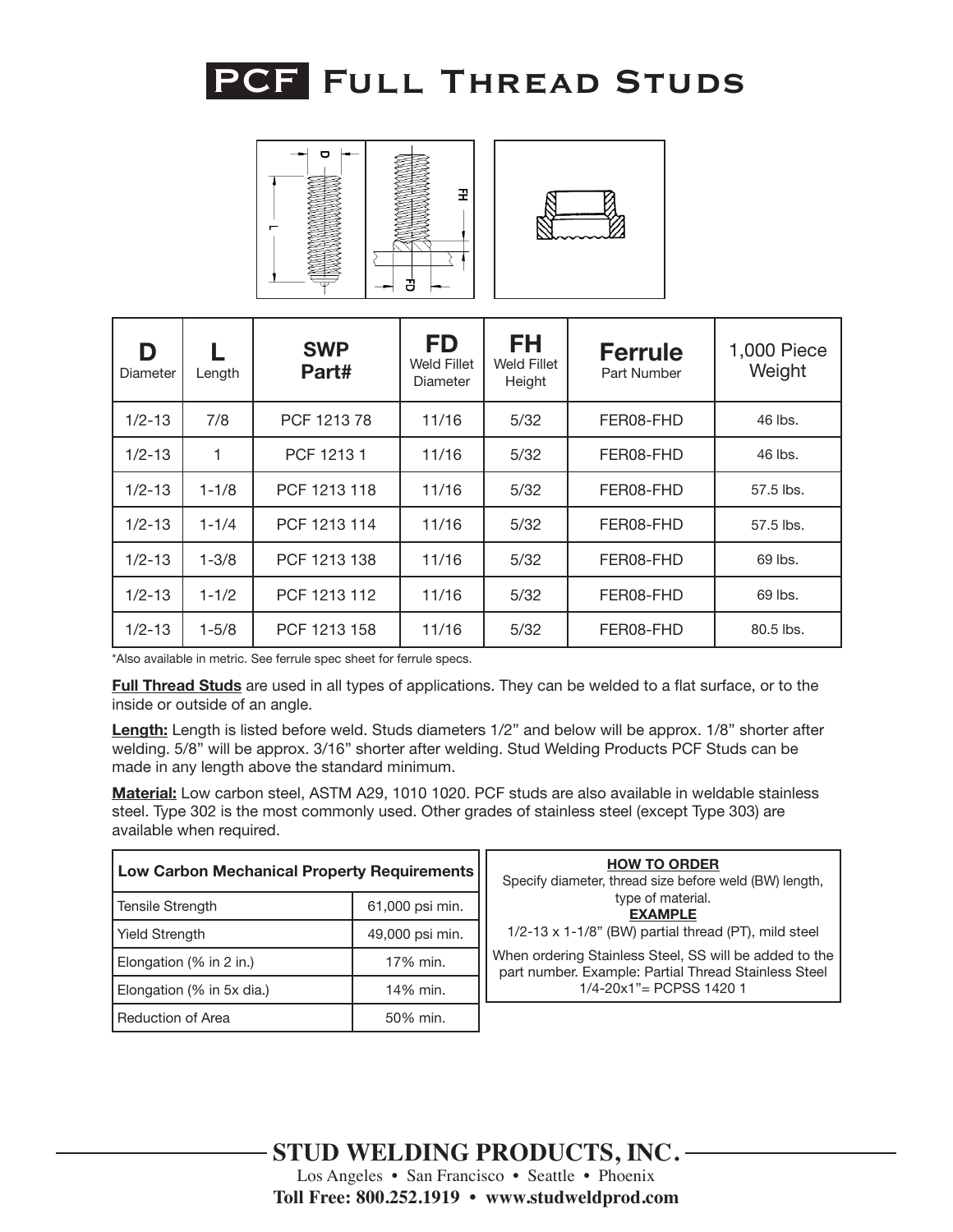# PCF Full Thread Studs

| D Diameter | L Length | SWP Part# | FD Weld Fillet Diameter | FH Weld Fillet Height | Ferrule Part Number | 1,000 Piece Weight |
|---|---|---|---|---|---|---|
| 1/2-13 | 7/8 | PCF 1213 78 | 11/16 | 5/32 | FER08-FHD | 46 lbs. |
| 1/2-13 | 1 | PCF 1213 1 | 11/16 | 5/32 | FER08-FHD | 46 lbs. |
| 1/2-13 | 1-1/8 | PCF 1213 118 | 11/16 | 5/32 | FER08-FHD | 57.5 lbs. |
| 1/2-13 | 1-1/4 | PCF 1213 114 | 11/16 | 5/32 | FER08-FHD | 57.5 lbs. |
| 1/2-13 | 1-3/8 | PCF 1213 138 | 11/16 | 5/32 | FER08-FHD | 69 lbs. |
| 1/2-13 | 1-1/2 | PCF 1213 112 | 11/16 | 5/32 | FER08-FHD | 69 lbs. |
| 1/2-13 | 1-5/8 | PCF 1213 158 | 11/16 | 5/32 | FER08-FHD | 80.5 lbs. |

*Also available in metric. See ferrule spec sheet for ferrule specs.

**Full Thread Studs** are used in all types of applications. They can be welded to a flat surface, or to the inside or outside of an angle.

**Length:** Length is listed before weld. Studs diameters 1/2" and below will be approx. 1/8" shorter after welding. 5/8" will be approx. 3/16" shorter after welding. Stud Welding Products PCF Studs can be made in any length above the standard minimum.

**Material:** Low carbon steel, ASTM A29, 1010 1020. PCF studs are also available in weldable stainless steel. Type 302 is the most commonly used. Other grades of stainless steel (except Type 303) are available when required.

| Low Carbon Mechanical Property Requirements | |
|---|---|
| Tensile Strength | 61,000 psi min. |
| Yield Strength | 49,000 psi min. |
| Elongation (% in 2 in.) | 17% min. |
| Elongation (% in 5x dia.) | 14% min. |
| Reduction of Area | 50% min. |

**HOW TO ORDER**

Specify diameter, thread size before weld (BW) length, type of material.

**EXAMPLE**

1/2-13 x 1-1/8" (BW) partial thread (PT), mild steel

When ordering Stainless Steel, SS will be added to the part number. Example: Partial Thread Stainless Steel 1/4-20x1"= PCPSS 1420 1

**STUD WELDING PRODUCTS, INC.**

Los Angeles • San Francisco • Seattle • Phoenix

**Toll Free: 800.252.1919 • www.studweldprod.com**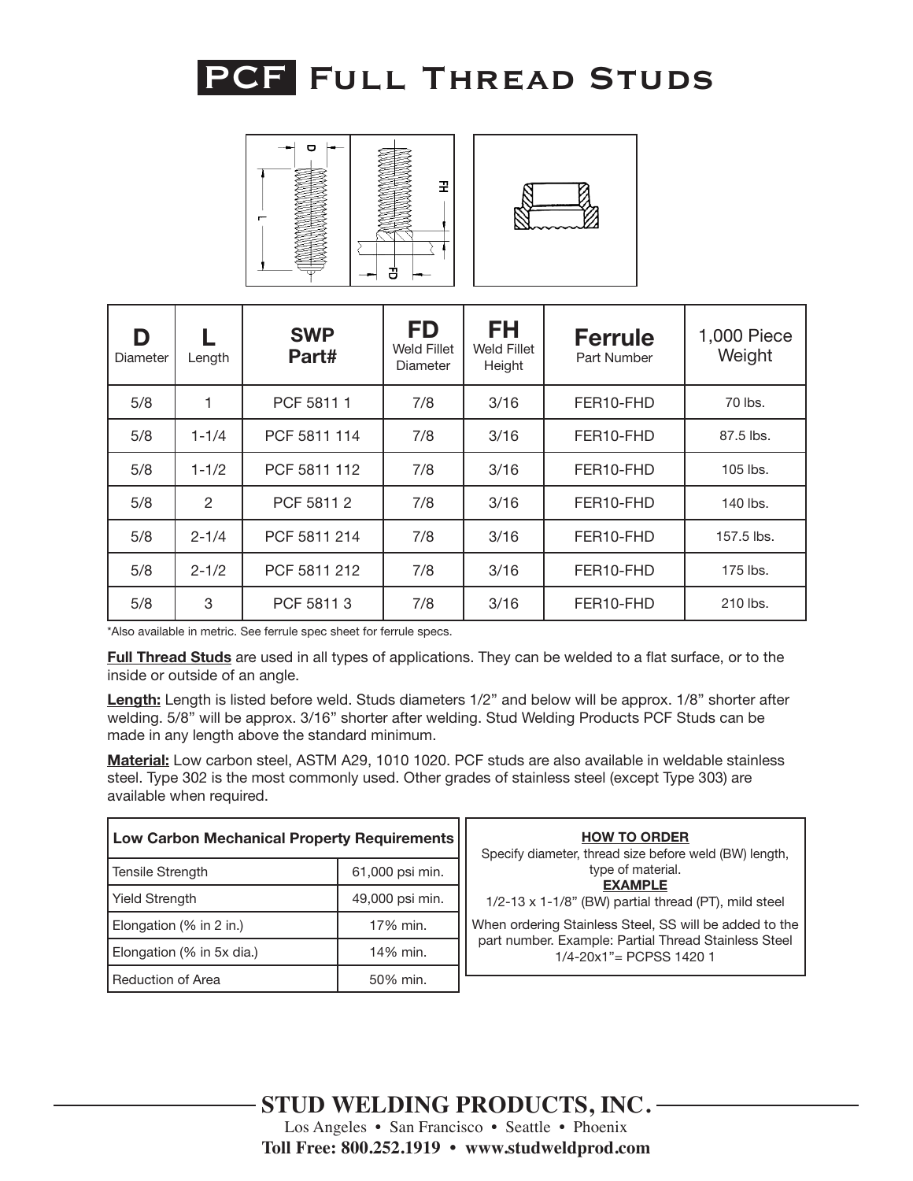# PCF Full Thread Studs

| D Diameter | L Length | SWP Part# | FD Weld Fillet Diameter | FH Weld Fillet Height | Ferrule Part Number | 1,000 Piece Weight |
|---|---|---|---|---|---|---|
| 5/8 | 1 | PCF 5811 1 | 7/8 | 3/16 | FER10-FHD | 70 lbs. |
| 5/8 | 1-1/4 | PCF 5811 114 | 7/8 | 3/16 | FER10-FHD | 87.5 lbs. |
| 5/8 | 1-1/2 | PCF 5811 112 | 7/8 | 3/16 | FER10-FHD | 105 lbs. |
| 5/8 | 2 | PCF 5811 2 | 7/8 | 3/16 | FER10-FHD | 140 lbs. |
| 5/8 | 2-1/4 | PCF 5811 214 | 7/8 | 3/16 | FER10-FHD | 157.5 lbs. |
| 5/8 | 2-1/2 | PCF 5811 212 | 7/8 | 3/16 | FER10-FHD | 175 lbs. |
| 5/8 | 3 | PCF 5811 3 | 7/8 | 3/16 | FER10-FHD | 210 lbs. |

*Also available in metric. See ferrule spec sheet for ferrule specs.

**Full Thread Studs** are used in all types of applications. They can be welded to a flat surface, or to the inside or outside of an angle.

**Length:** Length is listed before weld. Studs diameters 1/2" and below will be approx. 1/8" shorter after welding. 5/8" will be approx. 3/16" shorter after welding. Stud Welding Products PCF Studs can be made in any length above the standard minimum.

**Material:** Low carbon steel, ASTM A29, 1010 1020. PCF studs are also available in weldable stainless steel. Type 302 is the most commonly used. Other grades of stainless steel (except Type 303) are available when required.

| Low Carbon Mechanical Property Requirements | |
|---|---|
| Tensile Strength | 61,000 psi min. |
| Yield Strength | 49,000 psi min. |
| Elongation (% in 2 in.) | 17% min. |
| Elongation (% in 5x dia.) | 14% min. |
| Reduction of Area | 50% min. |

**HOW TO ORDER**

Specify diameter, thread size before weld (BW) length, type of material.

**EXAMPLE**

1/2-13 x 1-1/8" (BW) partial thread (PT), mild steel

When ordering Stainless Steel, SS will be added to the part number. Example: Partial Thread Stainless Steel 1/4-20x1"= PCPSS 1420 1

**STUD WELDING PRODUCTS, INC.**

Los Angeles • San Francisco • Seattle • Phoenix

**Toll Free: 800.252.1919 • www.studweldprod.com**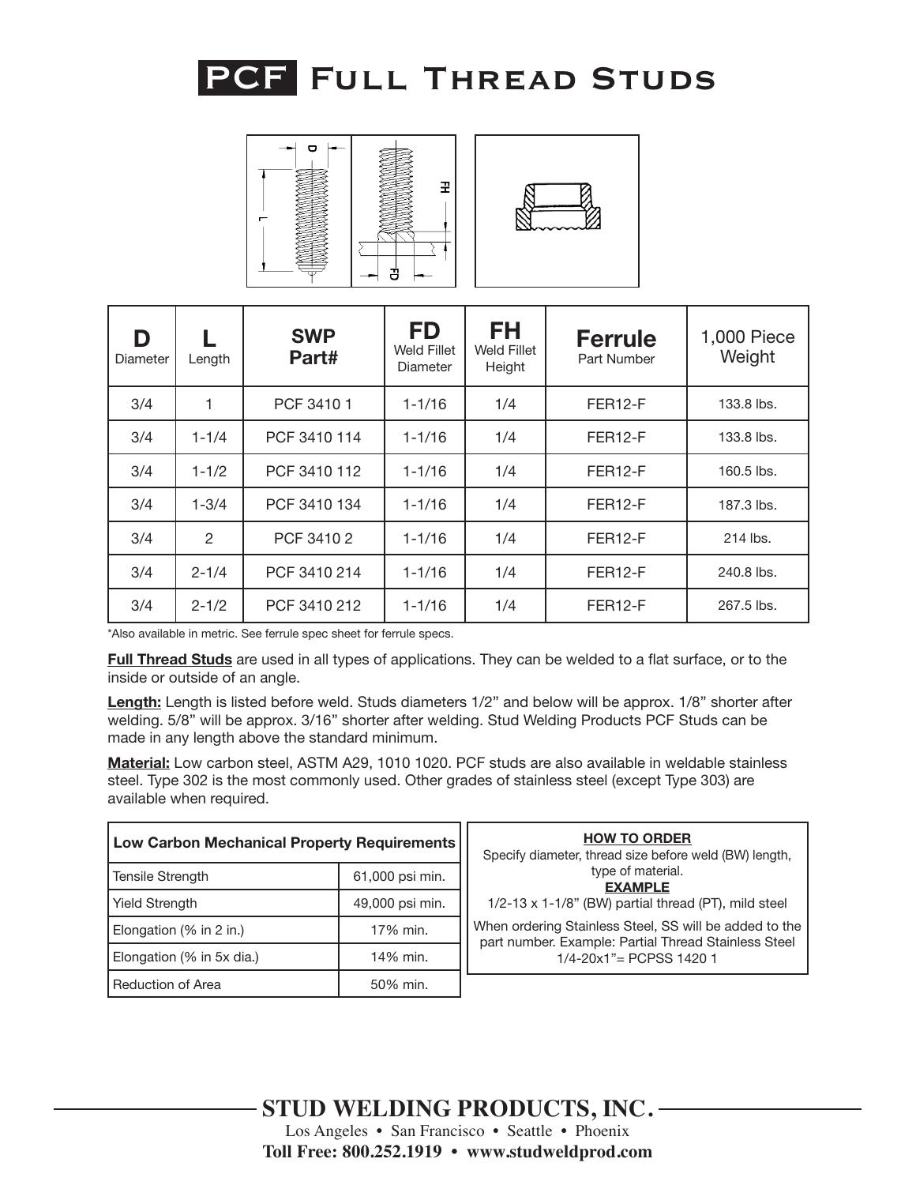# PCF Full Thread Studs

| D Diameter | L Length | SWP Part# | FD Weld Fillet Diameter | FH Weld Fillet Height | Ferrule Part Number | 1,000 Piece Weight |
|---|---|---|---|---|---|---|
| 3/4 | 1 | PCF 3410 1 | 1-1/16 | 1/4 | FER12-F | 133.8 lbs. |
| 3/4 | 1-1/4 | PCF 3410 114 | 1-1/16 | 1/4 | FER12-F | 133.8 lbs. |
| 3/4 | 1-1/2 | PCF 3410 112 | 1-1/16 | 1/4 | FER12-F | 160.5 lbs. |
| 3/4 | 1-3/4 | PCF 3410 134 | 1-1/16 | 1/4 | FER12-F | 187.3 lbs. |
| 3/4 | 2 | PCF 3410 2 | 1-1/16 | 1/4 | FER12-F | 214 lbs. |
| 3/4 | 2-1/4 | PCF 3410 214 | 1-1/16 | 1/4 | FER12-F | 240.8 lbs. |
| 3/4 | 2-1/2 | PCF 3410 212 | 1-1/16 | 1/4 | FER12-F | 267.5 lbs. |

*Also available in metric. See ferrule spec sheet for ferrule specs.

**Full Thread Studs** are used in all types of applications. They can be welded to a flat surface, or to the inside or outside of an angle.

**Length:** Length is listed before weld. Studs diameters 1/2" and below will be approx. 1/8" shorter after welding. 5/8" will be approx. 3/16" shorter after welding. Stud Welding Products PCF Studs can be made in any length above the standard minimum.

**Material:** Low carbon steel, ASTM A29, 1010 1020. PCF studs are also available in weldable stainless steel. Type 302 is the most commonly used. Other grades of stainless steel (except Type 303) are available when required.

| Low Carbon Mechanical Property Requirements | |
|---|---|
| Tensile Strength | 61,000 psi min. |
| Yield Strength | 49,000 psi min. |
| Elongation (% in 2 in.) | 17% min. |
| Elongation (% in 5x dia.) | 14% min. |
| Reduction of Area | 50% min. |

**HOW TO ORDER**

Specify diameter, thread size before weld (BW) length, type of material.

**EXAMPLE**

1/2-13 x 1-1/8" (BW) partial thread (PT), mild steel

When ordering Stainless Steel, SS will be added to the part number. Example: Partial Thread Stainless Steel 1/4-20x1"= PCPSS 1420 1

**STUD WELDING PRODUCTS, INC.**

Los Angeles • San Francisco • Seattle • Phoenix

**Toll Free: 800.252.1919 • www.studweldprod.com**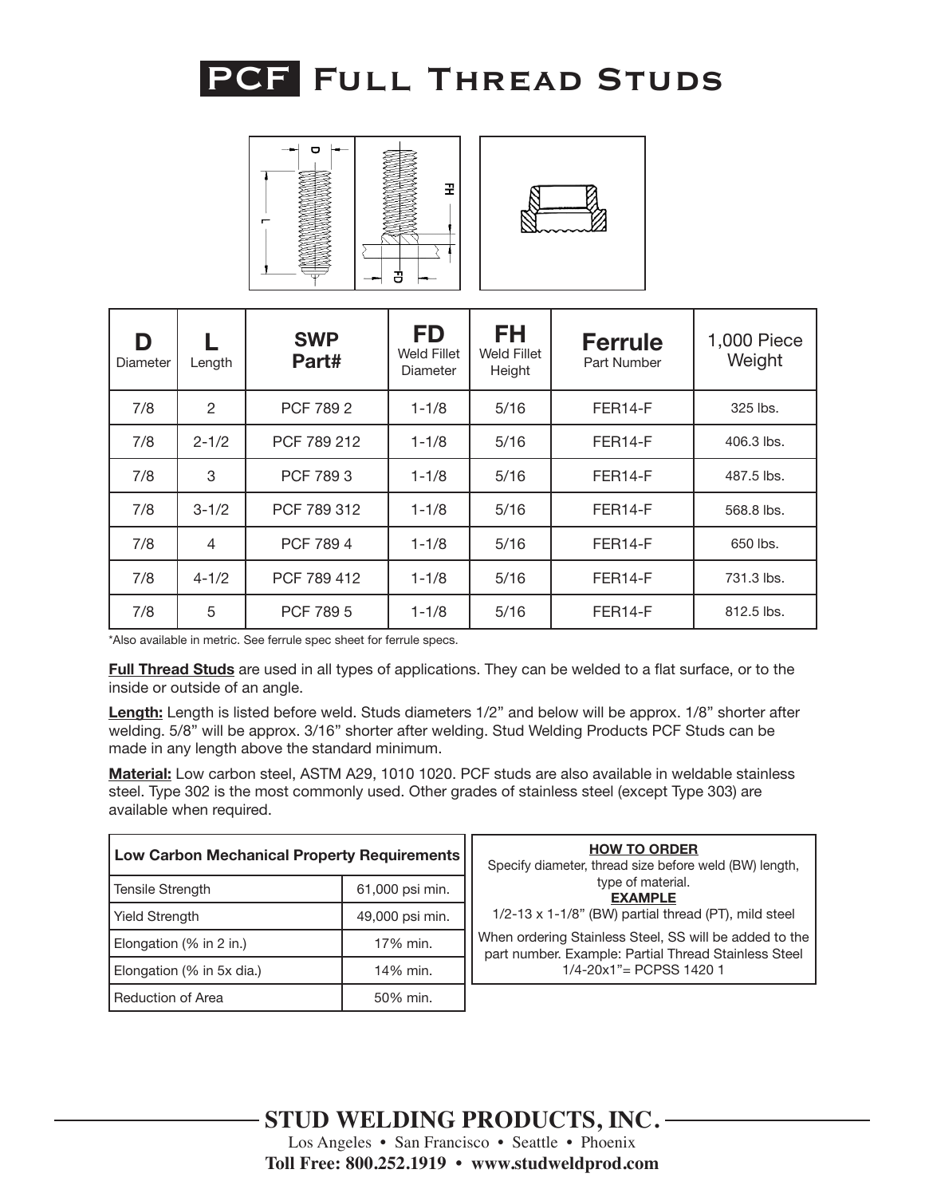# PCF Full Thread Studs

| D Diameter | L Length | SWP Part# | FD Weld Fillet Diameter | FH Weld Fillet Height | Ferrule Part Number | 1,000 Piece Weight |
|---|---|---|---|---|---|---|
| 7/8 | 2 | PCF 789 2 | 1-1/8 | 5/16 | FER14-F | 325 lbs. |
| 7/8 | 2-1/2 | PCF 789 212 | 1-1/8 | 5/16 | FER14-F | 406.3 lbs. |
| 7/8 | 3 | PCF 789 3 | 1-1/8 | 5/16 | FER14-F | 487.5 lbs. |
| 7/8 | 3-1/2 | PCF 789 312 | 1-1/8 | 5/16 | FER14-F | 568.8 lbs. |
| 7/8 | 4 | PCF 789 4 | 1-1/8 | 5/16 | FER14-F | 650 lbs. |
| 7/8 | 4-1/2 | PCF 789 412 | 1-1/8 | 5/16 | FER14-F | 731.3 lbs. |
| 7/8 | 5 | PCF 789 5 | 1-1/8 | 5/16 | FER14-F | 812.5 lbs. |

*Also available in metric. See ferrule spec sheet for ferrule specs.

**Full Thread Studs** are used in all types of applications. They can be welded to a flat surface, or to the inside or outside of an angle.

**Length:** Length is listed before weld. Studs diameters 1/2" and below will be approx. 1/8" shorter after welding. 5/8" will be approx. 3/16" shorter after welding. Stud Welding Products PCF Studs can be made in any length above the standard minimum.

**Material:** Low carbon steel, ASTM A29, 1010 1020. PCF studs are also available in weldable stainless steel. Type 302 is the most commonly used. Other grades of stainless steel (except Type 303) are available when required.

| Low Carbon Mechanical Property Requirements | |
|---|---|
| Tensile Strength | 61,000 psi min. |
| Yield Strength | 49,000 psi min. |
| Elongation (% in 2 in.) | 17% min. |
| Elongation (% in 5x dia.) | 14% min. |
| Reduction of Area | 50% min. |

**HOW TO ORDER**

Specify diameter, thread size before weld (BW) length, type of material.

**EXAMPLE**

1/2-13 x 1-1/8" (BW) partial thread (PT), mild steel

When ordering Stainless Steel, SS will be added to the part number. Example: Partial Thread Stainless Steel 1/4-20x1"= PCPSS 1420 1

**STUD WELDING PRODUCTS, INC.**

Los Angeles • San Francisco • Seattle • Phoenix

**Toll Free: 800.252.1919 • www.studweldprod.com**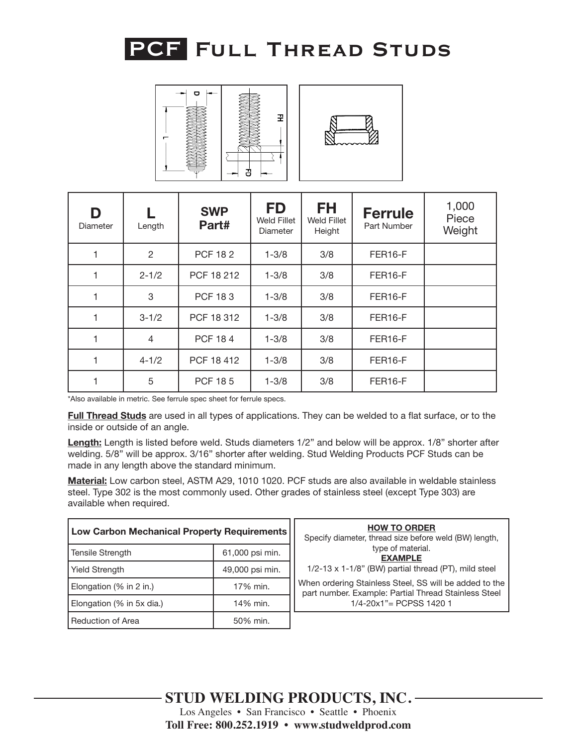# PCF Full Thread Studs

| D Diameter | L Length | SWP Part# | FD Weld Fillet Diameter | FH Weld Fillet Height | Ferrule Part Number | 1,000 Piece Weight |
|---|---|---|---|---|---|---|
| 1 | 2 | PCF 18 2 | 1-3/8 | 3/8 | FER16-F | |
| 1 | 2-1/2 | PCF 18 212 | 1-3/8 | 3/8 | FER16-F | |
| 1 | 3 | PCF 18 3 | 1-3/8 | 3/8 | FER16-F | |
| 1 | 3-1/2 | PCF 18 312 | 1-3/8 | 3/8 | FER16-F | |
| 1 | 4 | PCF 18 4 | 1-3/8 | 3/8 | FER16-F | |
| 1 | 4-1/2 | PCF 18 412 | 1-3/8 | 3/8 | FER16-F | |
| 1 | 5 | PCF 18 5 | 1-3/8 | 3/8 | FER16-F | |

*Also available in metric. See ferrule spec sheet for ferrule specs.

**Full Thread Studs** are used in all types of applications. They can be welded to a flat surface, or to the inside or outside of an angle.

**Length:** Length is listed before weld. Studs diameters 1/2" and below will be approx. 1/8" shorter after welding. 5/8" will be approx. 3/16" shorter after welding. Stud Welding Products PCF Studs can be made in any length above the standard minimum.

**Material:** Low carbon steel, ASTM A29, 1010 1020. PCF studs are also available in weldable stainless steel. Type 302 is the most commonly used. Other grades of stainless steel (except Type 303) are available when required.

| Low Carbon Mechanical Property Requirements | |
|---|---|
| Tensile Strength | 61,000 psi min. |
| Yield Strength | 49,000 psi min. |
| Elongation (% in 2 in.) | 17% min. |
| Elongation (% in 5x dia.) | 14% min. |
| Reduction of Area | 50% min. |

**HOW TO ORDER**

Specify diameter, thread size before weld (BW) length, type of material.

**EXAMPLE**

1/2-13 x 1-1/8" (BW) partial thread (PT), mild steel

When ordering Stainless Steel, SS will be added to the part number. Example: Partial Thread Stainless Steel 1/4-20x1"= PCPSS 1420 1

**STUD WELDING PRODUCTS, INC.**

Los Angeles • San Francisco • Seattle • Phoenix

**Toll Free: 800.252.1919 • www.studweldprod.com**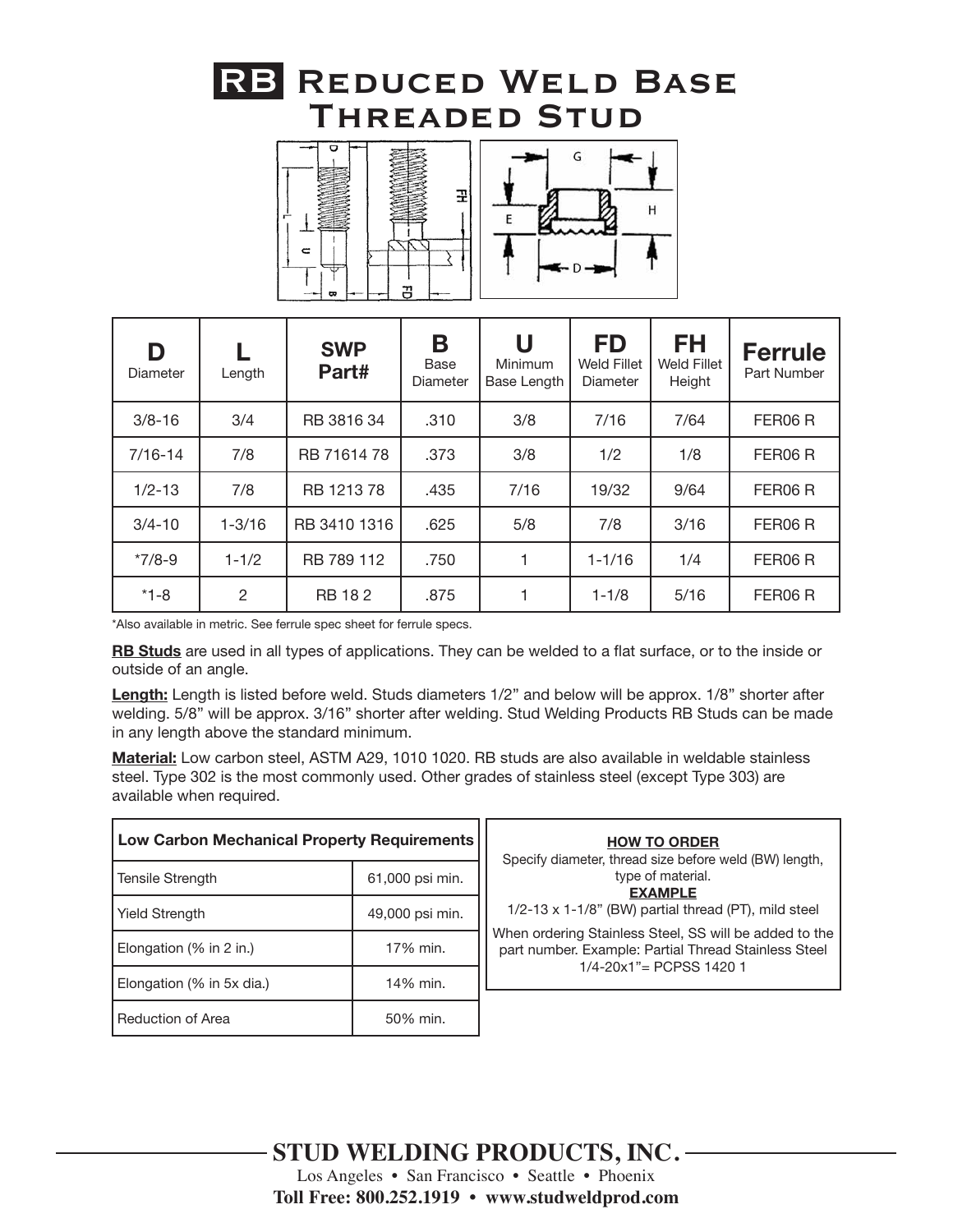# RB Reduced Weld Base Threaded Stud

| D Diameter | L Length | SWP Part# | B Base Diameter | U Minimum Base Length | FD Weld Fillet Diameter | FH Weld Fillet Height | Ferrule Part Number |
|---|---|---|---|---|---|---|---|
| 3/8-16 | 3/4 | RB 3816 34 | .310 | 3/8 | 7/16 | 7/64 | FER06 R |
| 7/16-14 | 7/8 | RB 71614 78 | .373 | 3/8 | 1/2 | 1/8 | FER06 R |
| 1/2-13 | 7/8 | RB 1213 78 | .435 | 7/16 | 19/32 | 9/64 | FER06 R |
| 3/4-10 | 1-3/16 | RB 3410 1316 | .625 | 5/8 | 7/8 | 3/16 | FER06 R |
| *7/8-9 | 1-1/2 | RB 789 112 | .750 | 1 | 1-1/16 | 1/4 | FER06 R |
| *1-8 | 2 | RB 18 2 | .875 | 1 | 1-1/8 | 5/16 | FER06 R |

*Also available in metric. See ferrule spec sheet for ferrule specs.

**RB Studs** are used in all types of applications. They can be welded to a flat surface, or to the inside or outside of an angle.

**Length:** Length is listed before weld. Studs diameters 1/2" and below will be approx. 1/8" shorter after welding. 5/8" will be approx. 3/16" shorter after welding. Stud Welding Products RB Studs can be made in any length above the standard minimum.

**Material:** Low carbon steel, ASTM A29, 1010 1020. RB studs are also available in weldable stainless steel. Type 302 is the most commonly used. Other grades of stainless steel (except Type 303) are available when required.

| Low Carbon Mechanical Property Requirements | |
|---|---|
| Tensile Strength | 61,000 psi min. |
| Yield Strength | 49,000 psi min. |
| Elongation (% in 2 in.) | 17% min. |
| Elongation (% in 5x dia.) | 14% min. |
| Reduction of Area | 50% min. |

**HOW TO ORDER**

Specify diameter, thread size before weld (BW) length, type of material.

**EXAMPLE**

1/2-13 x 1-1/8" (BW) partial thread (PT), mild steel

When ordering Stainless Steel, SS will be added to the part number. Example: Partial Thread Stainless Steel 1/4-20x1"= PCPSS 1420 1

**STUD WELDING PRODUCTS, INC.**

Los Angeles • San Francisco • Seattle • Phoenix

**Toll Free: 800.252.1919 • www.studweldprod.com**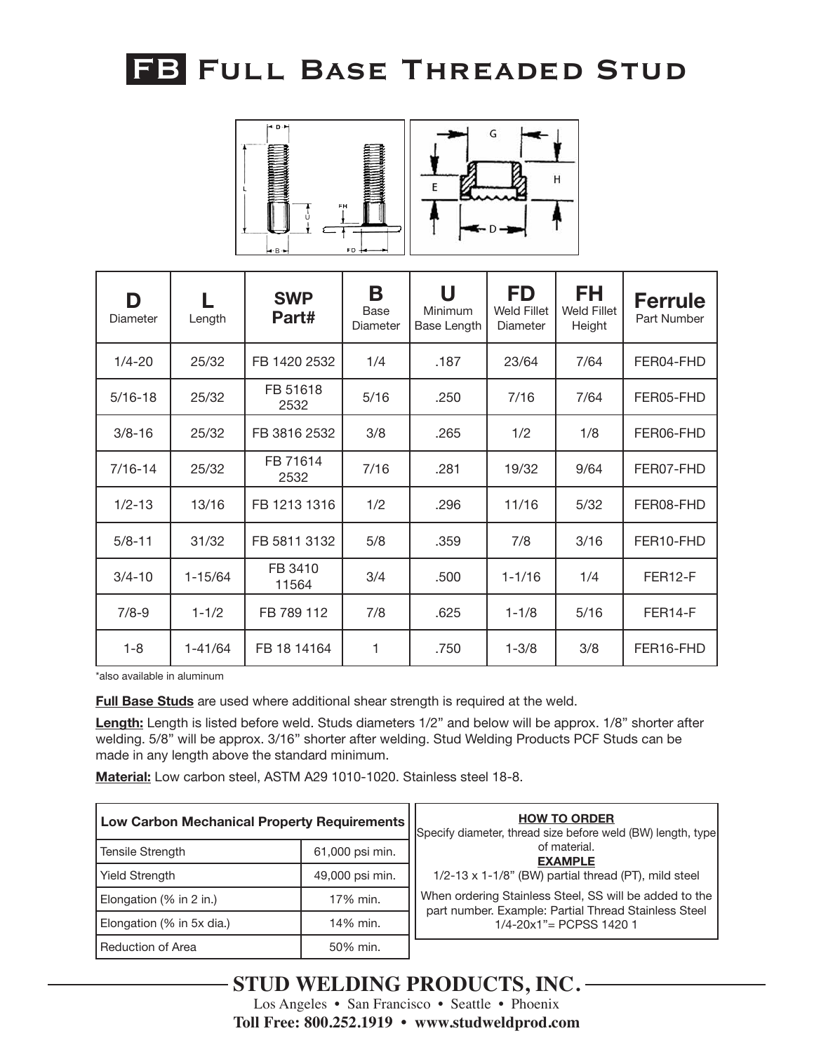# FB Full Base Threaded Stud

| **D** Diameter | **L** Length | **SWP Part#** | **B** Base Diameter | **U** Minimum Base Length | **FD** Weld Fillet Diameter | **FH** Weld Fillet Height | **Ferrule** Part Number |
|---|---|---|---|---|---|---|---|
| 1/4-20 | 25/32 | FB 1420 2532 | 1/4 | .187 | 23/64 | 7/64 | FER04-FHD |
| 5/16-18 | 25/32 | FB 51618 2532 | 5/16 | .250 | 7/16 | 7/64 | FER05-FHD |
| 3/8-16 | 25/32 | FB 3816 2532 | 3/8 | .265 | 1/2 | 1/8 | FER06-FHD |
| 7/16-14 | 25/32 | FB 71614 2532 | 7/16 | .281 | 19/32 | 9/64 | FER07-FHD |
| 1/2-13 | 13/16 | FB 1213 1316 | 1/2 | .296 | 11/16 | 5/32 | FER08-FHD |
| 5/8-11 | 31/32 | FB 5811 3132 | 5/8 | .359 | 7/8 | 3/16 | FER10-FHD |
| 3/4-10 | 1-15/64 | FB 3410 11564 | 3/4 | .500 | 1-1/16 | 1/4 | FER12-F |
| 7/8-9 | 1-1/2 | FB 789 112 | 7/8 | .625 | 1-1/8 | 5/16 | FER14-F |
| 1-8 | 1-41/64 | FB 18 14164 | 1 | .750 | 1-3/8 | 3/8 | FER16-FHD |

*also available in aluminum

**Full Base Studs** are used where additional shear strength is required at the weld.

**Length:** Length is listed before weld. Studs diameters 1/2" and below will be approx. 1/8" shorter after welding. 5/8" will be approx. 3/16" shorter after welding. Stud Welding Products PCF Studs can be made in any length above the standard minimum.

**Material:** Low carbon steel, ASTM A29 1010-1020. Stainless steel 18-8.

| Low Carbon Mechanical Property Requirements | |
|---|---|
| Tensile Strength | 61,000 psi min. |
| Yield Strength | 49,000 psi min. |
| Elongation (% in 2 in.) | 17% min. |
| Elongation (% in 5x dia.) | 14% min. |
| Reduction of Area | 50% min. |

**HOW TO ORDER**

Specify diameter, thread size before weld (BW) length, type of material.

**EXAMPLE**

1/2-13 x 1-1/8" (BW) partial thread (PT), mild steel

When ordering Stainless Steel, SS will be added to the part number. Example: Partial Thread Stainless Steel 1/4-20x1"= PCPSS 1420 1

**STUD WELDING PRODUCTS, INC.**

Los Angeles • San Francisco • Seattle • Phoenix

**Toll Free: 800.252.1919 • www.studweldprod.com**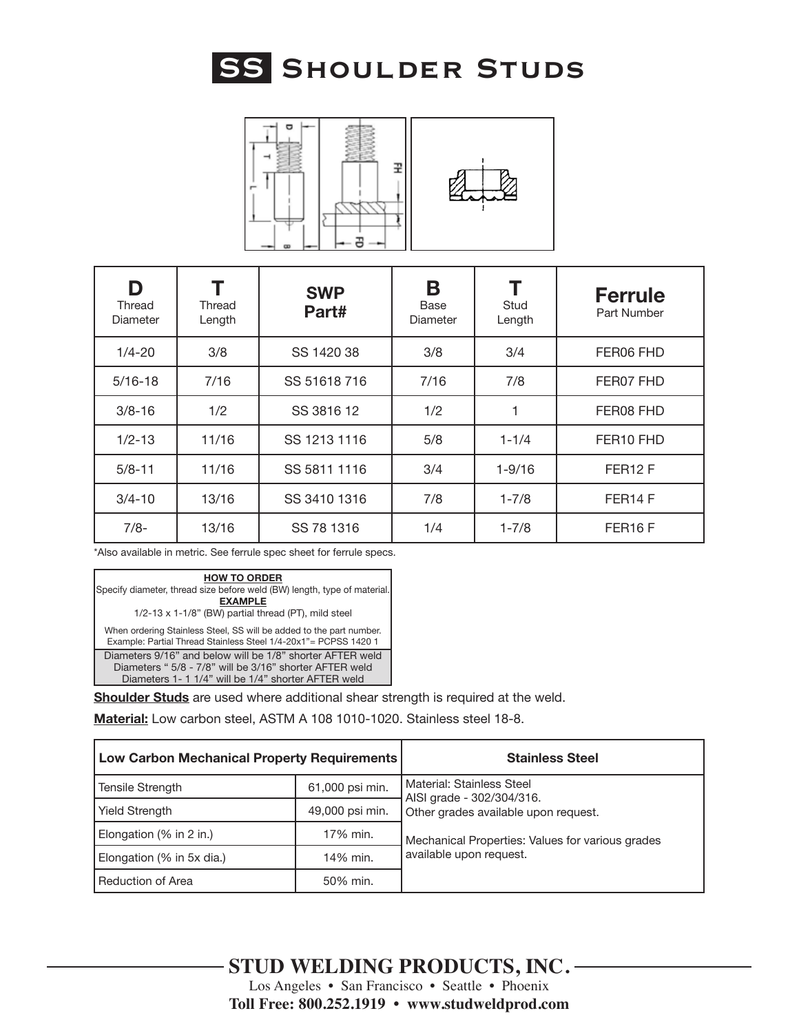# SS Shoulder Studs

| D Thread Diameter | T Thread Length | SWP Part# | B Base Diameter | T Stud Length | Ferrule Part Number |
|---|---|---|---|---|---|
| 1/4-20 | 3/8 | SS 1420 38 | 3/8 | 3/4 | FER06 FHD |
| 5/16-18 | 7/16 | SS 51618 716 | 7/16 | 7/8 | FER07 FHD |
| 3/8-16 | 1/2 | SS 3816 12 | 1/2 | 1 | FER08 FHD |
| 1/2-13 | 11/16 | SS 1213 1116 | 5/8 | 1-1/4 | FER10 FHD |
| 5/8-11 | 11/16 | SS 5811 1116 | 3/4 | 1-9/16 | FER12 F |
| 3/4-10 | 13/16 | SS 3410 1316 | 7/8 | 1-7/8 | FER14 F |
| 7/8- | 13/16 | SS 78 1316 | 1/4 | 1-7/8 | FER16 F |

*Also available in metric. See ferrule spec sheet for ferrule specs.

**HOW TO ORDER**

Specify diameter, thread size before weld (BW) length, type of material.

**EXAMPLE**

1/2-13 x 1-1/8" (BW) partial thread (PT), mild steel

When ordering Stainless Steel, SS will be added to the part number.
Example: Partial Thread Stainless Steel 1/4-20x1"= PCPSS 1420 1

Diameters 9/16" and below will be 1/8" shorter AFTER weld
Diameters " 5/8 - 7/8" will be 3/16" shorter AFTER weld
Diameters 1- 1 1/4" will be 1/4" shorter AFTER weld

**Shoulder Studs** are used where additional shear strength is required at the weld.

**Material:** Low carbon steel, ASTM A 108 1010-1020. Stainless steel 18-8.

| Low Carbon Mechanical Property Requirements | | Stainless Steel |
|---|---|---|
| Tensile Strength | 61,000 psi min. | Material: Stainless Steel AISI grade - 302/304/316. Other grades available upon request. |
| Yield Strength | 49,000 psi min. | |
| Elongation (% in 2 in.) | 17% min. | Mechanical Properties: Values for various grades available upon request. |
| Elongation (% in 5x dia.) | 14% min. | |
| Reduction of Area | 50% min. | |

**STUD WELDING PRODUCTS, INC.**

Los Angeles • San Francisco • Seattle • Phoenix

**Toll Free: 800.252.1919 • www.studweldprod.com**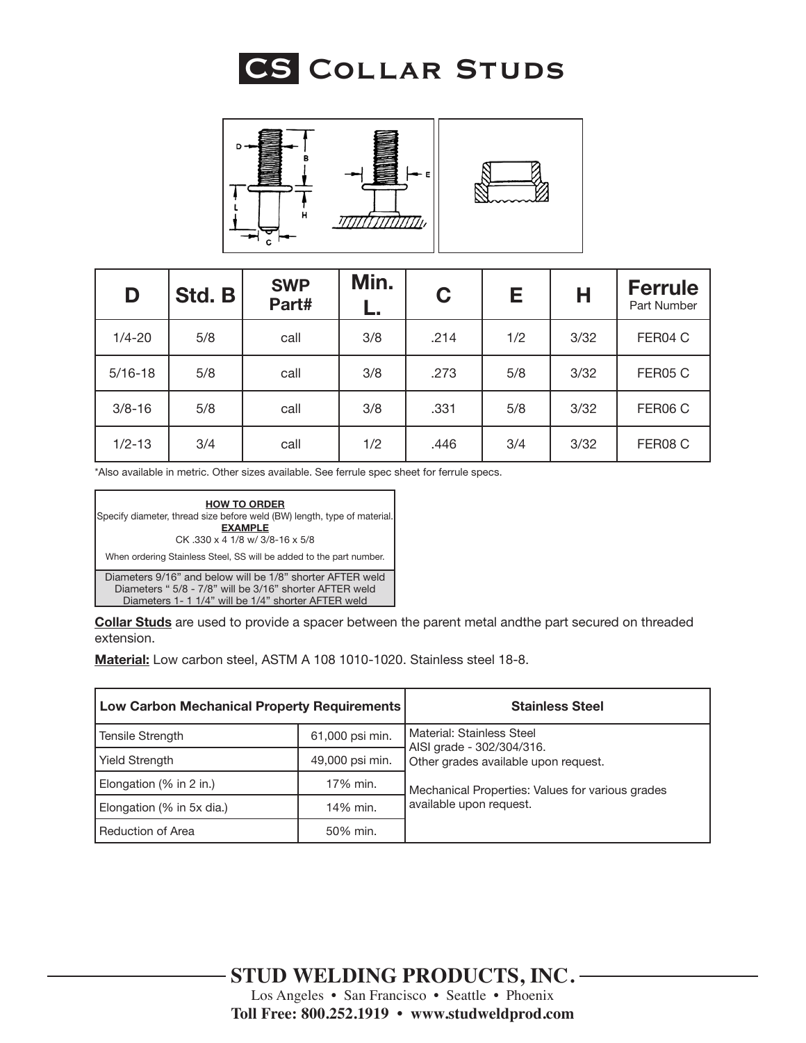# CS Collar Studs

| D | Std. B | SWP Part# | Min. L. | C | E | H | Ferrule Part Number |
|---|---|---|---|---|---|---|---|
| 1/4-20 | 5/8 | call | 3/8 | .214 | 1/2 | 3/32 | FER04 C |
| 5/16-18 | 5/8 | call | 3/8 | .273 | 5/8 | 3/32 | FER05 C |
| 3/8-16 | 5/8 | call | 3/8 | .331 | 5/8 | 3/32 | FER06 C |
| 1/2-13 | 3/4 | call | 1/2 | .446 | 3/4 | 3/32 | FER08 C |

*Also available in metric. Other sizes available. See ferrule spec sheet for ferrule specs.

**HOW TO ORDER**

Specify diameter, thread size before weld (BW) length, type of material.

**EXAMPLE**

CK .330 x 4 1/8 w/ 3/8-16 x 5/8

When ordering Stainless Steel, SS will be added to the part number.

Diameters 9/16" and below will be 1/8" shorter AFTER weld
Diameters " 5/8 - 7/8" will be 3/16" shorter AFTER weld
Diameters 1- 1 1/4" will be 1/4" shorter AFTER weld

**Collar Studs** are used to provide a spacer between the parent metal andthe part secured on threaded extension.

**Material:** Low carbon steel, ASTM A 108 1010-1020. Stainless steel 18-8.

| Low Carbon Mechanical Property Requirements | | Stainless Steel |
|---|---|---|
| Tensile Strength | 61,000 psi min. | Material: Stainless Steel AISI grade - 302/304/316. Other grades available upon request. Mechanical Properties: Values for various grades available upon request. |
| Yield Strength | 49,000 psi min. | |
| Elongation (% in 2 in.) | 17% min. | |
| Elongation (% in 5x dia.) | 14% min. | |
| Reduction of Area | 50% min. | |

**STUD WELDING PRODUCTS, INC.**

Los Angeles • San Francisco • Seattle • Phoenix

**Toll Free: 800.252.1919 • www.studweldprod.com**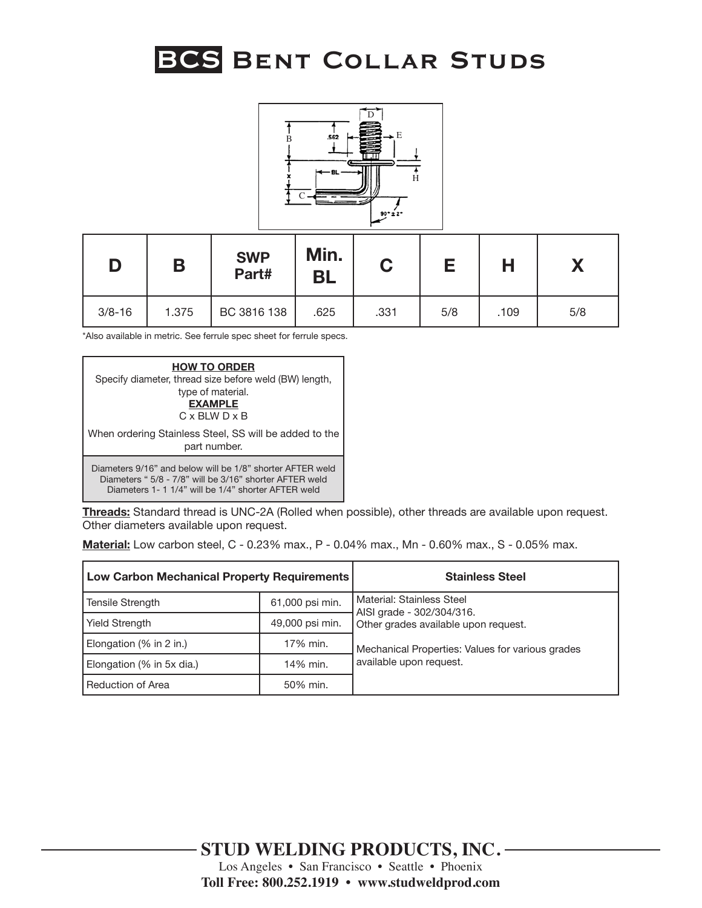# BCS Bent Collar Studs

| D | B | SWP Part# | Min. BL | C | E | H | X |
|---|---|---|---|---|---|---|---|
| 3/8-16 | 1.375 | BC 3816 138 | .625 | .331 | 5/8 | .109 | 5/8 |

*Also available in metric. See ferrule spec sheet for ferrule specs.

**HOW TO ORDER**

Specify diameter, thread size before weld (BW) length, type of material.

**EXAMPLE**

C x BLW D x B

When ordering Stainless Steel, SS will be added to the part number.

Diameters 9/16" and below will be 1/8" shorter AFTER weld
Diameters " 5/8 - 7/8" will be 3/16" shorter AFTER weld
Diameters 1- 1 1/4" will be 1/4" shorter AFTER weld

**Threads:** Standard thread is UNC-2A (Rolled when possible), other threads are available upon request. Other diameters available upon request.

**Material:** Low carbon steel, C - 0.23% max., P - 0.04% max., Mn - 0.60% max., S - 0.05% max.

| Low Carbon Mechanical Property Requirements | | Stainless Steel |
|---|---|---|
| Tensile Strength | 61,000 psi min. | Material: Stainless Steel AISI grade - 302/304/316. Other grades available upon request. |
| Yield Strength | 49,000 psi min. | |
| Elongation (% in 2 in.) | 17% min. | Mechanical Properties: Values for various grades available upon request. |
| Elongation (% in 5x dia.) | 14% min. | |
| Reduction of Area | 50% min. | |

**STUD WELDING PRODUCTS, INC.**

Los Angeles • San Francisco • Seattle • Phoenix

**Toll Free: 800.252.1919 • www.studweldprod.com**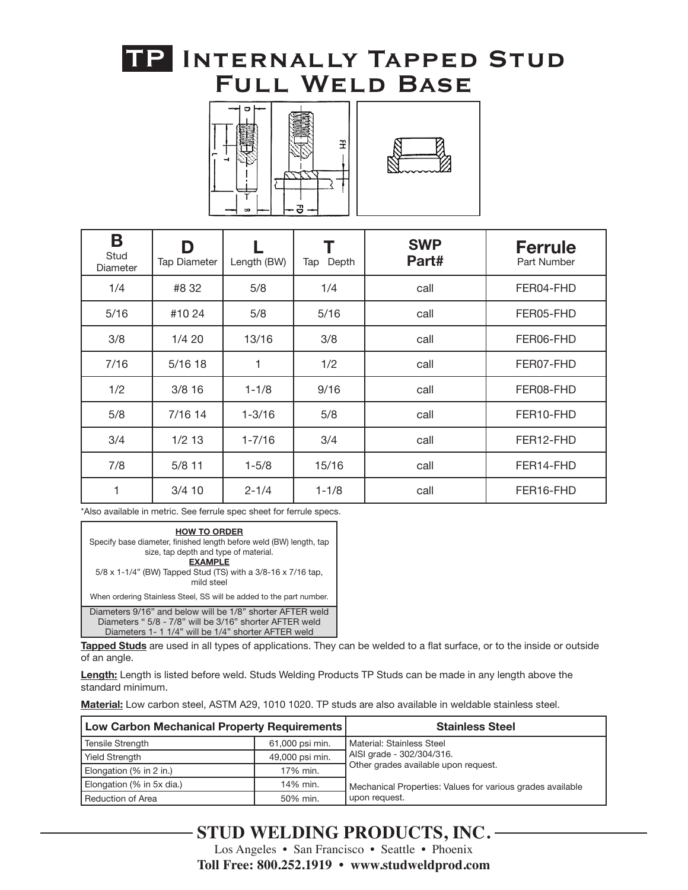# TP Internally Tapped Stud Full Weld Base

| B Stud Diameter | D Tap Diameter | L Length (BW) | T Tap Depth | SWP Part# | Ferrule Part Number |
|---|---|---|---|---|---|
| 1/4 | #8 32 | 5/8 | 1/4 | call | FER04-FHD |
| 5/16 | #10 24 | 5/8 | 5/16 | call | FER05-FHD |
| 3/8 | 1/4 20 | 13/16 | 3/8 | call | FER06-FHD |
| 7/16 | 5/16 18 | 1 | 1/2 | call | FER07-FHD |
| 1/2 | 3/8 16 | 1-1/8 | 9/16 | call | FER08-FHD |
| 5/8 | 7/16 14 | 1-3/16 | 5/8 | call | FER10-FHD |
| 3/4 | 1/2 13 | 1-7/16 | 3/4 | call | FER12-FHD |
| 7/8 | 5/8 11 | 1-5/8 | 15/16 | call | FER14-FHD |
| 1 | 3/4 10 | 2-1/4 | 1-1/8 | call | FER16-FHD |

*Also available in metric. See ferrule spec sheet for ferrule specs.

**HOW TO ORDER**

Specify base diameter, finished length before weld (BW) length, tap size, tap depth and type of material.

**EXAMPLE**

5/8 x 1-1/4" (BW) Tapped Stud (TS) with a 3/8-16 x 7/16 tap, mild steel

When ordering Stainless Steel, SS will be added to the part number.

Diameters 9/16" and below will be 1/8" shorter AFTER weld
Diameters " 5/8 - 7/8" will be 3/16" shorter AFTER weld
Diameters 1- 1 1/4" will be 1/4" shorter AFTER weld

**Tapped Studs** are used in all types of applications. They can be welded to a flat surface, or to the inside or outside of an angle.

**Length:** Length is listed before weld. Studs Welding Products TP Studs can be made in any length above the standard minimum.

**Material:** Low carbon steel, ASTM A29, 1010 1020. TP studs are also available in weldable stainless steel.

| Low Carbon Mechanical Property Requirements | | Stainless Steel |
|---|---|---|
| Tensile Strength | 61,000 psi min. | Material: Stainless Steel |
| Yield Strength | 49,000 psi min. | AISI grade - 302/304/316. Other grades available upon request. |
| Elongation (% in 2 in.) | 17% min. | |
| Elongation (% in 5x dia.) | 14% min. | Mechanical Properties: Values for various grades available upon request. |
| Reduction of Area | 50% min. | |

**STUD WELDING PRODUCTS, INC.**

Los Angeles • San Francisco • Seattle • Phoenix

**Toll Free: 800.252.1919 • www.studweldprod.com**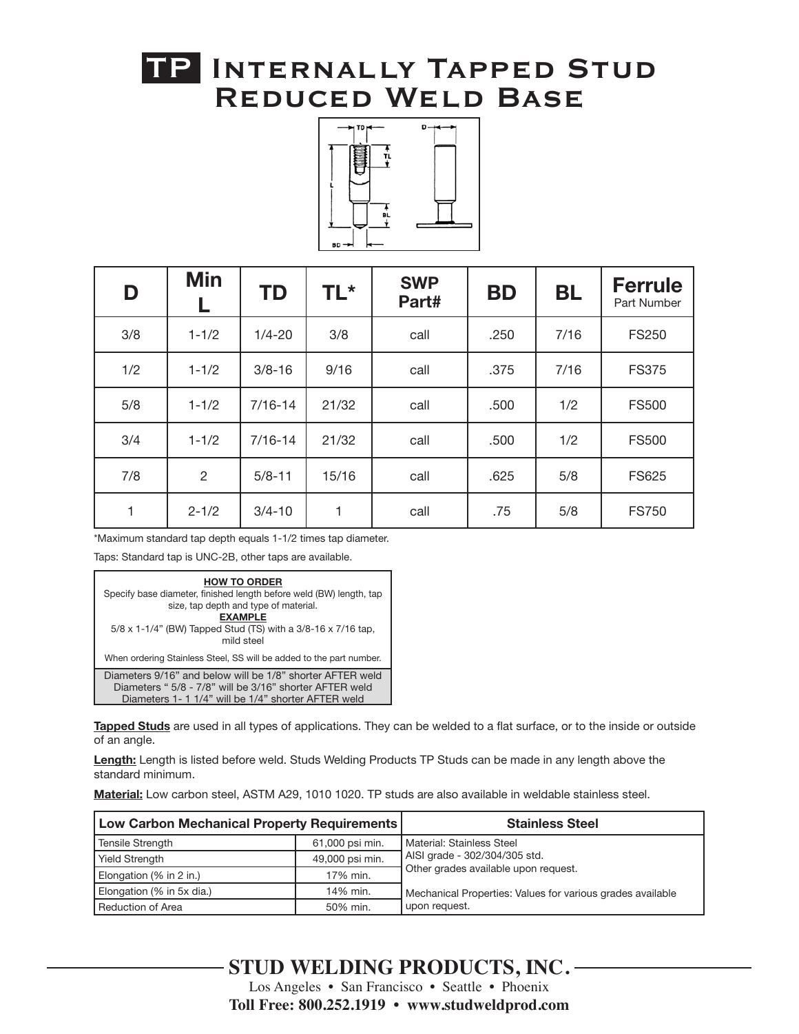# TP Internally Tapped Stud Reduced Weld Base

| D | Min L | TD | TL* | SWP Part# | BD | BL | Ferrule Part Number |
|---|---|---|---|---|---|---|---|
| 3/8 | 1-1/2 | 1/4-20 | 3/8 | call | .250 | 7/16 | FS250 |
| 1/2 | 1-1/2 | 3/8-16 | 9/16 | call | .375 | 7/16 | FS375 |
| 5/8 | 1-1/2 | 7/16-14 | 21/32 | call | .500 | 1/2 | FS500 |
| 3/4 | 1-1/2 | 7/16-14 | 21/32 | call | .500 | 1/2 | FS500 |
| 7/8 | 2 | 5/8-11 | 15/16 | call | .625 | 5/8 | FS625 |
| 1 | 2-1/2 | 3/4-10 | 1 | call | .75 | 5/8 | FS750 |

*Maximum standard tap depth equals 1-1/2 times tap diameter.

Taps: Standard tap is UNC-2B, other taps are available.

**HOW TO ORDER**

Specify base diameter, finished length before weld (BW) length, tap size, tap depth and type of material.

**EXAMPLE**

5/8 x 1-1/4" (BW) Tapped Stud (TS) with a 3/8-16 x 7/16 tap, mild steel

When ordering Stainless Steel, SS will be added to the part number.

Diameters 9/16" and below will be 1/8" shorter AFTER weld
Diameters " 5/8 - 7/8" will be 3/16" shorter AFTER weld
Diameters 1- 1 1/4" will be 1/4" shorter AFTER weld

**Tapped Studs** are used in all types of applications. They can be welded to a flat surface, or to the inside or outside of an angle.

**Length:** Length is listed before weld. Studs Welding Products TP Studs can be made in any length above the standard minimum.

**Material:** Low carbon steel, ASTM A29, 1010 1020. TP studs are also available in weldable stainless steel.

| Low Carbon Mechanical Property Requirements | | Stainless Steel |
|---|---|---|
| Tensile Strength | 61,000 psi min. | Material: Stainless Steel |
| Yield Strength | 49,000 psi min. | AISI grade - 302/304/305 std. |
| Elongation (% in 2 in.) | 17% min. | Other grades available upon request. |
| Elongation (% in 5x dia.) | 14% min. | Mechanical Properties: Values for various grades available |
| Reduction of Area | 50% min. | upon request. |

**STUD WELDING PRODUCTS, INC.**

Los Angeles • San Francisco • Seattle • Phoenix

**Toll Free: 800.252.1919 • www.studweldprod.com**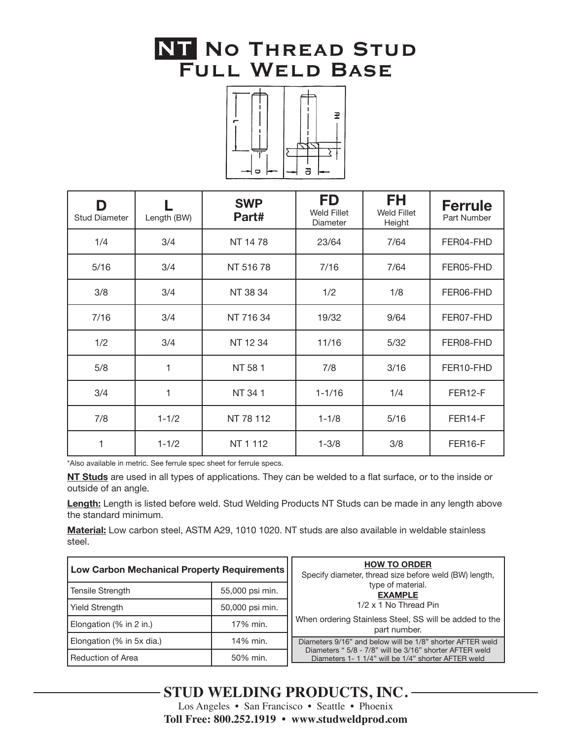# NT No Thread Stud Full Weld Base

| D Stud Diameter | L Length (BW) | SWP Part# | FD Weld Fillet Diameter | FH Weld Fillet Height | Ferrule Part Number |
|---|---|---|---|---|---|
| 1/4 | 3/4 | NT 14 78 | 23/64 | 7/64 | FER04-FHD |
| 5/16 | 3/4 | NT 516 78 | 7/16 | 7/64 | FER05-FHD |
| 3/8 | 3/4 | NT 38 34 | 1/2 | 1/8 | FER06-FHD |
| 7/16 | 3/4 | NT 716 34 | 19/32 | 9/64 | FER07-FHD |
| 1/2 | 3/4 | NT 12 34 | 11/16 | 5/32 | FER08-FHD |
| 5/8 | 1 | NT 58 1 | 7/8 | 3/16 | FER10-FHD |
| 3/4 | 1 | NT 34 1 | 1-1/16 | 1/4 | FER12-F |
| 7/8 | 1-1/2 | NT 78 112 | 1-1/8 | 5/16 | FER14-F |
| 1 | 1-1/2 | NT 1 112 | 1-3/8 | 3/8 | FER16-F |

*Also available in metric. See ferrule spec sheet for ferrule specs.

**NT Studs** are used in all types of applications. They can be welded to a flat surface, or to the inside or outside of an angle.

**Length:** Length is listed before weld. Stud Welding Products NT Studs can be made in any length above the standard minimum.

**Material:** Low carbon steel, ASTM A29, 1010 1020. NT studs are also available in weldable stainless steel.

| Low Carbon Mechanical Property Requirements | |
|---|---|
| Tensile Strength | 55,000 psi min. |
| Yield Strength | 50,000 psi min. |
| Elongation (% in 2 in.) | 17% min. |
| Elongation (% in 5x dia.) | 14% min. |
| Reduction of Area | 50% min. |

**HOW TO ORDER**

Specify diameter, thread size before weld (BW) length, type of material.

**EXAMPLE**

1/2 x 1 No Thread Pin

When ordering Stainless Steel, SS will be added to the part number.

Diameters 9/16" and below will be 1/8" shorter AFTER weld
Diameters " 5/8 - 7/8" will be 3/16" shorter AFTER weld
Diameters 1- 1 1/4" will be 1/4" shorter AFTER weld

**STUD WELDING PRODUCTS, INC.**

Los Angeles • San Francisco • Seattle • Phoenix

**Toll Free: 800.252.1919 • www.studweldprod.com**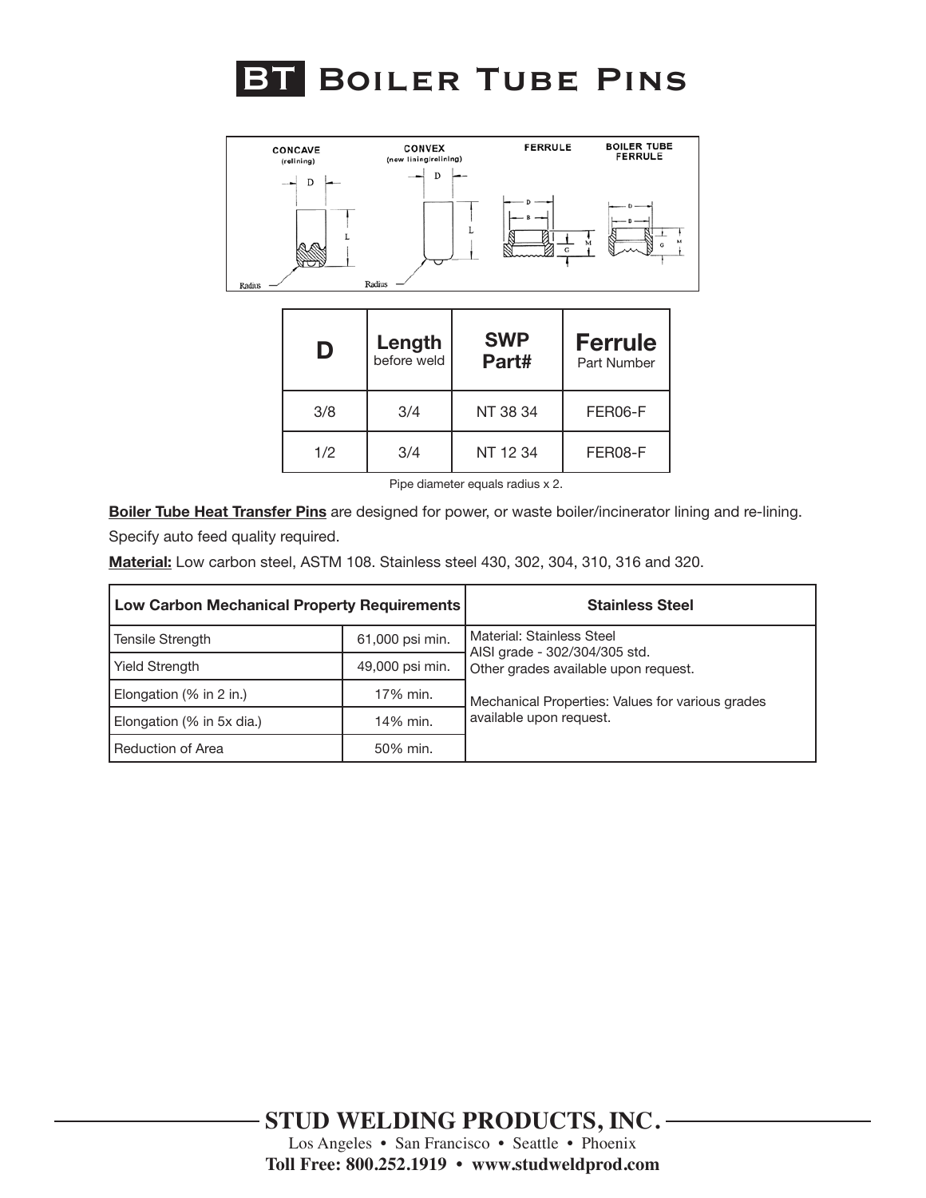# BT Boiler Tube Pins

| D | Length before weld | SWP Part# | Ferrule Part Number |
|---|---|---|---|
| 3/8 | 3/4 | NT 38 34 | FER06-F |
| 1/2 | 3/4 | NT 12 34 | FER08-F |

Pipe diameter equals radius x 2.

**Boiler Tube Heat Transfer Pins** are designed for power, or waste boiler/incinerator lining and re-lining.

Specify auto feed quality required.

**Material:** Low carbon steel, ASTM 108. Stainless steel 430, 302, 304, 310, 316 and 320.

| Low Carbon Mechanical Property Requirements | | Stainless Steel |
|---|---|---|
| Tensile Strength | 61,000 psi min. | Material: Stainless Steel AISI grade - 302/304/305 std. Other grades available upon request. |
| Yield Strength | 49,000 psi min. | |
| Elongation (% in 2 in.) | 17% min. | Mechanical Properties: Values for various grades available upon request. |
| Elongation (% in 5x dia.) | 14% min. | |
| Reduction of Area | 50% min. | |

**STUD WELDING PRODUCTS, INC.**

Los Angeles • San Francisco • Seattle • Phoenix

**Toll Free: 800.252.1919 • www.studweldprod.com**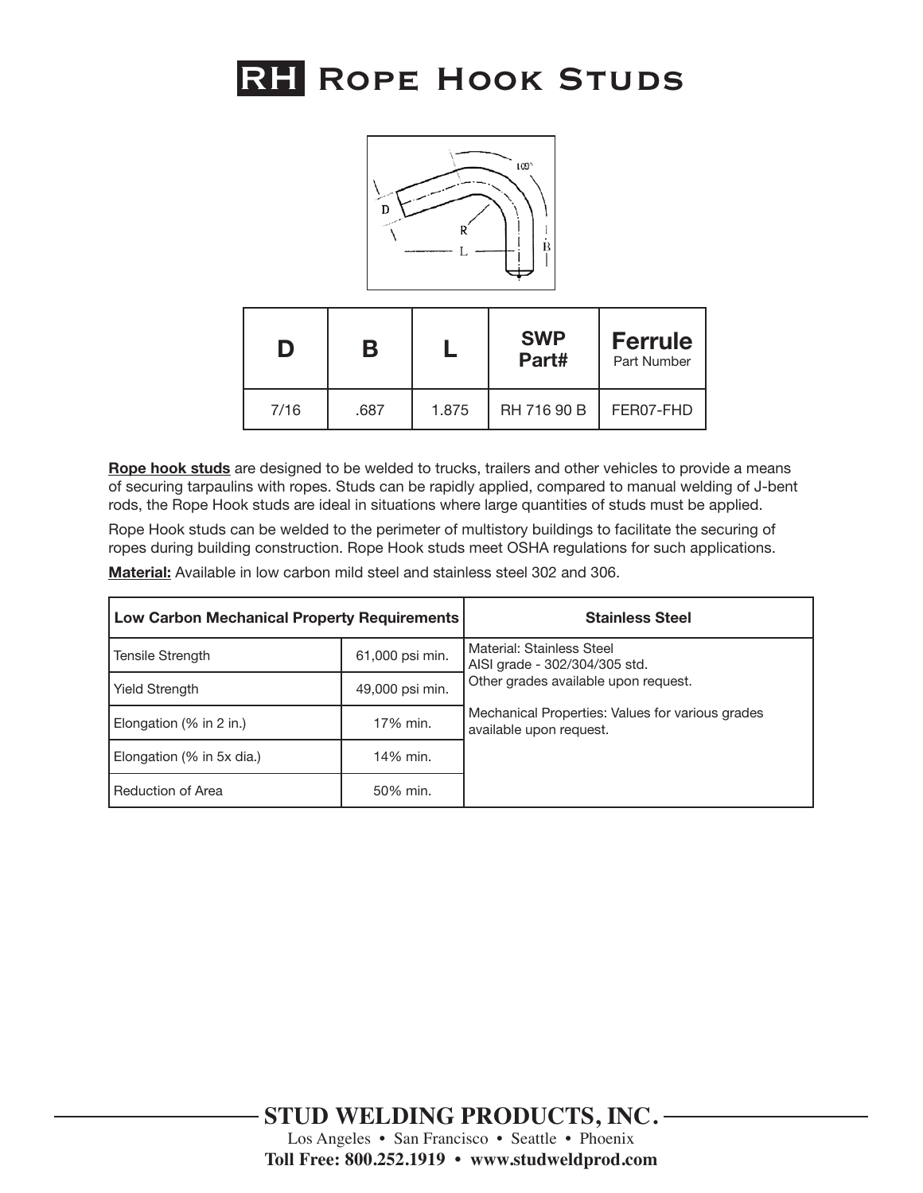# RH Rope Hook Studs

| D | B | L | SWP Part# | Ferrule Part Number |
|---|---|---|---|---|
| 7/16 | .687 | 1.875 | RH 716 90 B | FER07-FHD |

**Rope hook studs** are designed to be welded to trucks, trailers and other vehicles to provide a means of securing tarpaulins with ropes. Studs can be rapidly applied, compared to manual welding of J-bent rods, the Rope Hook studs are ideal in situations where large quantities of studs must be applied.

Rope Hook studs can be welded to the perimeter of multistory buildings to facilitate the securing of ropes during building construction. Rope Hook studs meet OSHA regulations for such applications.

**Material:** Available in low carbon mild steel and stainless steel 302 and 306.

| Low Carbon Mechanical Property Requirements | | Stainless Steel |
|---|---|---|
| Tensile Strength | 61,000 psi min. | Material: Stainless Steel AISI grade - 302/304/305 std. |
| Yield Strength | 49,000 psi min. | Other grades available upon request. |
| Elongation (% in 2 in.) | 17% min. | Mechanical Properties: Values for various grades available upon request. |
| Elongation (% in 5x dia.) | 14% min. | |
| Reduction of Area | 50% min. | |

**STUD WELDING PRODUCTS, INC.**

Los Angeles • San Francisco • Seattle • Phoenix

**Toll Free: 800.252.1919 • www.studweldprod.com**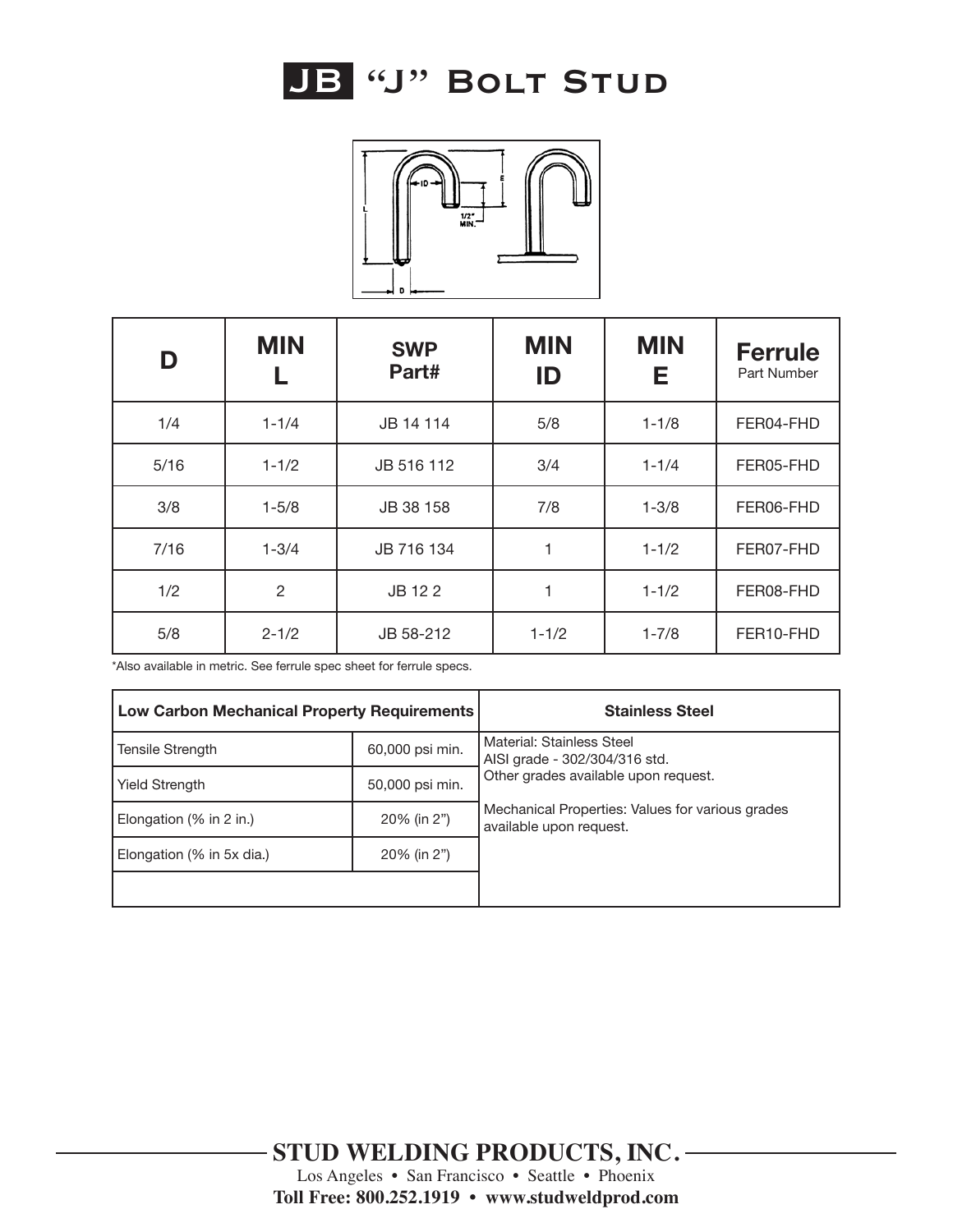# JB "J" Bolt Stud

| D | MIN L | SWP Part# | MIN ID | MIN E | Ferrule Part Number |
|---|---|---|---|---|---|
| 1/4 | 1-1/4 | JB 14 114 | 5/8 | 1-1/8 | FER04-FHD |
| 5/16 | 1-1/2 | JB 516 112 | 3/4 | 1-1/4 | FER05-FHD |
| 3/8 | 1-5/8 | JB 38 158 | 7/8 | 1-3/8 | FER06-FHD |
| 7/16 | 1-3/4 | JB 716 134 | 1 | 1-1/2 | FER07-FHD |
| 1/2 | 2 | JB 12 2 | 1 | 1-1/2 | FER08-FHD |
| 5/8 | 2-1/2 | JB 58-212 | 1-1/2 | 1-7/8 | FER10-FHD |

*Also available in metric. See ferrule spec sheet for ferrule specs.

| Low Carbon Mechanical Property Requirements | |
|---|---|
| Tensile Strength | 60,000 psi min. |
| Yield Strength | 50,000 psi min. |
| Elongation (% in 2 in.) | 20% (in 2") |
| Elongation (% in 5x dia.) | 20% (in 2") |

| Stainless Steel |
|---|
| Material: Stainless Steel AISI grade - 302/304/316 std. Other grades available upon request. Mechanical Properties: Values for various grades available upon request. |

**STUD WELDING PRODUCTS, INC.**

Los Angeles • San Francisco • Seattle • Phoenix

**Toll Free: 800.252.1919 • www.studweldprod.com**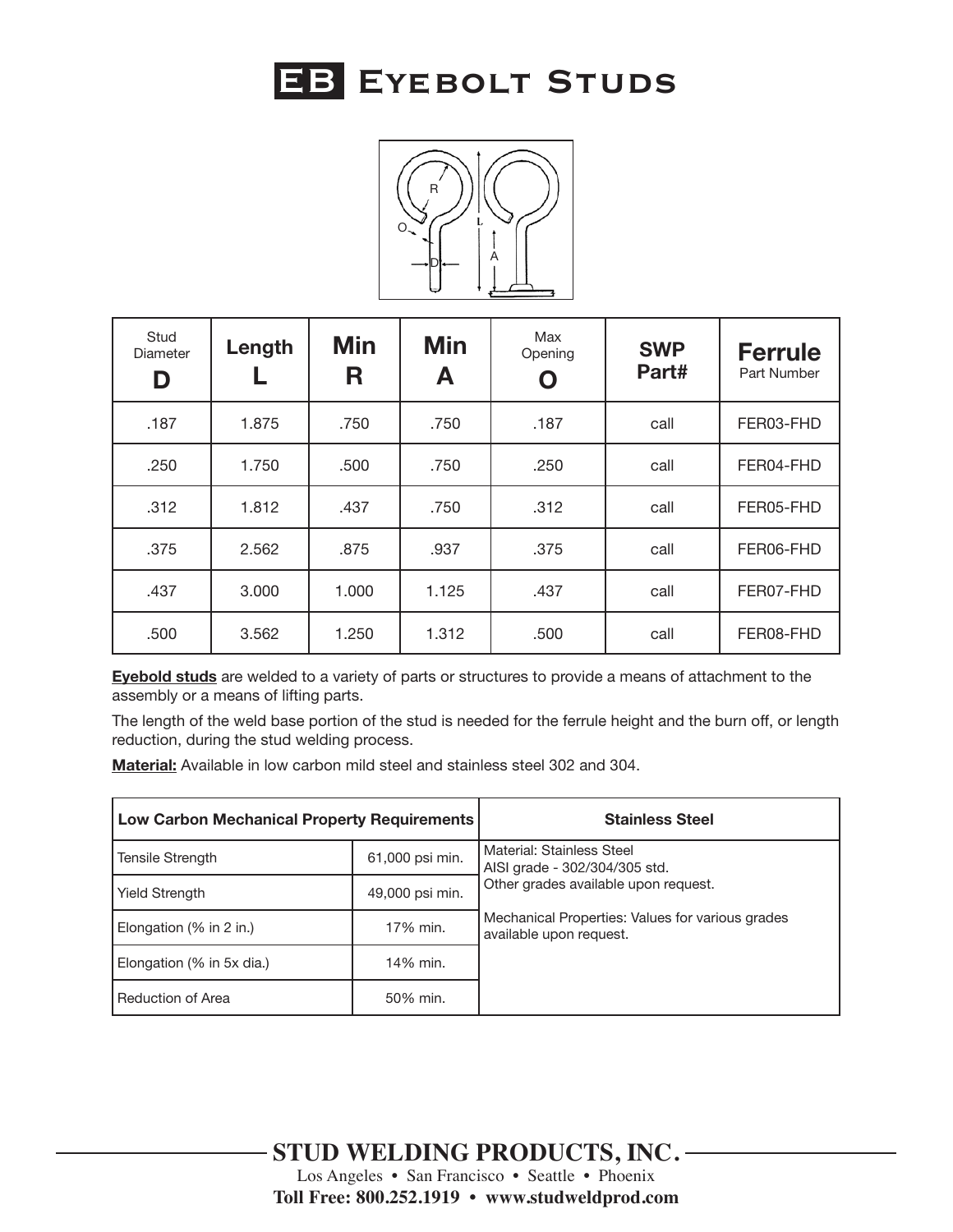# EB Eyebolt Studs

| Stud Diameter D | Length L | Min R | Min A | Max Opening O | SWP Part# | Ferrule Part Number |
|---|---|---|---|---|---|---|
| .187 | 1.875 | .750 | .750 | .187 | call | FER03-FHD |
| .250 | 1.750 | .500 | .750 | .250 | call | FER04-FHD |
| .312 | 1.812 | .437 | .750 | .312 | call | FER05-FHD |
| .375 | 2.562 | .875 | .937 | .375 | call | FER06-FHD |
| .437 | 3.000 | 1.000 | 1.125 | .437 | call | FER07-FHD |
| .500 | 3.562 | 1.250 | 1.312 | .500 | call | FER08-FHD |

**Eyebold studs** are welded to a variety of parts or structures to provide a means of attachment to the assembly or a means of lifting parts.

The length of the weld base portion of the stud is needed for the ferrule height and the burn off, or length reduction, during the stud welding process.

**Material:** Available in low carbon mild steel and stainless steel 302 and 304.

| Low Carbon Mechanical Property Requirements | | Stainless Steel |
|---|---|---|
| Tensile Strength | 61,000 psi min. | Material: Stainless Steel AISI grade - 302/304/305 std. Other grades available upon request. |
| Yield Strength | 49,000 psi min. | |
| Elongation (% in 2 in.) | 17% min. | Mechanical Properties: Values for various grades available upon request. |
| Elongation (% in 5x dia.) | 14% min. | |
| Reduction of Area | 50% min. | |

**STUD WELDING PRODUCTS, INC.**
Los Angeles • San Francisco • Seattle • Phoenix
**Toll Free: 800.252.1919 • www.studweldprod.com**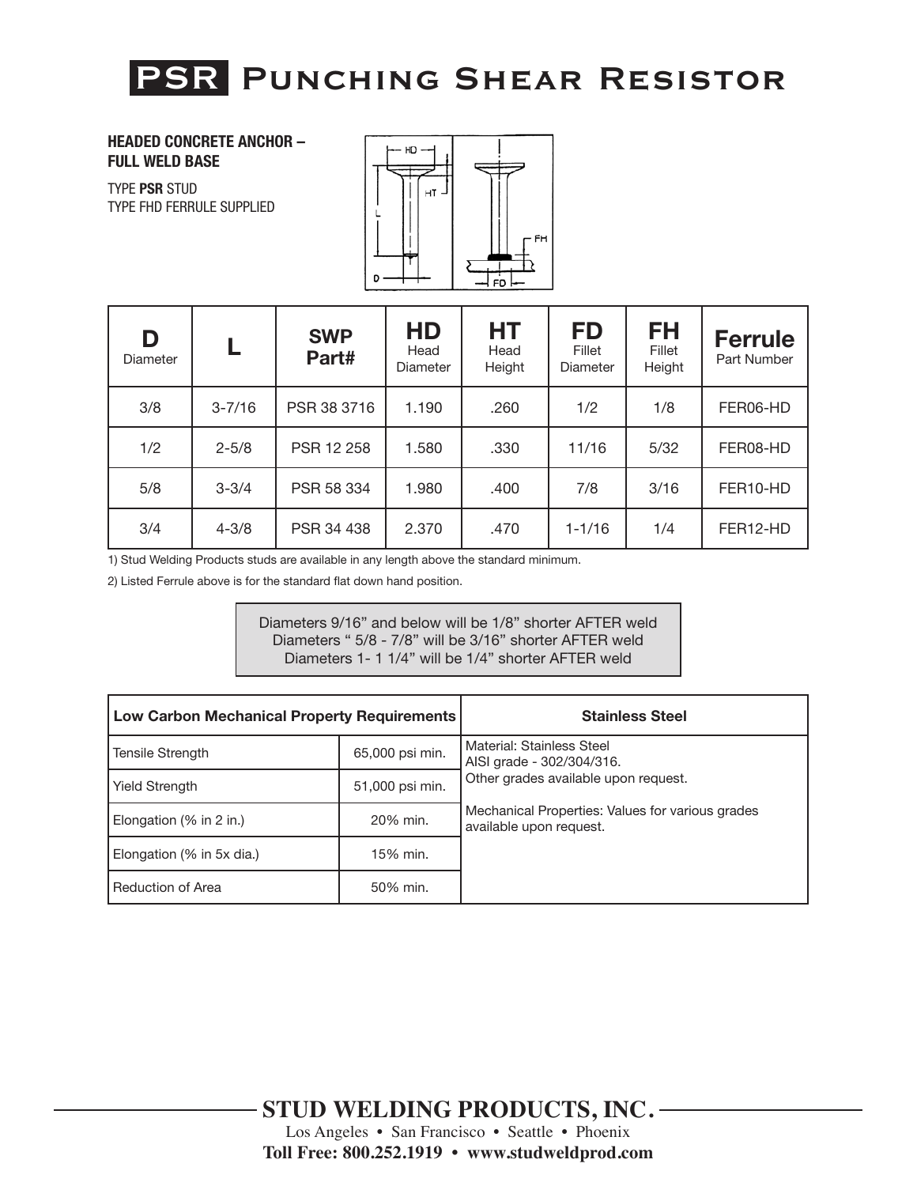# PSR Punching Shear Resistor

**HEADED CONCRETE ANCHOR – FULL WELD BASE**

TYPE **PSR** STUD
TYPE FHD FERRULE SUPPLIED

| **D** Diameter | **L** | **SWP Part#** | **HD** Head Diameter | **HT** Head Height | **FD** Fillet Diameter | **FH** Fillet Height | **Ferrule** Part Number |
|---|---|---|---|---|---|---|---|
| 3/8 | 3-7/16 | PSR 38 3716 | 1.190 | .260 | 1/2 | 1/8 | FER06-HD |
| 1/2 | 2-5/8 | PSR 12 258 | 1.580 | .330 | 11/16 | 5/32 | FER08-HD |
| 5/8 | 3-3/4 | PSR 58 334 | 1.980 | .400 | 7/8 | 3/16 | FER10-HD |
| 3/4 | 4-3/8 | PSR 34 438 | 2.370 | .470 | 1-1/16 | 1/4 | FER12-HD |

1) Stud Welding Products studs are available in any length above the standard minimum.

2) Listed Ferrule above is for the standard flat down hand position.

Diameters 9/16" and below will be 1/8" shorter AFTER weld
Diameters " 5/8 - 7/8" will be 3/16" shorter AFTER weld
Diameters 1- 1 1/4" will be 1/4" shorter AFTER weld

| **Low Carbon Mechanical Property Requirements** | | **Stainless Steel** |
|---|---|---|
| Tensile Strength | 65,000 psi min. | Material: Stainless Steel AISI grade - 302/304/316. Other grades available upon request. |
| Yield Strength | 51,000 psi min. | |
| Elongation (% in 2 in.) | 20% min. | Mechanical Properties: Values for various grades available upon request. |
| Elongation (% in 5x dia.) | 15% min. | |
| Reduction of Area | 50% min. | |

**STUD WELDING PRODUCTS, INC.**
Los Angeles • San Francisco • Seattle • Phoenix
**Toll Free: 800.252.1919 • www.studweldprod.com**